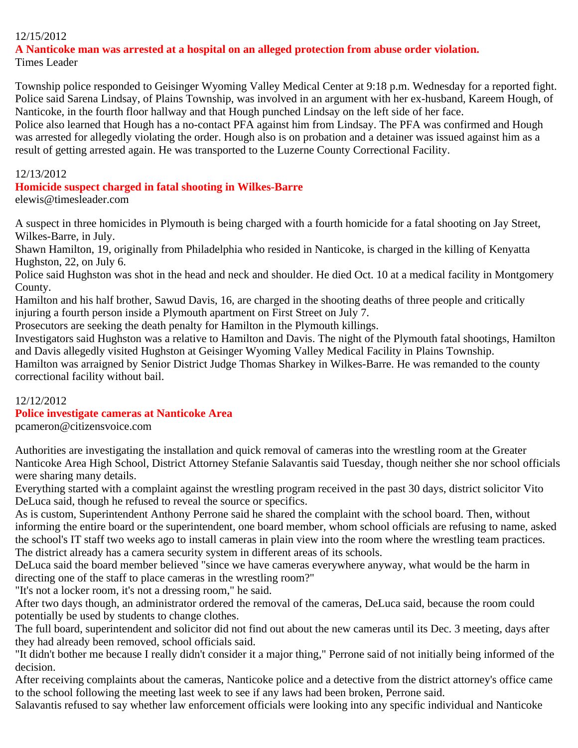12/15/2012

**A Nanticoke man was arrested at a hospital on an alleged protection from abuse order violation.**

Times Leader

Township police responded to Geisinger Wyoming Valley Medical Center at 9:18 p.m. Wednesday for a reported fight. Police said Sarena Lindsay, of Plains Township, was involved in an argument with her ex-husband, Kareem Hough, of Nanticoke, in the fourth floor hallway and that Hough punched Lindsay on the left side of her face.

Police also learned that Hough has a no-contact PFA against him from Lindsay. The PFA was confirmed and Hough was arrested for allegedly violating the order. Hough also is on probation and a detainer was issued against him as a result of getting arrested again. He was transported to the Luzerne County Correctional Facility.

12/13/2012

**Homicide suspect charged in fatal shooting in Wilkes-Barre**

elewis@timesleader.com

A suspect in three homicides in Plymouth is being charged with a fourth homicide for a fatal shooting on Jay Street, Wilkes-Barre, in July.

Shawn Hamilton, 19, originally from Philadelphia who resided in Nanticoke, is charged in the killing of Kenyatta Hughston, 22, on July 6.

Police said Hughston was shot in the head and neck and shoulder. He died Oct. 10 at a medical facility in Montgomery County.

Hamilton and his half brother, Sawud Davis, 16, are charged in the shooting deaths of three people and critically injuring a fourth person inside a Plymouth apartment on First Street on July 7.

Prosecutors are seeking the death penalty for Hamilton in the Plymouth killings.

Investigators said Hughston was a relative to Hamilton and Davis. The night of the Plymouth fatal shootings, Hamilton and Davis allegedly visited Hughston at Geisinger Wyoming Valley Medical Facility in Plains Township.

Hamilton was arraigned by Senior District Judge Thomas Sharkey in Wilkes-Barre. He was remanded to the county correctional facility without bail.

12/12/2012

**Police investigate cameras at Nanticoke Area**

pcameron@citizensvoice.com

Authorities are investigating the installation and quick removal of cameras into the wrestling room at the Greater Nanticoke Area High School, District Attorney Stefanie Salavantis said Tuesday, though neither she nor school officials were sharing many details.

Everything started with a complaint against the wrestling program received in the past 30 days, district solicitor Vito DeLuca said, though he refused to reveal the source or specifics.

As is custom, Superintendent Anthony Perrone said he shared the complaint with the school board. Then, without informing the entire board or the superintendent, one board member, whom school officials are refusing to name, asked the school's IT staff two weeks ago to install cameras in plain view into the room where the wrestling team practices.

The district already has a camera security system in different areas of its schools.

DeLuca said the board member believed "since we have cameras everywhere anyway, what would be the harm in directing one of the staff to place cameras in the wrestling room?"

"It's not a locker room, it's not a dressing room," he said.

After two days though, an administrator ordered the removal of the cameras, DeLuca said, because the room could potentially be used by students to change clothes.

The full board, superintendent and solicitor did not find out about the new cameras until its Dec. 3 meeting, days after they had already been removed, school officials said.

"It didn't bother me because I really didn't consider it a major thing," Perrone said of not initially being informed of the decision.

After receiving complaints about the cameras, Nanticoke police and a detective from the district attorney's office came to the school following the meeting last week to see if any laws had been broken, Perrone said.

Salavantis refused to say whether law enforcement officials were looking into any specific individual and Nanticoke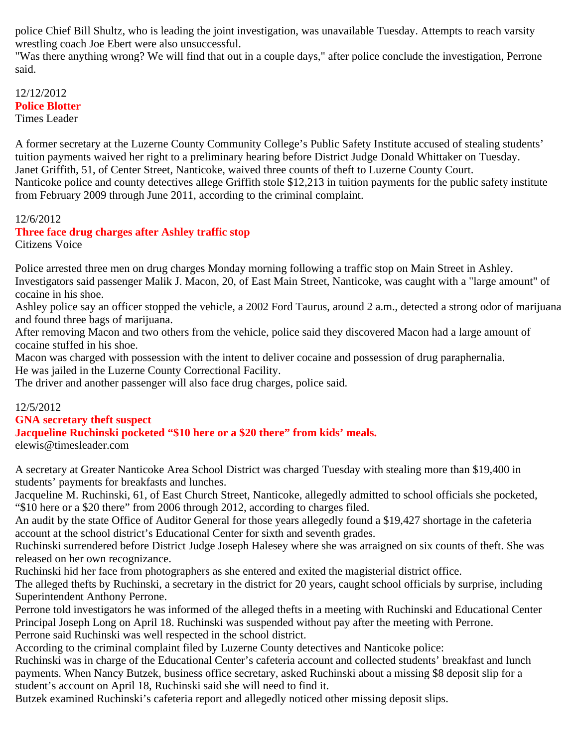police Chief Bill Shultz, who is leading the joint investigation, was unavailable Tuesday. Attempts to reach varsity wrestling coach Joe Ebert were also unsuccessful.
"Was there anything wrong? We will find that out in a couple days," after police conclude the investigation, Perrone said.

12/12/2012
**Police Blotter**
Times Leader

A former secretary at the Luzerne County Community College's Public Safety Institute accused of stealing students' tuition payments waived her right to a preliminary hearing before District Judge Donald Whittaker on Tuesday.
Janet Griffith, 51, of Center Street, Nanticoke, waived three counts of theft to Luzerne County Court.
Nanticoke police and county detectives allege Griffith stole $12,213 in tuition payments for the public safety institute from February 2009 through June 2011, according to the criminal complaint.

12/6/2012
**Three face drug charges after Ashley traffic stop**
Citizens Voice

Police arrested three men on drug charges Monday morning following a traffic stop on Main Street in Ashley.
Investigators said passenger Malik J. Macon, 20, of East Main Street, Nanticoke, was caught with a "large amount" of cocaine in his shoe.
Ashley police say an officer stopped the vehicle, a 2002 Ford Taurus, around 2 a.m., detected a strong odor of marijuana and found three bags of marijuana.
After removing Macon and two others from the vehicle, police said they discovered Macon had a large amount of cocaine stuffed in his shoe.
Macon was charged with possession with the intent to deliver cocaine and possession of drug paraphernalia.
He was jailed in the Luzerne County Correctional Facility.
The driver and another passenger will also face drug charges, police said.

12/5/2012
**GNA secretary theft suspect**
**Jacqueline Ruchinski pocketed "$10 here or a $20 there" from kids' meals.**
elewis@timesleader.com

A secretary at Greater Nanticoke Area School District was charged Tuesday with stealing more than $19,400 in students' payments for breakfasts and lunches.
Jacqueline M. Ruchinski, 61, of East Church Street, Nanticoke, allegedly admitted to school officials she pocketed, "$10 here or a $20 there" from 2006 through 2012, according to charges filed.
An audit by the state Office of Auditor General for those years allegedly found a $19,427 shortage in the cafeteria account at the school district's Educational Center for sixth and seventh grades.
Ruchinski surrendered before District Judge Joseph Halesey where she was arraigned on six counts of theft. She was released on her own recognizance.
Ruchinski hid her face from photographers as she entered and exited the magisterial district office.
The alleged thefts by Ruchinski, a secretary in the district for 20 years, caught school officials by surprise, including Superintendent Anthony Perrone.
Perrone told investigators he was informed of the alleged thefts in a meeting with Ruchinski and Educational Center Principal Joseph Long on April 18. Ruchinski was suspended without pay after the meeting with Perrone.
Perrone said Ruchinski was well respected in the school district.
According to the criminal complaint filed by Luzerne County detectives and Nanticoke police:
Ruchinski was in charge of the Educational Center's cafeteria account and collected students' breakfast and lunch payments. When Nancy Butzek, business office secretary, asked Ruchinski about a missing $8 deposit slip for a student's account on April 18, Ruchinski said she will need to find it.
Butzek examined Ruchinski's cafeteria report and allegedly noticed other missing deposit slips.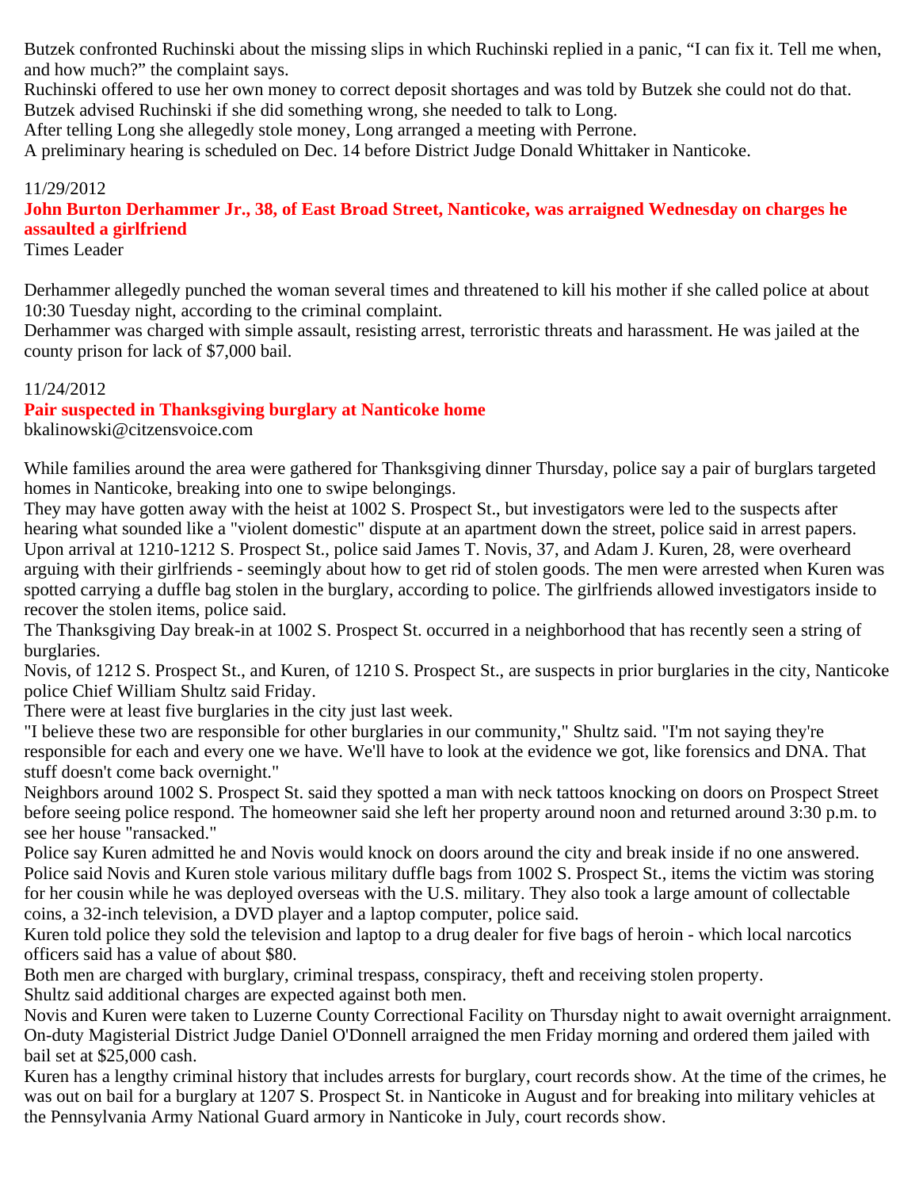Butzek confronted Ruchinski about the missing slips in which Ruchinski replied in a panic, “I can fix it. Tell me when, and how much?” the complaint says.
Ruchinski offered to use her own money to correct deposit shortages and was told by Butzek she could not do that.
Butzek advised Ruchinski if she did something wrong, she needed to talk to Long.
After telling Long she allegedly stole money, Long arranged a meeting with Perrone.
A preliminary hearing is scheduled on Dec. 14 before District Judge Donald Whittaker in Nanticoke.

11/29/2012

## John Burton Derhammer Jr., 38, of East Broad Street, Nanticoke, was arraigned Wednesday on charges he assaulted a girlfriend

Times Leader

Derhammer allegedly punched the woman several times and threatened to kill his mother if she called police at about 10:30 Tuesday night, according to the criminal complaint.
Derhammer was charged with simple assault, resisting arrest, terroristic threats and harassment. He was jailed at the county prison for lack of $7,000 bail.

11/24/2012

## Pair suspected in Thanksgiving burglary at Nanticoke home

bkalinowski@citizensvoice.com

While families around the area were gathered for Thanksgiving dinner Thursday, police say a pair of burglars targeted homes in Nanticoke, breaking into one to swipe belongings.
They may have gotten away with the heist at 1002 S. Prospect St., but investigators were led to the suspects after hearing what sounded like a "violent domestic" dispute at an apartment down the street, police said in arrest papers.
Upon arrival at 1210-1212 S. Prospect St., police said James T. Novis, 37, and Adam J. Kuren, 28, were overheard arguing with their girlfriends - seemingly about how to get rid of stolen goods. The men were arrested when Kuren was spotted carrying a duffle bag stolen in the burglary, according to police. The girlfriends allowed investigators inside to recover the stolen items, police said.
The Thanksgiving Day break-in at 1002 S. Prospect St. occurred in a neighborhood that has recently seen a string of burglaries.
Novis, of 1212 S. Prospect St., and Kuren, of 1210 S. Prospect St., are suspects in prior burglaries in the city, Nanticoke police Chief William Shultz said Friday.
There were at least five burglaries in the city just last week.
"I believe these two are responsible for other burglaries in our community," Shultz said. "I'm not saying they're responsible for each and every one we have. We'll have to look at the evidence we got, like forensics and DNA. That stuff doesn't come back overnight."
Neighbors around 1002 S. Prospect St. said they spotted a man with neck tattoos knocking on doors on Prospect Street before seeing police respond. The homeowner said she left her property around noon and returned around 3:30 p.m. to see her house "ransacked."
Police say Kuren admitted he and Novis would knock on doors around the city and break inside if no one answered.
Police said Novis and Kuren stole various military duffle bags from 1002 S. Prospect St., items the victim was storing for her cousin while he was deployed overseas with the U.S. military. They also took a large amount of collectable coins, a 32-inch television, a DVD player and a laptop computer, police said.
Kuren told police they sold the television and laptop to a drug dealer for five bags of heroin - which local narcotics officers said has a value of about $80.
Both men are charged with burglary, criminal trespass, conspiracy, theft and receiving stolen property.
Shultz said additional charges are expected against both men.
Novis and Kuren were taken to Luzerne County Correctional Facility on Thursday night to await overnight arraignment.
On-duty Magisterial District Judge Daniel O'Donnell arraigned the men Friday morning and ordered them jailed with bail set at $25,000 cash.
Kuren has a lengthy criminal history that includes arrests for burglary, court records show. At the time of the crimes, he was out on bail for a burglary at 1207 S. Prospect St. in Nanticoke in August and for breaking into military vehicles at the Pennsylvania Army National Guard armory in Nanticoke in July, court records show.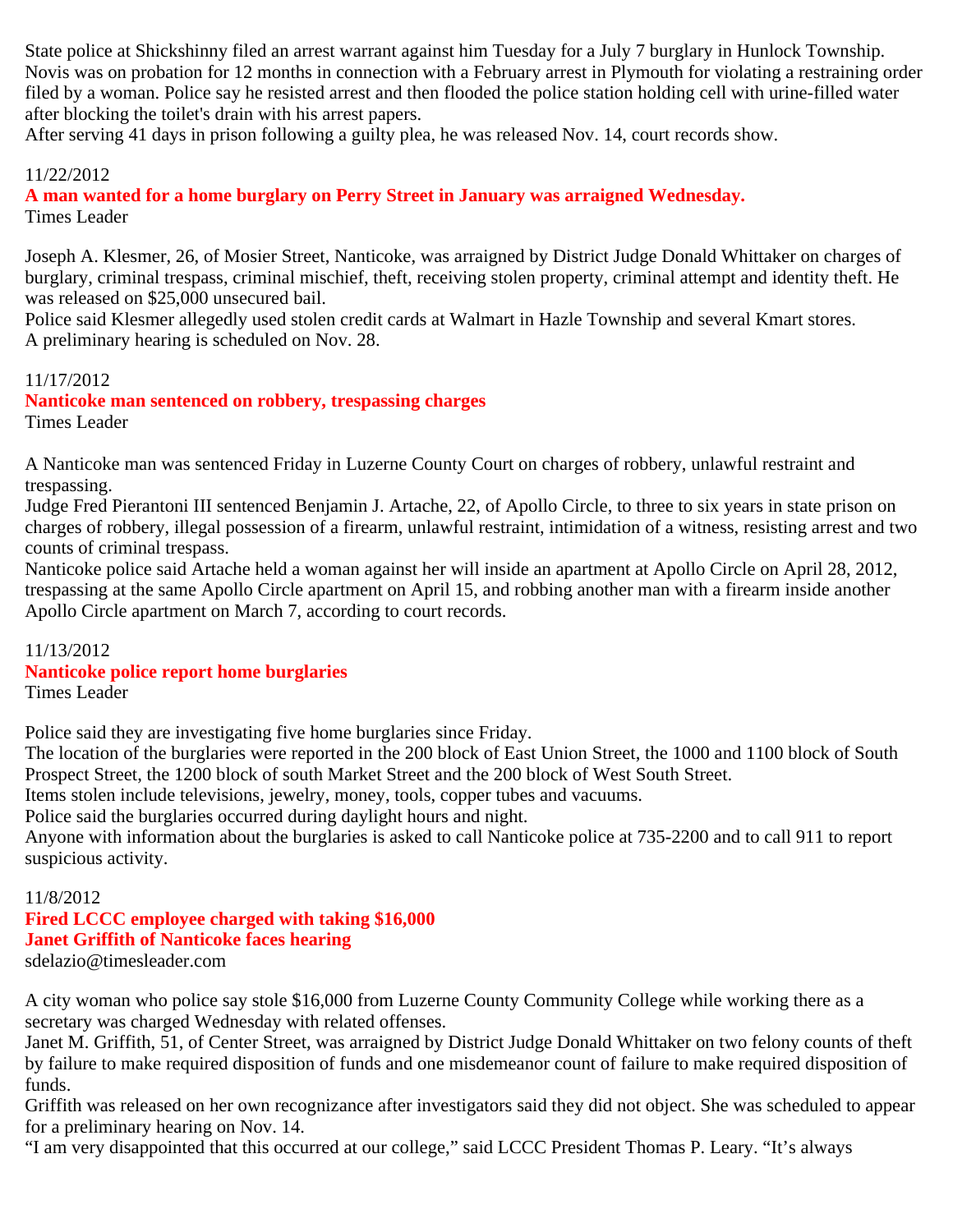State police at Shickshinny filed an arrest warrant against him Tuesday for a July 7 burglary in Hunlock Township.
Novis was on probation for 12 months in connection with a February arrest in Plymouth for violating a restraining order filed by a woman. Police say he resisted arrest and then flooded the police station holding cell with urine-filled water after blocking the toilet's drain with his arrest papers.
After serving 41 days in prison following a guilty plea, he was released Nov. 14, court records show.

11/22/2012
**A man wanted for a home burglary on Perry Street in January was arraigned Wednesday.**
Times Leader

Joseph A. Klesmer, 26, of Mosier Street, Nanticoke, was arraigned by District Judge Donald Whittaker on charges of burglary, criminal trespass, criminal mischief, theft, receiving stolen property, criminal attempt and identity theft. He was released on $25,000 unsecured bail.
Police said Klesmer allegedly used stolen credit cards at Walmart in Hazle Township and several Kmart stores.
A preliminary hearing is scheduled on Nov. 28.

11/17/2012
**Nanticoke man sentenced on robbery, trespassing charges**
Times Leader

A Nanticoke man was sentenced Friday in Luzerne County Court on charges of robbery, unlawful restraint and trespassing.
Judge Fred Pierantoni III sentenced Benjamin J. Artache, 22, of Apollo Circle, to three to six years in state prison on charges of robbery, illegal possession of a firearm, unlawful restraint, intimidation of a witness, resisting arrest and two counts of criminal trespass.
Nanticoke police said Artache held a woman against her will inside an apartment at Apollo Circle on April 28, 2012, trespassing at the same Apollo Circle apartment on April 15, and robbing another man with a firearm inside another Apollo Circle apartment on March 7, according to court records.

11/13/2012
**Nanticoke police report home burglaries**
Times Leader

Police said they are investigating five home burglaries since Friday.
The location of the burglaries were reported in the 200 block of East Union Street, the 1000 and 1100 block of South Prospect Street, the 1200 block of south Market Street and the 200 block of West South Street.
Items stolen include televisions, jewelry, money, tools, copper tubes and vacuums.
Police said the burglaries occurred during daylight hours and night.
Anyone with information about the burglaries is asked to call Nanticoke police at 735-2200 and to call 911 to report suspicious activity.

11/8/2012
**Fired LCCC employee charged with taking $16,000**
**Janet Griffith of Nanticoke faces hearing**
sdelazio@timesleader.com

A city woman who police say stole $16,000 from Luzerne County Community College while working there as a secretary was charged Wednesday with related offenses.
Janet M. Griffith, 51, of Center Street, was arraigned by District Judge Donald Whittaker on two felony counts of theft by failure to make required disposition of funds and one misdemeanor count of failure to make required disposition of funds.
Griffith was released on her own recognizance after investigators said they did not object. She was scheduled to appear for a preliminary hearing on Nov. 14.
"I am very disappointed that this occurred at our college," said LCCC President Thomas P. Leary. "It's always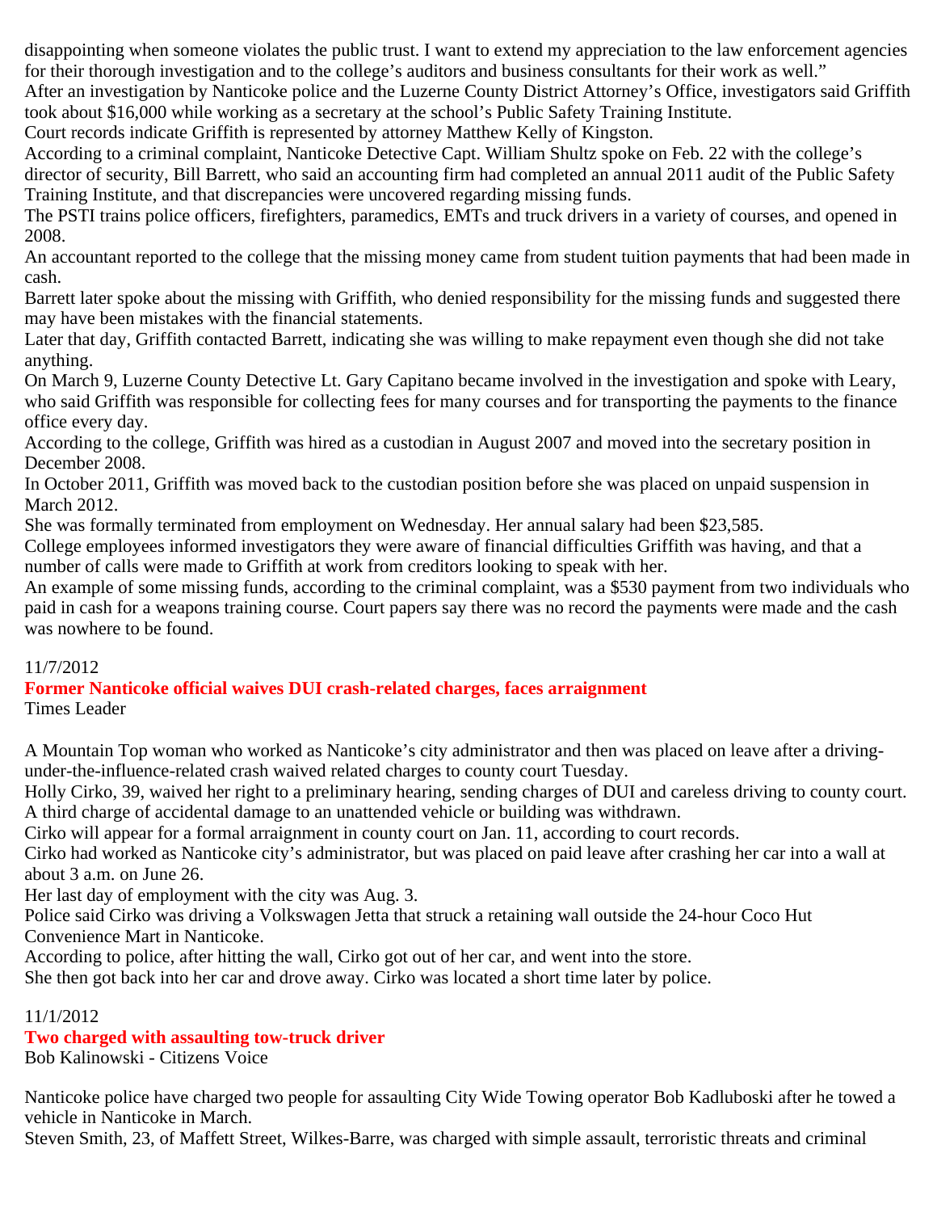disappointing when someone violates the public trust. I want to extend my appreciation to the law enforcement agencies for their thorough investigation and to the college's auditors and business consultants for their work as well."

After an investigation by Nanticoke police and the Luzerne County District Attorney's Office, investigators said Griffith took about $16,000 while working as a secretary at the school's Public Safety Training Institute.

Court records indicate Griffith is represented by attorney Matthew Kelly of Kingston.

According to a criminal complaint, Nanticoke Detective Capt. William Shultz spoke on Feb. 22 with the college's director of security, Bill Barrett, who said an accounting firm had completed an annual 2011 audit of the Public Safety Training Institute, and that discrepancies were uncovered regarding missing funds.

The PSTI trains police officers, firefighters, paramedics, EMTs and truck drivers in a variety of courses, and opened in 2008.

An accountant reported to the college that the missing money came from student tuition payments that had been made in cash.

Barrett later spoke about the missing with Griffith, who denied responsibility for the missing funds and suggested there may have been mistakes with the financial statements.

Later that day, Griffith contacted Barrett, indicating she was willing to make repayment even though she did not take anything.

On March 9, Luzerne County Detective Lt. Gary Capitano became involved in the investigation and spoke with Leary, who said Griffith was responsible for collecting fees for many courses and for transporting the payments to the finance office every day.

According to the college, Griffith was hired as a custodian in August 2007 and moved into the secretary position in December 2008.

In October 2011, Griffith was moved back to the custodian position before she was placed on unpaid suspension in March 2012.

She was formally terminated from employment on Wednesday. Her annual salary had been $23,585.

College employees informed investigators they were aware of financial difficulties Griffith was having, and that a number of calls were made to Griffith at work from creditors looking to speak with her.

An example of some missing funds, according to the criminal complaint, was a $530 payment from two individuals who paid in cash for a weapons training course. Court papers say there was no record the payments were made and the cash was nowhere to be found.

11/7/2012

## Former Nanticoke official waives DUI crash-related charges, faces arraignment

Times Leader

A Mountain Top woman who worked as Nanticoke's city administrator and then was placed on leave after a driving-under-the-influence-related crash waived related charges to county court Tuesday.

Holly Cirko, 39, waived her right to a preliminary hearing, sending charges of DUI and careless driving to county court. A third charge of accidental damage to an unattended vehicle or building was withdrawn.

Cirko will appear for a formal arraignment in county court on Jan. 11, according to court records.

Cirko had worked as Nanticoke city's administrator, but was placed on paid leave after crashing her car into a wall at about 3 a.m. on June 26.

Her last day of employment with the city was Aug. 3.

Police said Cirko was driving a Volkswagen Jetta that struck a retaining wall outside the 24-hour Coco Hut Convenience Mart in Nanticoke.

According to police, after hitting the wall, Cirko got out of her car, and went into the store.

She then got back into her car and drove away. Cirko was located a short time later by police.

11/1/2012

## Two charged with assaulting tow-truck driver

Bob Kalinowski - Citizens Voice

Nanticoke police have charged two people for assaulting City Wide Towing operator Bob Kadluboski after he towed a vehicle in Nanticoke in March.

Steven Smith, 23, of Maffett Street, Wilkes-Barre, was charged with simple assault, terroristic threats and criminal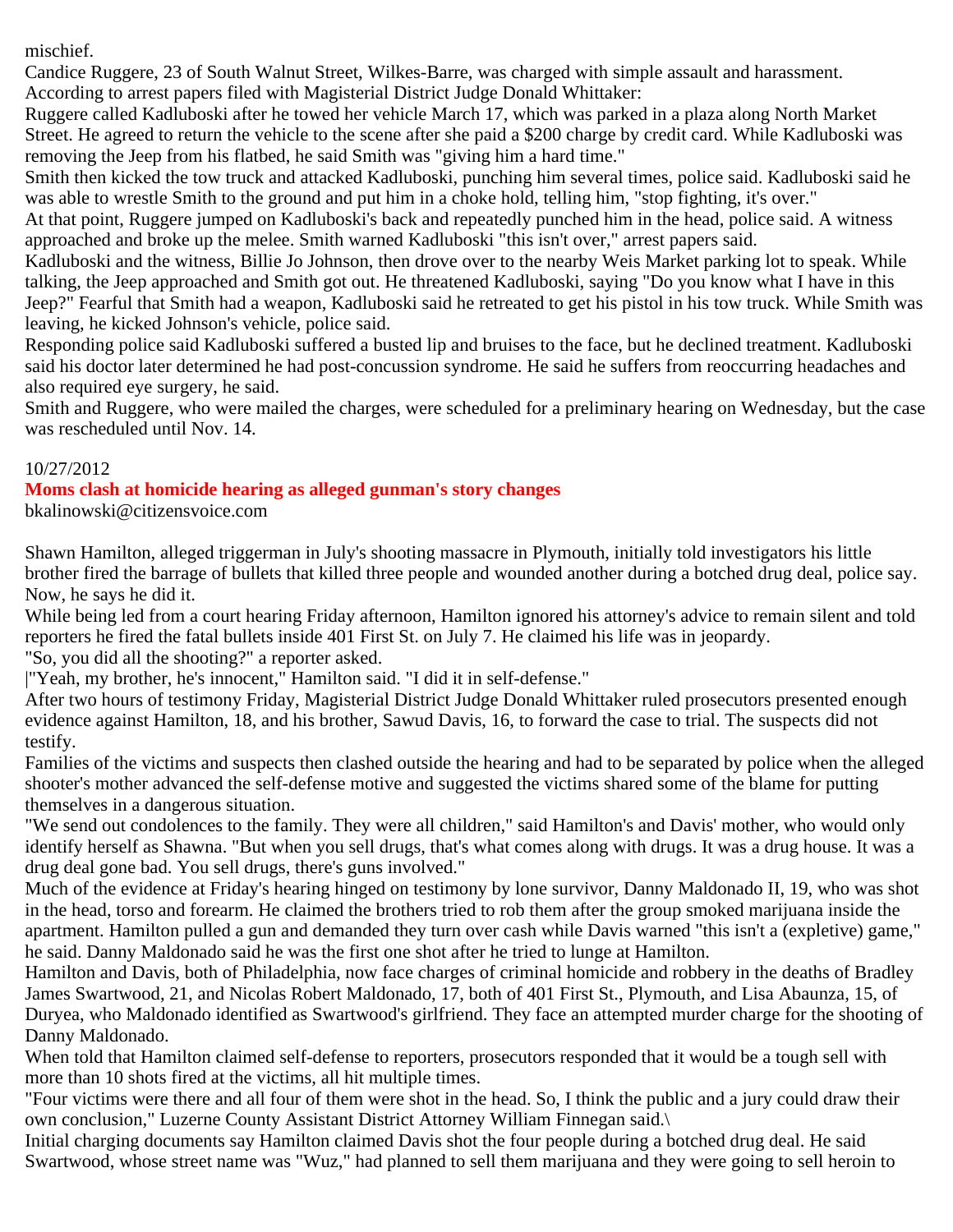mischief.

Candice Ruggere, 23 of South Walnut Street, Wilkes-Barre, was charged with simple assault and harassment.

According to arrest papers filed with Magisterial District Judge Donald Whittaker:

Ruggere called Kadluboski after he towed her vehicle March 17, which was parked in a plaza along North Market Street. He agreed to return the vehicle to the scene after she paid a $200 charge by credit card. While Kadluboski was removing the Jeep from his flatbed, he said Smith was "giving him a hard time."

Smith then kicked the tow truck and attacked Kadluboski, punching him several times, police said. Kadluboski said he was able to wrestle Smith to the ground and put him in a choke hold, telling him, "stop fighting, it's over."

At that point, Ruggere jumped on Kadluboski's back and repeatedly punched him in the head, police said. A witness approached and broke up the melee. Smith warned Kadluboski "this isn't over," arrest papers said.

Kadluboski and the witness, Billie Jo Johnson, then drove over to the nearby Weis Market parking lot to speak. While talking, the Jeep approached and Smith got out. He threatened Kadluboski, saying "Do you know what I have in this Jeep?" Fearful that Smith had a weapon, Kadluboski said he retreated to get his pistol in his tow truck. While Smith was leaving, he kicked Johnson's vehicle, police said.

Responding police said Kadluboski suffered a busted lip and bruises to the face, but he declined treatment. Kadluboski said his doctor later determined he had post-concussion syndrome. He said he suffers from reoccurring headaches and also required eye surgery, he said.

Smith and Ruggere, who were mailed the charges, were scheduled for a preliminary hearing on Wednesday, but the case was rescheduled until Nov. 14.

10/27/2012

**Moms clash at homicide hearing as alleged gunman's story changes**

bkalinowski@citizensvoice.com

Shawn Hamilton, alleged triggerman in July's shooting massacre in Plymouth, initially told investigators his little brother fired the barrage of bullets that killed three people and wounded another during a botched drug deal, police say. Now, he says he did it.

While being led from a court hearing Friday afternoon, Hamilton ignored his attorney's advice to remain silent and told reporters he fired the fatal bullets inside 401 First St. on July 7. He claimed his life was in jeopardy.

"So, you did all the shooting?" a reporter asked.

|"Yeah, my brother, he's innocent," Hamilton said. "I did it in self-defense."

After two hours of testimony Friday, Magisterial District Judge Donald Whittaker ruled prosecutors presented enough evidence against Hamilton, 18, and his brother, Sawud Davis, 16, to forward the case to trial. The suspects did not testify.

Families of the victims and suspects then clashed outside the hearing and had to be separated by police when the alleged shooter's mother advanced the self-defense motive and suggested the victims shared some of the blame for putting themselves in a dangerous situation.

"We send out condolences to the family. They were all children," said Hamilton's and Davis' mother, who would only identify herself as Shawna. "But when you sell drugs, that's what comes along with drugs. It was a drug house. It was a drug deal gone bad. You sell drugs, there's guns involved."

Much of the evidence at Friday's hearing hinged on testimony by lone survivor, Danny Maldonado II, 19, who was shot in the head, torso and forearm. He claimed the brothers tried to rob them after the group smoked marijuana inside the apartment. Hamilton pulled a gun and demanded they turn over cash while Davis warned "this isn't a (expletive) game," he said. Danny Maldonado said he was the first one shot after he tried to lunge at Hamilton.

Hamilton and Davis, both of Philadelphia, now face charges of criminal homicide and robbery in the deaths of Bradley James Swartwood, 21, and Nicolas Robert Maldonado, 17, both of 401 First St., Plymouth, and Lisa Abaunza, 15, of Duryea, who Maldonado identified as Swartwood's girlfriend. They face an attempted murder charge for the shooting of Danny Maldonado.

When told that Hamilton claimed self-defense to reporters, prosecutors responded that it would be a tough sell with more than 10 shots fired at the victims, all hit multiple times.

"Four victims were there and all four of them were shot in the head. So, I think the public and a jury could draw their own conclusion," Luzerne County Assistant District Attorney William Finnegan said.\

Initial charging documents say Hamilton claimed Davis shot the four people during a botched drug deal. He said Swartwood, whose street name was "Wuz," had planned to sell them marijuana and they were going to sell heroin to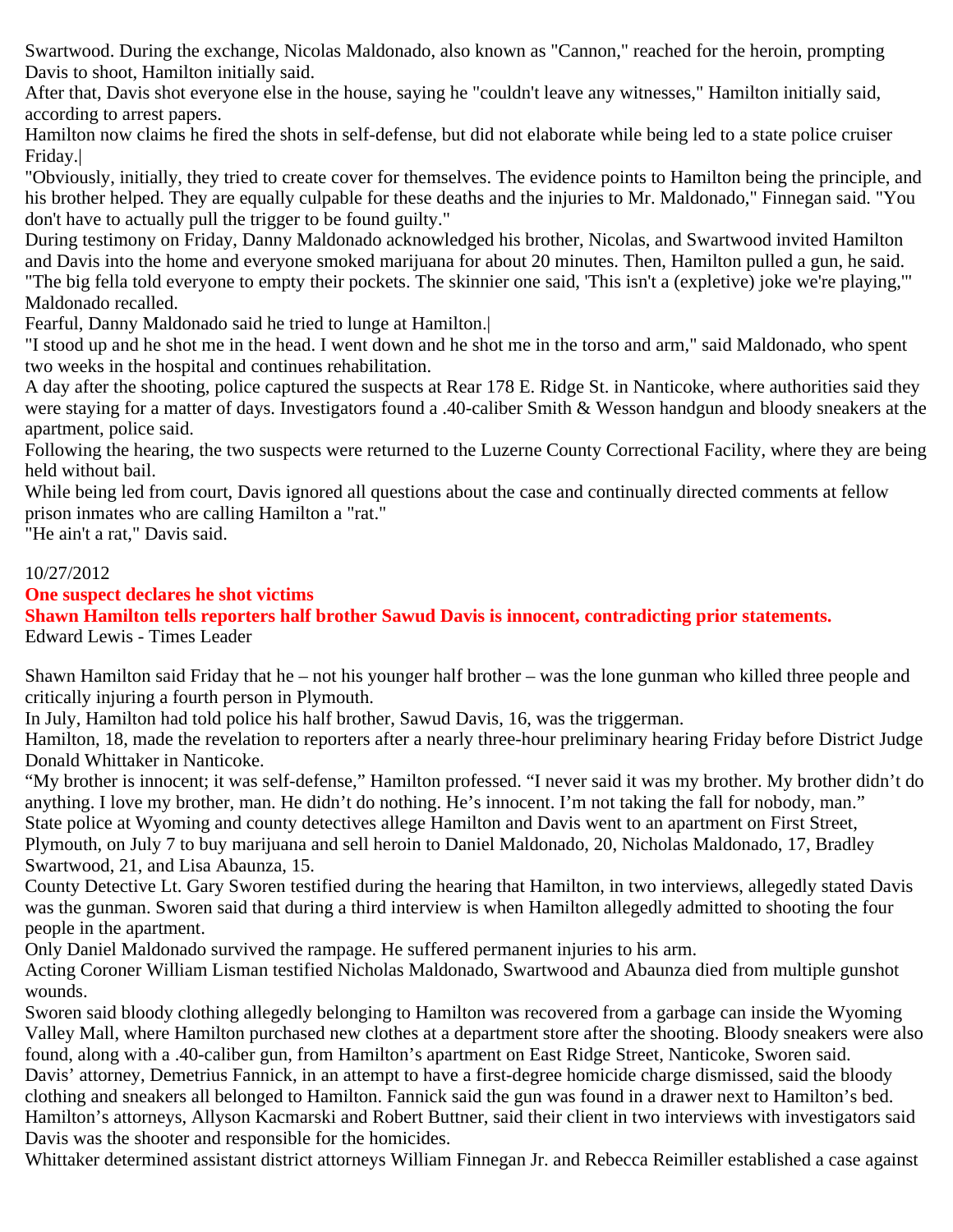Swartwood. During the exchange, Nicolas Maldonado, also known as "Cannon," reached for the heroin, prompting Davis to shoot, Hamilton initially said.

After that, Davis shot everyone else in the house, saying he "couldn't leave any witnesses," Hamilton initially said, according to arrest papers.

Hamilton now claims he fired the shots in self-defense, but did not elaborate while being led to a state police cruiser Friday.|

"Obviously, initially, they tried to create cover for themselves. The evidence points to Hamilton being the principle, and his brother helped. They are equally culpable for these deaths and the injuries to Mr. Maldonado," Finnegan said. "You don't have to actually pull the trigger to be found guilty."

During testimony on Friday, Danny Maldonado acknowledged his brother, Nicolas, and Swartwood invited Hamilton and Davis into the home and everyone smoked marijuana for about 20 minutes. Then, Hamilton pulled a gun, he said.

"The big fella told everyone to empty their pockets. The skinnier one said, 'This isn't a (expletive) joke we're playing,'" Maldonado recalled.

Fearful, Danny Maldonado said he tried to lunge at Hamilton.|

"I stood up and he shot me in the head. I went down and he shot me in the torso and arm," said Maldonado, who spent two weeks in the hospital and continues rehabilitation.

A day after the shooting, police captured the suspects at Rear 178 E. Ridge St. in Nanticoke, where authorities said they were staying for a matter of days. Investigators found a .40-caliber Smith & Wesson handgun and bloody sneakers at the apartment, police said.

Following the hearing, the two suspects were returned to the Luzerne County Correctional Facility, where they are being held without bail.

While being led from court, Davis ignored all questions about the case and continually directed comments at fellow prison inmates who are calling Hamilton a "rat."

"He ain't a rat," Davis said.

10/27/2012

**One suspect declares he shot victims**

**Shawn Hamilton tells reporters half brother Sawud Davis is innocent, contradicting prior statements.**

Edward Lewis - Times Leader

Shawn Hamilton said Friday that he – not his younger half brother – was the lone gunman who killed three people and critically injuring a fourth person in Plymouth.

In July, Hamilton had told police his half brother, Sawud Davis, 16, was the triggerman.

Hamilton, 18, made the revelation to reporters after a nearly three-hour preliminary hearing Friday before District Judge Donald Whittaker in Nanticoke.

"My brother is innocent; it was self-defense," Hamilton professed. "I never said it was my brother. My brother didn't do anything. I love my brother, man. He didn't do nothing. He's innocent. I'm not taking the fall for nobody, man."

State police at Wyoming and county detectives allege Hamilton and Davis went to an apartment on First Street, Plymouth, on July 7 to buy marijuana and sell heroin to Daniel Maldonado, 20, Nicholas Maldonado, 17, Bradley Swartwood, 21, and Lisa Abaunza, 15.

County Detective Lt. Gary Sworen testified during the hearing that Hamilton, in two interviews, allegedly stated Davis was the gunman. Sworen said that during a third interview is when Hamilton allegedly admitted to shooting the four people in the apartment.

Only Daniel Maldonado survived the rampage. He suffered permanent injuries to his arm.

Acting Coroner William Lisman testified Nicholas Maldonado, Swartwood and Abaunza died from multiple gunshot wounds.

Sworen said bloody clothing allegedly belonging to Hamilton was recovered from a garbage can inside the Wyoming Valley Mall, where Hamilton purchased new clothes at a department store after the shooting. Bloody sneakers were also found, along with a .40-caliber gun, from Hamilton's apartment on East Ridge Street, Nanticoke, Sworen said.

Davis' attorney, Demetrius Fannick, in an attempt to have a first-degree homicide charge dismissed, said the bloody clothing and sneakers all belonged to Hamilton. Fannick said the gun was found in a drawer next to Hamilton's bed.

Hamilton's attorneys, Allyson Kacmarski and Robert Buttner, said their client in two interviews with investigators said Davis was the shooter and responsible for the homicides.

Whittaker determined assistant district attorneys William Finnegan Jr. and Rebecca Reimiller established a case against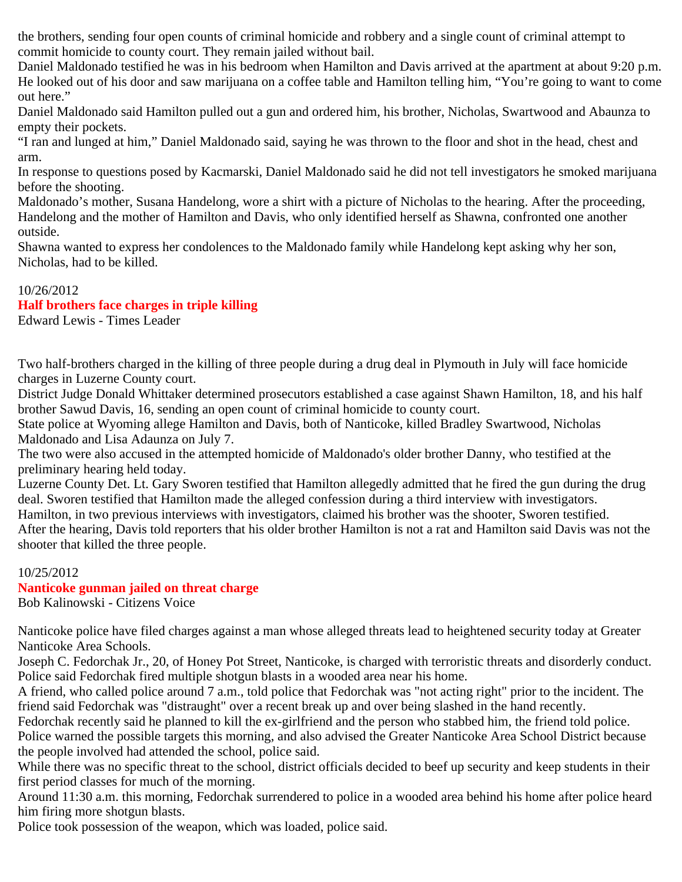the brothers, sending four open counts of criminal homicide and robbery and a single count of criminal attempt to commit homicide to county court. They remain jailed without bail.

Daniel Maldonado testified he was in his bedroom when Hamilton and Davis arrived at the apartment at about 9:20 p.m. He looked out of his door and saw marijuana on a coffee table and Hamilton telling him, “You’re going to want to come out here.”

Daniel Maldonado said Hamilton pulled out a gun and ordered him, his brother, Nicholas, Swartwood and Abaunza to empty their pockets.

“I ran and lunged at him,” Daniel Maldonado said, saying he was thrown to the floor and shot in the head, chest and arm.

In response to questions posed by Kacmarski, Daniel Maldonado said he did not tell investigators he smoked marijuana before the shooting.

Maldonado’s mother, Susana Handelong, wore a shirt with a picture of Nicholas to the hearing. After the proceeding, Handelong and the mother of Hamilton and Davis, who only identified herself as Shawna, confronted one another outside.

Shawna wanted to express her condolences to the Maldonado family while Handelong kept asking why her son, Nicholas, had to be killed.

10/26/2012

## Half brothers face charges in triple killing

Edward Lewis - Times Leader

Two half-brothers charged in the killing of three people during a drug deal in Plymouth in July will face homicide charges in Luzerne County court.

District Judge Donald Whittaker determined prosecutors established a case against Shawn Hamilton, 18, and his half brother Sawud Davis, 16, sending an open count of criminal homicide to county court.

State police at Wyoming allege Hamilton and Davis, both of Nanticoke, killed Bradley Swartwood, Nicholas Maldonado and Lisa Adaunza on July 7.

The two were also accused in the attempted homicide of Maldonado's older brother Danny, who testified at the preliminary hearing held today.

Luzerne County Det. Lt. Gary Sworen testified that Hamilton allegedly admitted that he fired the gun during the drug deal. Sworen testified that Hamilton made the alleged confession during a third interview with investigators.

Hamilton, in two previous interviews with investigators, claimed his brother was the shooter, Sworen testified.

After the hearing, Davis told reporters that his older brother Hamilton is not a rat and Hamilton said Davis was not the shooter that killed the three people.

10/25/2012

## Nanticoke gunman jailed on threat charge

Bob Kalinowski - Citizens Voice

Nanticoke police have filed charges against a man whose alleged threats lead to heightened security today at Greater Nanticoke Area Schools.

Joseph C. Fedorchak Jr., 20, of Honey Pot Street, Nanticoke, is charged with terroristic threats and disorderly conduct. Police said Fedorchak fired multiple shotgun blasts in a wooded area near his home.

A friend, who called police around 7 a.m., told police that Fedorchak was "not acting right" prior to the incident. The friend said Fedorchak was "distraught" over a recent break up and over being slashed in the hand recently.

Fedorchak recently said he planned to kill the ex-girlfriend and the person who stabbed him, the friend told police.

Police warned the possible targets this morning, and also advised the Greater Nanticoke Area School District because the people involved had attended the school, police said.

While there was no specific threat to the school, district officials decided to beef up security and keep students in their first period classes for much of the morning.

Around 11:30 a.m. this morning, Fedorchak surrendered to police in a wooded area behind his home after police heard him firing more shotgun blasts.

Police took possession of the weapon, which was loaded, police said.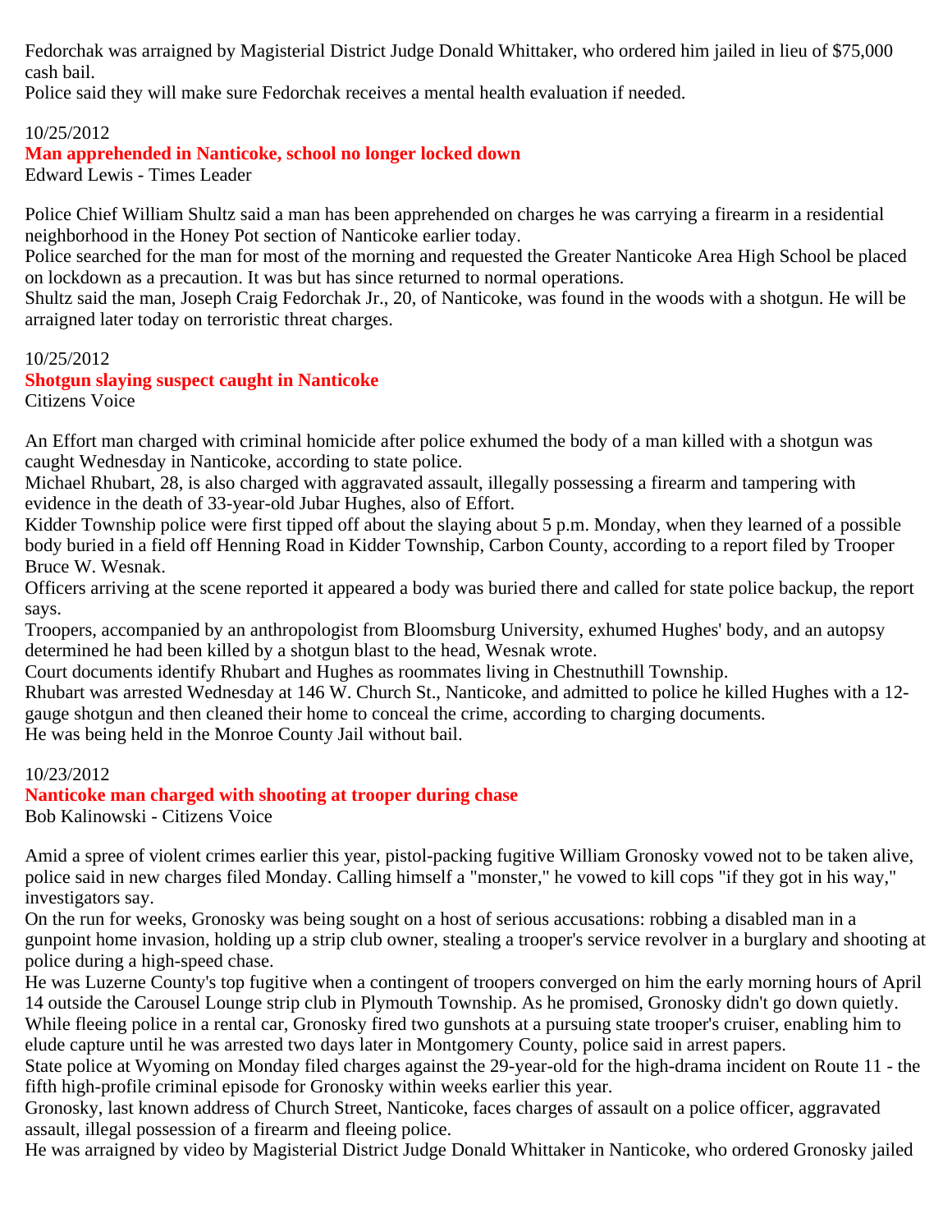Fedorchak was arraigned by Magisterial District Judge Donald Whittaker, who ordered him jailed in lieu of $75,000 cash bail.
Police said they will make sure Fedorchak receives a mental health evaluation if needed.

10/25/2012

### Man apprehended in Nanticoke, school no longer locked down

Edward Lewis - Times Leader

Police Chief William Shultz said a man has been apprehended on charges he was carrying a firearm in a residential neighborhood in the Honey Pot section of Nanticoke earlier today.
Police searched for the man for most of the morning and requested the Greater Nanticoke Area High School be placed on lockdown as a precaution. It was but has since returned to normal operations.
Shultz said the man, Joseph Craig Fedorchak Jr., 20, of Nanticoke, was found in the woods with a shotgun. He will be arraigned later today on terroristic threat charges.

10/25/2012

### Shotgun slaying suspect caught in Nanticoke

Citizens Voice

An Effort man charged with criminal homicide after police exhumed the body of a man killed with a shotgun was caught Wednesday in Nanticoke, according to state police.
Michael Rhubart, 28, is also charged with aggravated assault, illegally possessing a firearm and tampering with evidence in the death of 33-year-old Jubar Hughes, also of Effort.
Kidder Township police were first tipped off about the slaying about 5 p.m. Monday, when they learned of a possible body buried in a field off Henning Road in Kidder Township, Carbon County, according to a report filed by Trooper Bruce W. Wesnak.
Officers arriving at the scene reported it appeared a body was buried there and called for state police backup, the report says.
Troopers, accompanied by an anthropologist from Bloomsburg University, exhumed Hughes' body, and an autopsy determined he had been killed by a shotgun blast to the head, Wesnak wrote.
Court documents identify Rhubart and Hughes as roommates living in Chestnuthill Township.
Rhubart was arrested Wednesday at 146 W. Church St., Nanticoke, and admitted to police he killed Hughes with a 12-gauge shotgun and then cleaned their home to conceal the crime, according to charging documents.
He was being held in the Monroe County Jail without bail.

10/23/2012

### Nanticoke man charged with shooting at trooper during chase

Bob Kalinowski - Citizens Voice

Amid a spree of violent crimes earlier this year, pistol-packing fugitive William Gronosky vowed not to be taken alive, police said in new charges filed Monday. Calling himself a "monster," he vowed to kill cops "if they got in his way," investigators say.
On the run for weeks, Gronosky was being sought on a host of serious accusations: robbing a disabled man in a gunpoint home invasion, holding up a strip club owner, stealing a trooper's service revolver in a burglary and shooting at police during a high-speed chase.
He was Luzerne County's top fugitive when a contingent of troopers converged on him the early morning hours of April 14 outside the Carousel Lounge strip club in Plymouth Township. As he promised, Gronosky didn't go down quietly.
While fleeing police in a rental car, Gronosky fired two gunshots at a pursuing state trooper's cruiser, enabling him to elude capture until he was arrested two days later in Montgomery County, police said in arrest papers.
State police at Wyoming on Monday filed charges against the 29-year-old for the high-drama incident on Route 11 - the fifth high-profile criminal episode for Gronosky within weeks earlier this year.
Gronosky, last known address of Church Street, Nanticoke, faces charges of assault on a police officer, aggravated assault, illegal possession of a firearm and fleeing police.
He was arraigned by video by Magisterial District Judge Donald Whittaker in Nanticoke, who ordered Gronosky jailed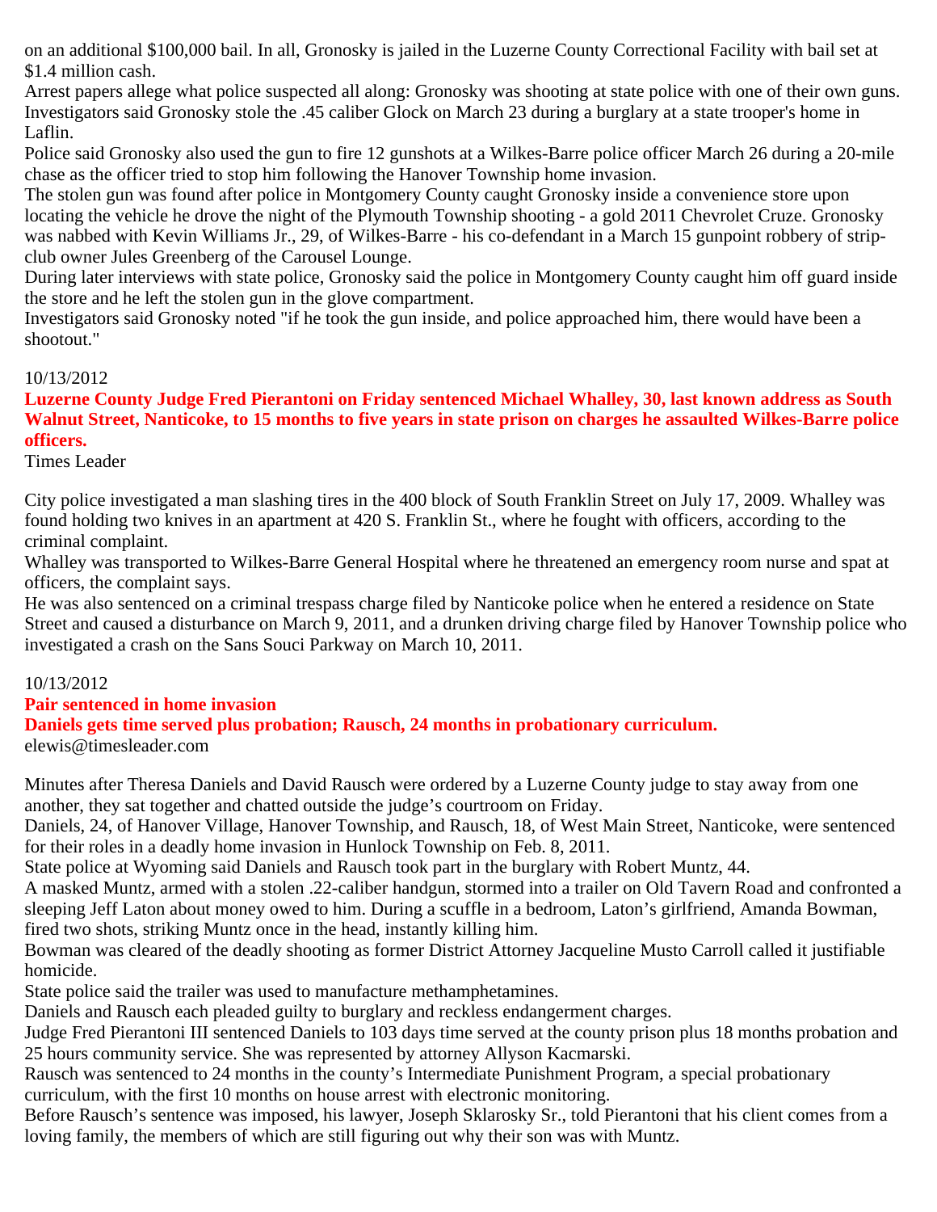on an additional $100,000 bail. In all, Gronosky is jailed in the Luzerne County Correctional Facility with bail set at $1.4 million cash.

Arrest papers allege what police suspected all along: Gronosky was shooting at state police with one of their own guns. Investigators said Gronosky stole the .45 caliber Glock on March 23 during a burglary at a state trooper's home in Laflin.

Police said Gronosky also used the gun to fire 12 gunshots at a Wilkes-Barre police officer March 26 during a 20-mile chase as the officer tried to stop him following the Hanover Township home invasion.

The stolen gun was found after police in Montgomery County caught Gronosky inside a convenience store upon locating the vehicle he drove the night of the Plymouth Township shooting - a gold 2011 Chevrolet Cruze. Gronosky was nabbed with Kevin Williams Jr., 29, of Wilkes-Barre - his co-defendant in a March 15 gunpoint robbery of strip-club owner Jules Greenberg of the Carousel Lounge.

During later interviews with state police, Gronosky said the police in Montgomery County caught him off guard inside the store and he left the stolen gun in the glove compartment.

Investigators said Gronosky noted "if he took the gun inside, and police approached him, there would have been a shootout."

10/13/2012

**Luzerne County Judge Fred Pierantoni on Friday sentenced Michael Whalley, 30, last known address as South Walnut Street, Nanticoke, to 15 months to five years in state prison on charges he assaulted Wilkes-Barre police officers.**

Times Leader

City police investigated a man slashing tires in the 400 block of South Franklin Street on July 17, 2009. Whalley was found holding two knives in an apartment at 420 S. Franklin St., where he fought with officers, according to the criminal complaint.

Whalley was transported to Wilkes-Barre General Hospital where he threatened an emergency room nurse and spat at officers, the complaint says.

He was also sentenced on a criminal trespass charge filed by Nanticoke police when he entered a residence on State Street and caused a disturbance on March 9, 2011, and a drunken driving charge filed by Hanover Township police who investigated a crash on the Sans Souci Parkway on March 10, 2011.

10/13/2012

**Pair sentenced in home invasion**

**Daniels gets time served plus probation; Rausch, 24 months in probationary curriculum.**

elewis@timesleader.com

Minutes after Theresa Daniels and David Rausch were ordered by a Luzerne County judge to stay away from one another, they sat together and chatted outside the judge's courtroom on Friday.

Daniels, 24, of Hanover Village, Hanover Township, and Rausch, 18, of West Main Street, Nanticoke, were sentenced for their roles in a deadly home invasion in Hunlock Township on Feb. 8, 2011.

State police at Wyoming said Daniels and Rausch took part in the burglary with Robert Muntz, 44.

A masked Muntz, armed with a stolen .22-caliber handgun, stormed into a trailer on Old Tavern Road and confronted a sleeping Jeff Laton about money owed to him. During a scuffle in a bedroom, Laton's girlfriend, Amanda Bowman, fired two shots, striking Muntz once in the head, instantly killing him.

Bowman was cleared of the deadly shooting as former District Attorney Jacqueline Musto Carroll called it justifiable homicide.

State police said the trailer was used to manufacture methamphetamines.

Daniels and Rausch each pleaded guilty to burglary and reckless endangerment charges.

Judge Fred Pierantoni III sentenced Daniels to 103 days time served at the county prison plus 18 months probation and 25 hours community service. She was represented by attorney Allyson Kacmarski.

Rausch was sentenced to 24 months in the county's Intermediate Punishment Program, a special probationary curriculum, with the first 10 months on house arrest with electronic monitoring.

Before Rausch's sentence was imposed, his lawyer, Joseph Sklarosky Sr., told Pierantoni that his client comes from a loving family, the members of which are still figuring out why their son was with Muntz.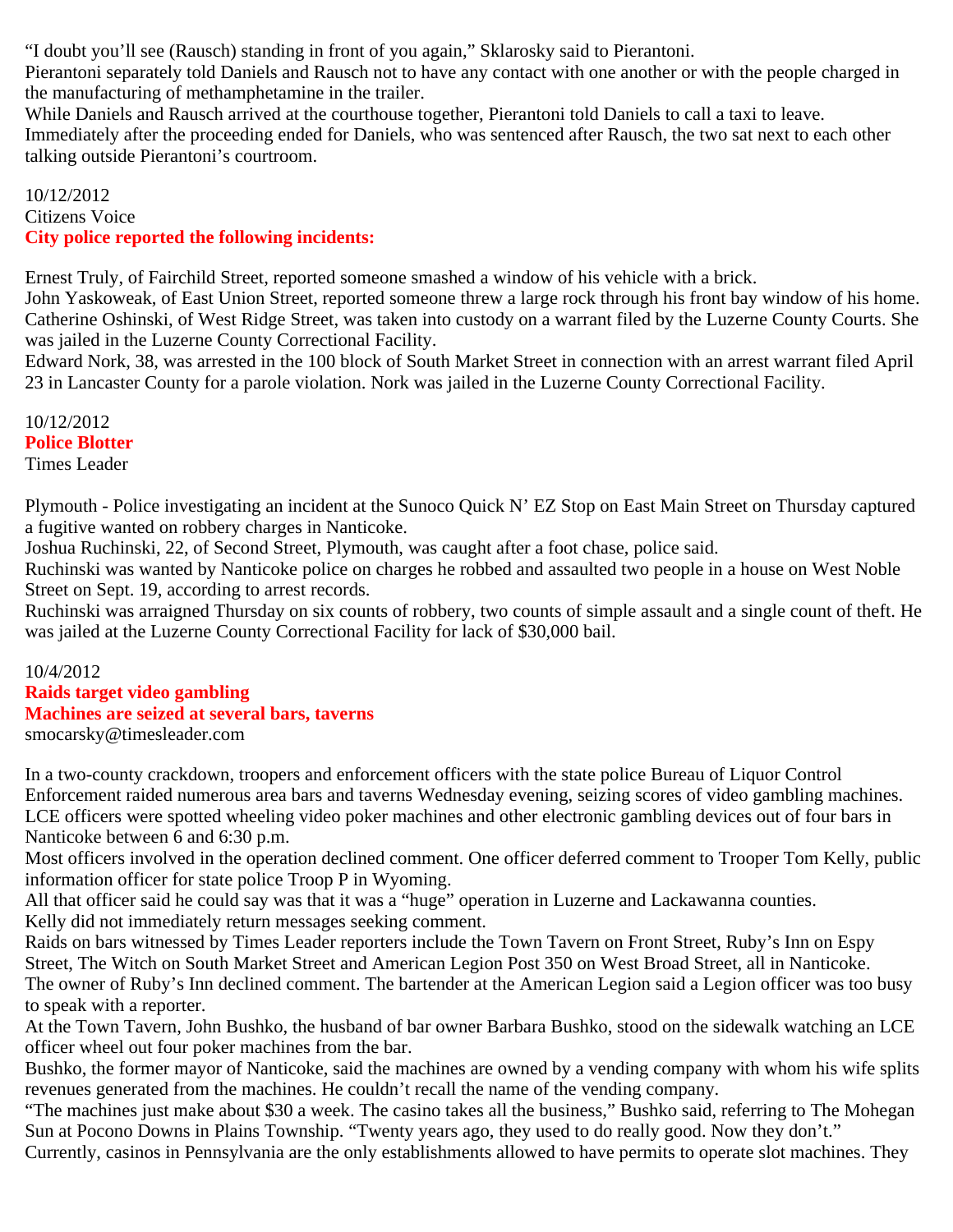"I doubt you'll see (Rausch) standing in front of you again," Sklarosky said to Pierantoni.
Pierantoni separately told Daniels and Rausch not to have any contact with one another or with the people charged in the manufacturing of methamphetamine in the trailer.
While Daniels and Rausch arrived at the courthouse together, Pierantoni told Daniels to call a taxi to leave.
Immediately after the proceeding ended for Daniels, who was sentenced after Rausch, the two sat next to each other talking outside Pierantoni's courtroom.

10/12/2012
Citizens Voice
**City police reported the following incidents:**

Ernest Truly, of Fairchild Street, reported someone smashed a window of his vehicle with a brick.
John Yaskoweak, of East Union Street, reported someone threw a large rock through his front bay window of his home.
Catherine Oshinski, of West Ridge Street, was taken into custody on a warrant filed by the Luzerne County Courts. She was jailed in the Luzerne County Correctional Facility.
Edward Nork, 38, was arrested in the 100 block of South Market Street in connection with an arrest warrant filed April 23 in Lancaster County for a parole violation. Nork was jailed in the Luzerne County Correctional Facility.

10/12/2012
**Police Blotter**
Times Leader

Plymouth - Police investigating an incident at the Sunoco Quick N' EZ Stop on East Main Street on Thursday captured a fugitive wanted on robbery charges in Nanticoke.
Joshua Ruchinski, 22, of Second Street, Plymouth, was caught after a foot chase, police said.
Ruchinski was wanted by Nanticoke police on charges he robbed and assaulted two people in a house on West Noble Street on Sept. 19, according to arrest records.
Ruchinski was arraigned Thursday on six counts of robbery, two counts of simple assault and a single count of theft. He was jailed at the Luzerne County Correctional Facility for lack of $30,000 bail.

10/4/2012
**Raids target video gambling**
**Machines are seized at several bars, taverns**
smocarsky@timesleader.com

In a two-county crackdown, troopers and enforcement officers with the state police Bureau of Liquor Control Enforcement raided numerous area bars and taverns Wednesday evening, seizing scores of video gambling machines.
LCE officers were spotted wheeling video poker machines and other electronic gambling devices out of four bars in Nanticoke between 6 and 6:30 p.m.
Most officers involved in the operation declined comment. One officer deferred comment to Trooper Tom Kelly, public information officer for state police Troop P in Wyoming.
All that officer said he could say was that it was a "huge" operation in Luzerne and Lackawanna counties.
Kelly did not immediately return messages seeking comment.
Raids on bars witnessed by Times Leader reporters include the Town Tavern on Front Street, Ruby's Inn on Espy Street, The Witch on South Market Street and American Legion Post 350 on West Broad Street, all in Nanticoke.
The owner of Ruby's Inn declined comment. The bartender at the American Legion said a Legion officer was too busy to speak with a reporter.
At the Town Tavern, John Bushko, the husband of bar owner Barbara Bushko, stood on the sidewalk watching an LCE officer wheel out four poker machines from the bar.
Bushko, the former mayor of Nanticoke, said the machines are owned by a vending company with whom his wife splits revenues generated from the machines. He couldn't recall the name of the vending company.
"The machines just make about $30 a week. The casino takes all the business," Bushko said, referring to The Mohegan Sun at Pocono Downs in Plains Township. "Twenty years ago, they used to do really good. Now they don't."
Currently, casinos in Pennsylvania are the only establishments allowed to have permits to operate slot machines. They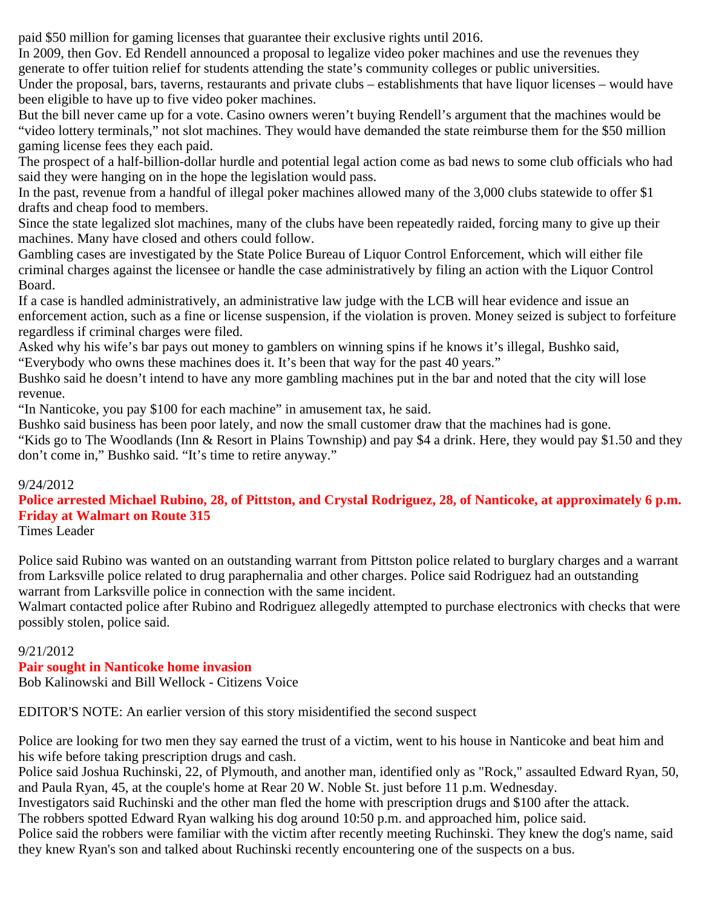paid $50 million for gaming licenses that guarantee their exclusive rights until 2016.

In 2009, then Gov. Ed Rendell announced a proposal to legalize video poker machines and use the revenues they generate to offer tuition relief for students attending the state's community colleges or public universities.

Under the proposal, bars, taverns, restaurants and private clubs – establishments that have liquor licenses – would have been eligible to have up to five video poker machines.

But the bill never came up for a vote. Casino owners weren't buying Rendell's argument that the machines would be "video lottery terminals," not slot machines. They would have demanded the state reimburse them for the $50 million gaming license fees they each paid.

The prospect of a half-billion-dollar hurdle and potential legal action come as bad news to some club officials who had said they were hanging on in the hope the legislation would pass.

In the past, revenue from a handful of illegal poker machines allowed many of the 3,000 clubs statewide to offer $1 drafts and cheap food to members.

Since the state legalized slot machines, many of the clubs have been repeatedly raided, forcing many to give up their machines. Many have closed and others could follow.

Gambling cases are investigated by the State Police Bureau of Liquor Control Enforcement, which will either file criminal charges against the licensee or handle the case administratively by filing an action with the Liquor Control Board.

If a case is handled administratively, an administrative law judge with the LCB will hear evidence and issue an enforcement action, such as a fine or license suspension, if the violation is proven. Money seized is subject to forfeiture regardless if criminal charges were filed.

Asked why his wife's bar pays out money to gamblers on winning spins if he knows it's illegal, Bushko said, "Everybody who owns these machines does it. It's been that way for the past 40 years."

Bushko said he doesn't intend to have any more gambling machines put in the bar and noted that the city will lose revenue.

"In Nanticoke, you pay $100 for each machine" in amusement tax, he said.

Bushko said business has been poor lately, and now the small customer draw that the machines had is gone.

"Kids go to The Woodlands (Inn & Resort in Plains Township) and pay $4 a drink. Here, they would pay $1.50 and they don't come in," Bushko said. "It's time to retire anyway."

9/24/2012

**Police arrested Michael Rubino, 28, of Pittston, and Crystal Rodriguez, 28, of Nanticoke, at approximately 6 p.m. Friday at Walmart on Route 315**

Times Leader

Police said Rubino was wanted on an outstanding warrant from Pittston police related to burglary charges and a warrant from Larksville police related to drug paraphernalia and other charges. Police said Rodriguez had an outstanding warrant from Larksville police in connection with the same incident.

Walmart contacted police after Rubino and Rodriguez allegedly attempted to purchase electronics with checks that were possibly stolen, police said.

9/21/2012

**Pair sought in Nanticoke home invasion**

Bob Kalinowski and Bill Wellock - Citizens Voice

EDITOR'S NOTE: An earlier version of this story misidentified the second suspect

Police are looking for two men they say earned the trust of a victim, went to his house in Nanticoke and beat him and his wife before taking prescription drugs and cash.

Police said Joshua Ruchinski, 22, of Plymouth, and another man, identified only as "Rock," assaulted Edward Ryan, 50, and Paula Ryan, 45, at the couple's home at Rear 20 W. Noble St. just before 11 p.m. Wednesday.

Investigators said Ruchinski and the other man fled the home with prescription drugs and $100 after the attack.

The robbers spotted Edward Ryan walking his dog around 10:50 p.m. and approached him, police said.

Police said the robbers were familiar with the victim after recently meeting Ruchinski. They knew the dog's name, said they knew Ryan's son and talked about Ruchinski recently encountering one of the suspects on a bus.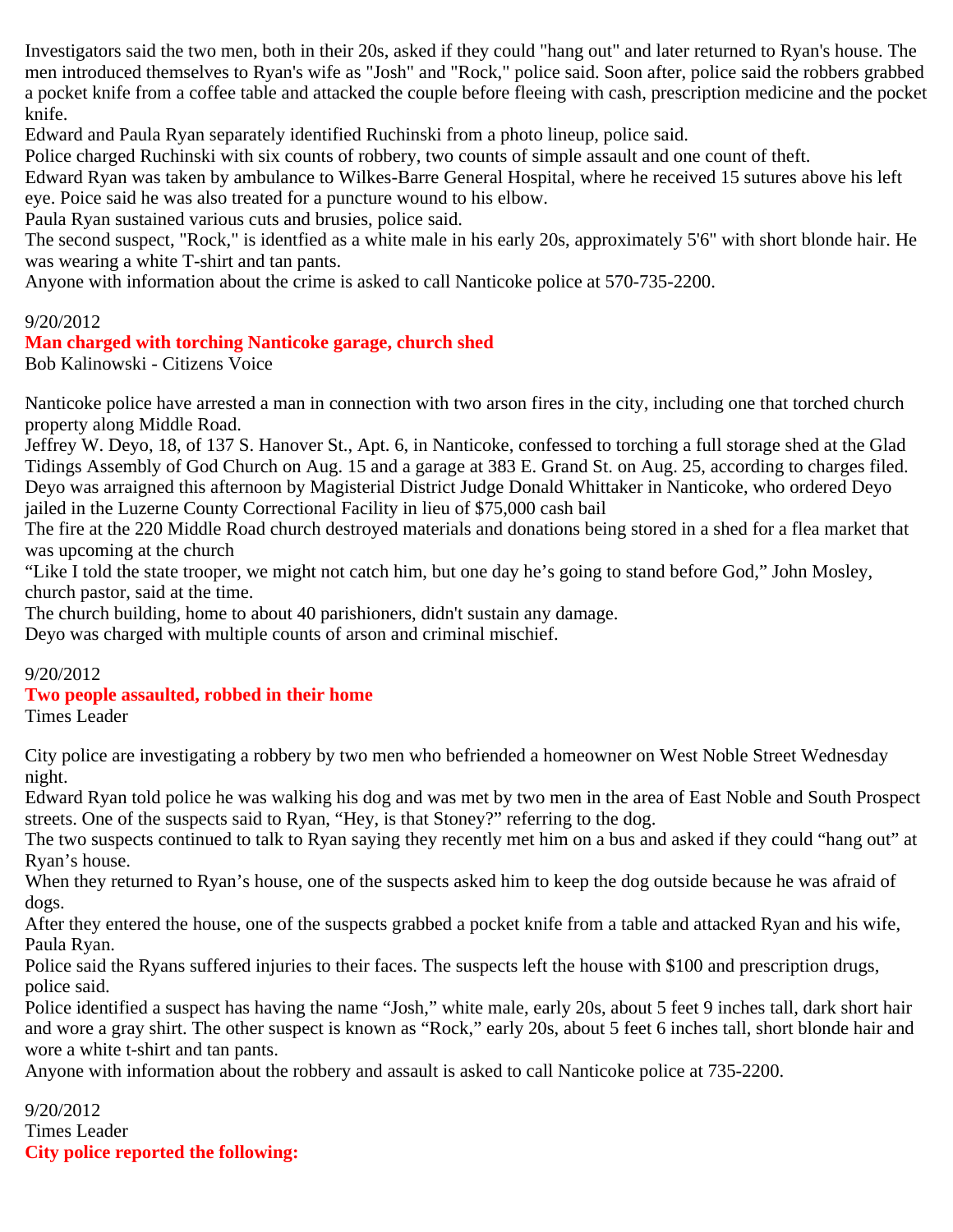Investigators said the two men, both in their 20s, asked if they could "hang out" and later returned to Ryan's house. The men introduced themselves to Ryan's wife as "Josh" and "Rock," police said. Soon after, police said the robbers grabbed a pocket knife from a coffee table and attacked the couple before fleeing with cash, prescription medicine and the pocket knife.

Edward and Paula Ryan separately identified Ruchinski from a photo lineup, police said.

Police charged Ruchinski with six counts of robbery, two counts of simple assault and one count of theft.

Edward Ryan was taken by ambulance to Wilkes-Barre General Hospital, where he received 15 sutures above his left eye. Poice said he was also treated for a puncture wound to his elbow.

Paula Ryan sustained various cuts and brusies, police said.

The second suspect, "Rock," is identfied as a white male in his early 20s, approximately 5'6" with short blonde hair. He was wearing a white T-shirt and tan pants.

Anyone with information about the crime is asked to call Nanticoke police at 570-735-2200.

9/20/2012

**Man charged with torching Nanticoke garage, church shed**

Bob Kalinowski - Citizens Voice

Nanticoke police have arrested a man in connection with two arson fires in the city, including one that torched church property along Middle Road.

Jeffrey W. Deyo, 18, of 137 S. Hanover St., Apt. 6, in Nanticoke, confessed to torching a full storage shed at the Glad Tidings Assembly of God Church on Aug. 15 and a garage at 383 E. Grand St. on Aug. 25, according to charges filed.

Deyo was arraigned this afternoon by Magisterial District Judge Donald Whittaker in Nanticoke, who ordered Deyo jailed in the Luzerne County Correctional Facility in lieu of $75,000 cash bail

The fire at the 220 Middle Road church destroyed materials and donations being stored in a shed for a flea market that was upcoming at the church

“Like I told the state trooper, we might not catch him, but one day he’s going to stand before God,” John Mosley, church pastor, said at the time.

The church building, home to about 40 parishioners, didn't sustain any damage.

Deyo was charged with multiple counts of arson and criminal mischief.

9/20/2012

**Two people assaulted, robbed in their home**

Times Leader

City police are investigating a robbery by two men who befriended a homeowner on West Noble Street Wednesday night.

Edward Ryan told police he was walking his dog and was met by two men in the area of East Noble and South Prospect streets. One of the suspects said to Ryan, “Hey, is that Stoney?” referring to the dog.

The two suspects continued to talk to Ryan saying they recently met him on a bus and asked if they could “hang out” at Ryan’s house.

When they returned to Ryan’s house, one of the suspects asked him to keep the dog outside because he was afraid of dogs.

After they entered the house, one of the suspects grabbed a pocket knife from a table and attacked Ryan and his wife, Paula Ryan.

Police said the Ryans suffered injuries to their faces. The suspects left the house with $100 and prescription drugs, police said.

Police identified a suspect has having the name “Josh,” white male, early 20s, about 5 feet 9 inches tall, dark short hair and wore a gray shirt. The other suspect is known as “Rock,” early 20s, about 5 feet 6 inches tall, short blonde hair and wore a white t-shirt and tan pants.

Anyone with information about the robbery and assault is asked to call Nanticoke police at 735-2200.

9/20/2012

Times Leader

**City police reported the following:**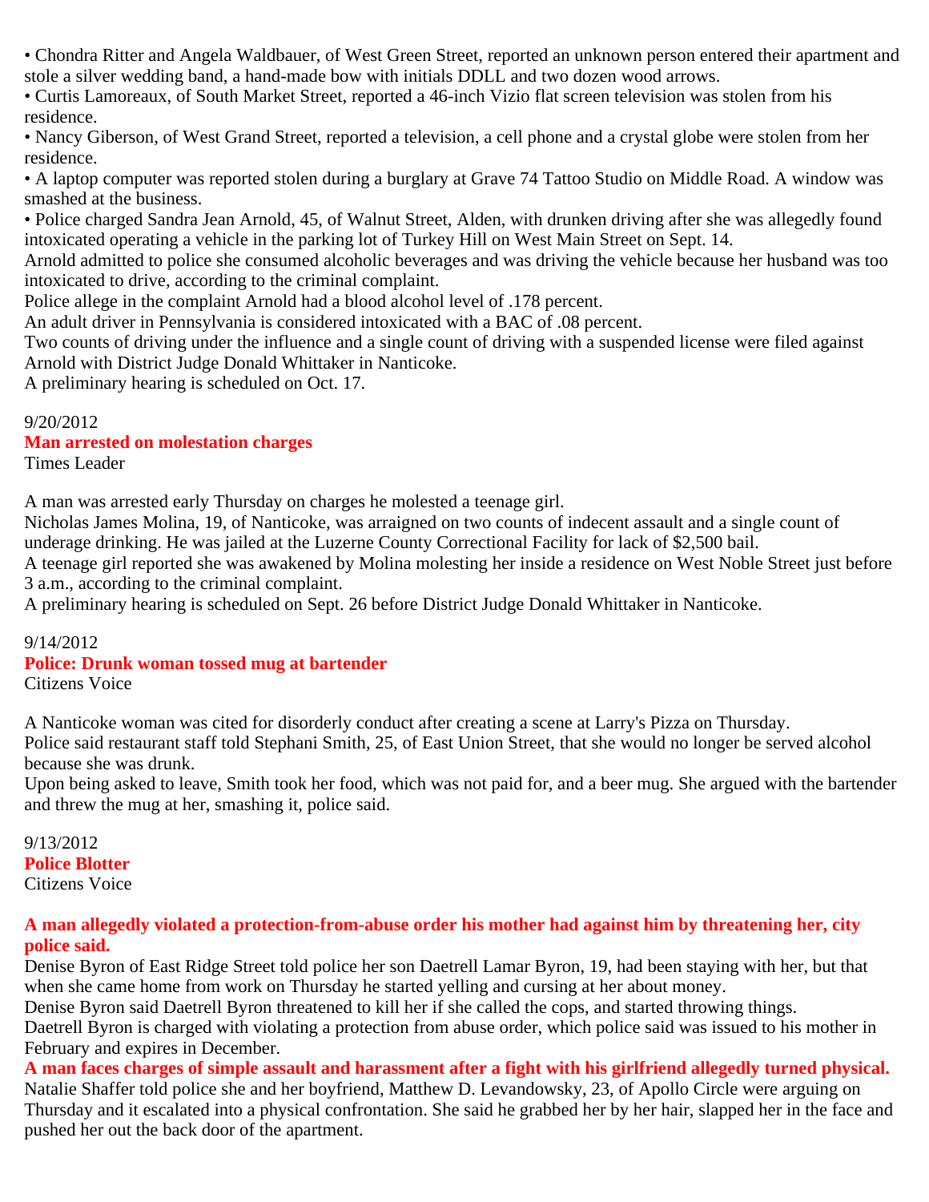- Chondra Ritter and Angela Waldbauer, of West Green Street, reported an unknown person entered their apartment and stole a silver wedding band, a hand-made bow with initials DDLL and two dozen wood arrows.
- Curtis Lamoreaux, of South Market Street, reported a 46-inch Vizio flat screen television was stolen from his residence.
- Nancy Giberson, of West Grand Street, reported a television, a cell phone and a crystal globe were stolen from her residence.
- A laptop computer was reported stolen during a burglary at Grave 74 Tattoo Studio on Middle Road. A window was smashed at the business.
- Police charged Sandra Jean Arnold, 45, of Walnut Street, Alden, with drunken driving after she was allegedly found intoxicated operating a vehicle in the parking lot of Turkey Hill on West Main Street on Sept. 14.

Arnold admitted to police she consumed alcoholic beverages and was driving the vehicle because her husband was too intoxicated to drive, according to the criminal complaint.

Police allege in the complaint Arnold had a blood alcohol level of .178 percent.

An adult driver in Pennsylvania is considered intoxicated with a BAC of .08 percent.

Two counts of driving under the influence and a single count of driving with a suspended license were filed against Arnold with District Judge Donald Whittaker in Nanticoke.

A preliminary hearing is scheduled on Oct. 17.

9/20/2012

**Man arrested on molestation charges**

Times Leader

A man was arrested early Thursday on charges he molested a teenage girl.

Nicholas James Molina, 19, of Nanticoke, was arraigned on two counts of indecent assault and a single count of underage drinking. He was jailed at the Luzerne County Correctional Facility for lack of $2,500 bail.

A teenage girl reported she was awakened by Molina molesting her inside a residence on West Noble Street just before 3 a.m., according to the criminal complaint.

A preliminary hearing is scheduled on Sept. 26 before District Judge Donald Whittaker in Nanticoke.

9/14/2012

**Police: Drunk woman tossed mug at bartender**

Citizens Voice

A Nanticoke woman was cited for disorderly conduct after creating a scene at Larry's Pizza on Thursday.

Police said restaurant staff told Stephani Smith, 25, of East Union Street, that she would no longer be served alcohol because she was drunk.

Upon being asked to leave, Smith took her food, which was not paid for, and a beer mug. She argued with the bartender and threw the mug at her, smashing it, police said.

9/13/2012

**Police Blotter**

Citizens Voice

**A man allegedly violated a protection-from-abuse order his mother had against him by threatening her, city police said.**

Denise Byron of East Ridge Street told police her son Daetrell Lamar Byron, 19, had been staying with her, but that when she came home from work on Thursday he started yelling and cursing at her about money.

Denise Byron said Daetrell Byron threatened to kill her if she called the cops, and started throwing things.

Daetrell Byron is charged with violating a protection from abuse order, which police said was issued to his mother in February and expires in December.

**A man faces charges of simple assault and harassment after a fight with his girlfriend allegedly turned physical.**

Natalie Shaffer told police she and her boyfriend, Matthew D. Levandowsky, 23, of Apollo Circle were arguing on Thursday and it escalated into a physical confrontation. She said he grabbed her by her hair, slapped her in the face and pushed her out the back door of the apartment.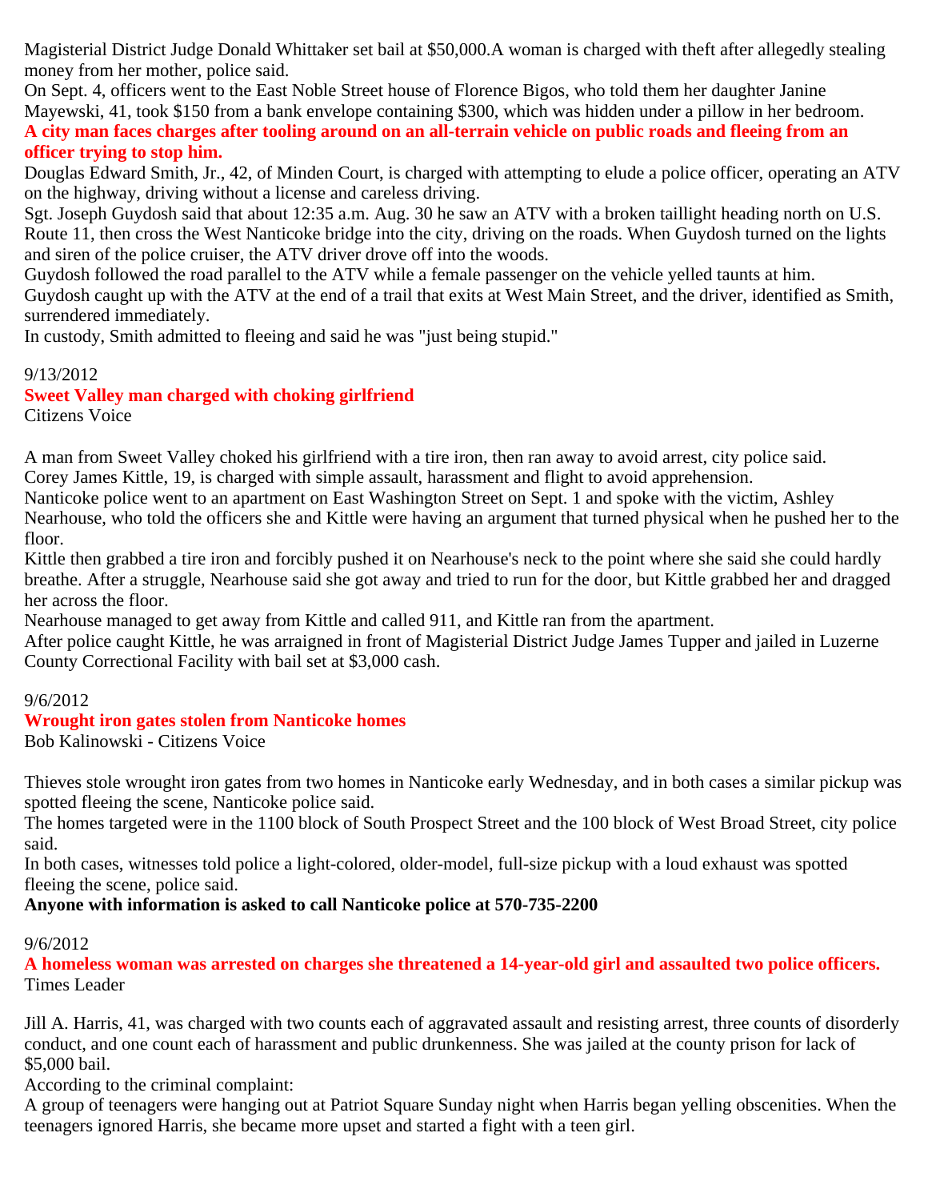Magisterial District Judge Donald Whittaker set bail at $50,000.A woman is charged with theft after allegedly stealing money from her mother, police said.

On Sept. 4, officers went to the East Noble Street house of Florence Bigos, who told them her daughter Janine Mayewski, 41, took $150 from a bank envelope containing $300, which was hidden under a pillow in her bedroom.

**A city man faces charges after tooling around on an all-terrain vehicle on public roads and fleeing from an officer trying to stop him.**

Douglas Edward Smith, Jr., 42, of Minden Court, is charged with attempting to elude a police officer, operating an ATV on the highway, driving without a license and careless driving.

Sgt. Joseph Guydosh said that about 12:35 a.m. Aug. 30 he saw an ATV with a broken taillight heading north on U.S. Route 11, then cross the West Nanticoke bridge into the city, driving on the roads. When Guydosh turned on the lights and siren of the police cruiser, the ATV driver drove off into the woods.

Guydosh followed the road parallel to the ATV while a female passenger on the vehicle yelled taunts at him.

Guydosh caught up with the ATV at the end of a trail that exits at West Main Street, and the driver, identified as Smith, surrendered immediately.

In custody, Smith admitted to fleeing and said he was "just being stupid."

9/13/2012

**Sweet Valley man charged with choking girlfriend**

Citizens Voice

A man from Sweet Valley choked his girlfriend with a tire iron, then ran away to avoid arrest, city police said.

Corey James Kittle, 19, is charged with simple assault, harassment and flight to avoid apprehension.

Nanticoke police went to an apartment on East Washington Street on Sept. 1 and spoke with the victim, Ashley Nearhouse, who told the officers she and Kittle were having an argument that turned physical when he pushed her to the floor.

Kittle then grabbed a tire iron and forcibly pushed it on Nearhouse's neck to the point where she said she could hardly breathe. After a struggle, Nearhouse said she got away and tried to run for the door, but Kittle grabbed her and dragged her across the floor.

Nearhouse managed to get away from Kittle and called 911, and Kittle ran from the apartment.

After police caught Kittle, he was arraigned in front of Magisterial District Judge James Tupper and jailed in Luzerne County Correctional Facility with bail set at $3,000 cash.

9/6/2012

**Wrought iron gates stolen from Nanticoke homes**

Bob Kalinowski - Citizens Voice

Thieves stole wrought iron gates from two homes in Nanticoke early Wednesday, and in both cases a similar pickup was spotted fleeing the scene, Nanticoke police said.

The homes targeted were in the 1100 block of South Prospect Street and the 100 block of West Broad Street, city police said.

In both cases, witnesses told police a light-colored, older-model, full-size pickup with a loud exhaust was spotted fleeing the scene, police said.

**Anyone with information is asked to call Nanticoke police at 570-735-2200**

9/6/2012

**A homeless woman was arrested on charges she threatened a 14-year-old girl and assaulted two police officers.**

Times Leader

Jill A. Harris, 41, was charged with two counts each of aggravated assault and resisting arrest, three counts of disorderly conduct, and one count each of harassment and public drunkenness. She was jailed at the county prison for lack of $5,000 bail.

According to the criminal complaint:

A group of teenagers were hanging out at Patriot Square Sunday night when Harris began yelling obscenities. When the teenagers ignored Harris, she became more upset and started a fight with a teen girl.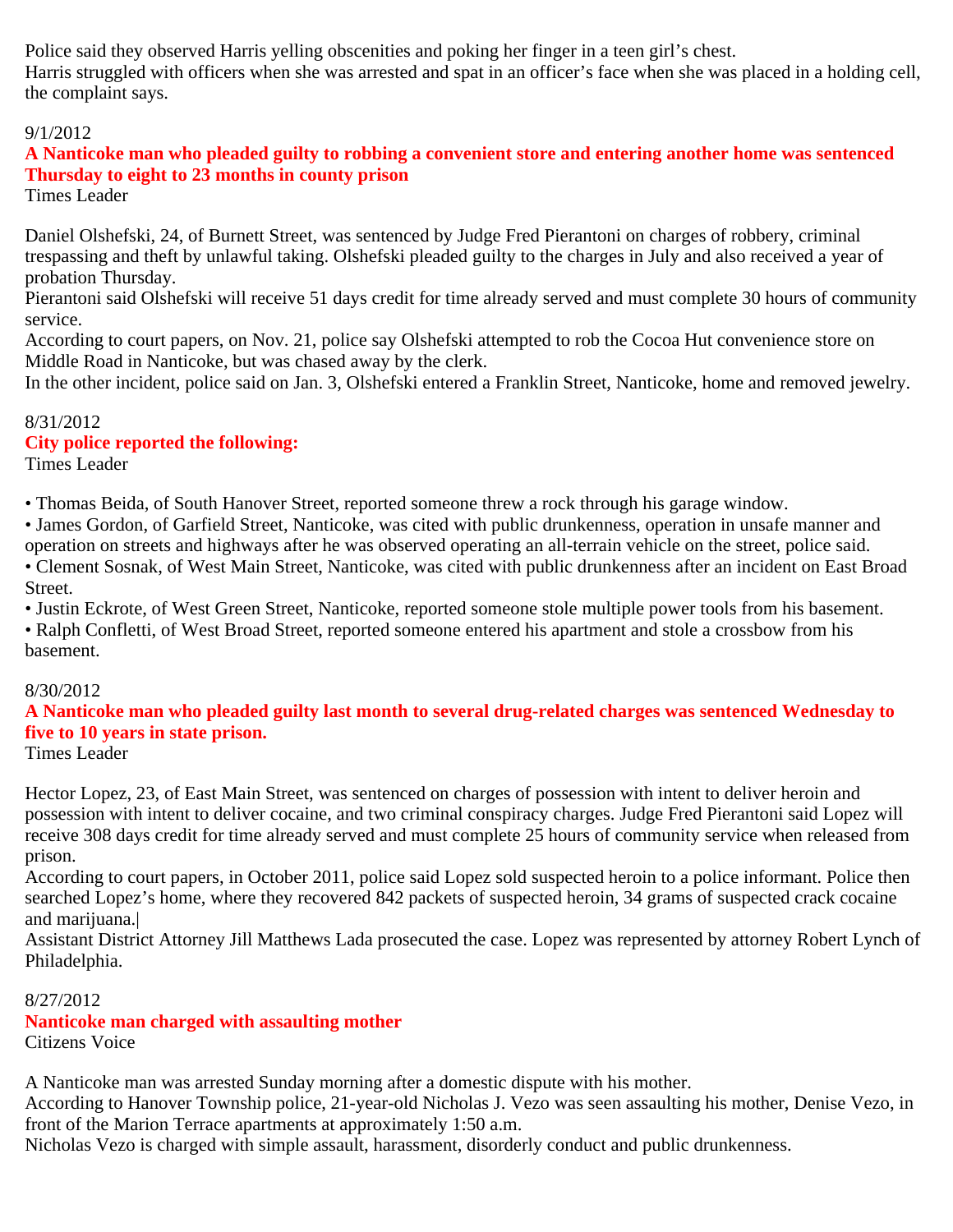Police said they observed Harris yelling obscenities and poking her finger in a teen girl's chest.
Harris struggled with officers when she was arrested and spat in an officer's face when she was placed in a holding cell, the complaint says.

9/1/2012

**A Nanticoke man who pleaded guilty to robbing a convenient store and entering another home was sentenced Thursday to eight to 23 months in county prison**

Times Leader

Daniel Olshefski, 24, of Burnett Street, was sentenced by Judge Fred Pierantoni on charges of robbery, criminal trespassing and theft by unlawful taking. Olshefski pleaded guilty to the charges in July and also received a year of probation Thursday.
Pierantoni said Olshefski will receive 51 days credit for time already served and must complete 30 hours of community service.
According to court papers, on Nov. 21, police say Olshefski attempted to rob the Cocoa Hut convenience store on Middle Road in Nanticoke, but was chased away by the clerk.
In the other incident, police said on Jan. 3, Olshefski entered a Franklin Street, Nanticoke, home and removed jewelry.

8/31/2012

**City police reported the following:**

Times Leader

• Thomas Beida, of South Hanover Street, reported someone threw a rock through his garage window.
• James Gordon, of Garfield Street, Nanticoke, was cited with public drunkenness, operation in unsafe manner and operation on streets and highways after he was observed operating an all-terrain vehicle on the street, police said.
• Clement Sosnak, of West Main Street, Nanticoke, was cited with public drunkenness after an incident on East Broad Street.
• Justin Eckrote, of West Green Street, Nanticoke, reported someone stole multiple power tools from his basement.
• Ralph Confletti, of West Broad Street, reported someone entered his apartment and stole a crossbow from his basement.

8/30/2012

**A Nanticoke man who pleaded guilty last month to several drug-related charges was sentenced Wednesday to five to 10 years in state prison.**

Times Leader

Hector Lopez, 23, of East Main Street, was sentenced on charges of possession with intent to deliver heroin and possession with intent to deliver cocaine, and two criminal conspiracy charges. Judge Fred Pierantoni said Lopez will receive 308 days credit for time already served and must complete 25 hours of community service when released from prison.
According to court papers, in October 2011, police said Lopez sold suspected heroin to a police informant. Police then searched Lopez's home, where they recovered 842 packets of suspected heroin, 34 grams of suspected crack cocaine and marijuana.|
Assistant District Attorney Jill Matthews Lada prosecuted the case. Lopez was represented by attorney Robert Lynch of Philadelphia.

8/27/2012

**Nanticoke man charged with assaulting mother**

Citizens Voice

A Nanticoke man was arrested Sunday morning after a domestic dispute with his mother.
According to Hanover Township police, 21-year-old Nicholas J. Vezo was seen assaulting his mother, Denise Vezo, in front of the Marion Terrace apartments at approximately 1:50 a.m.
Nicholas Vezo is charged with simple assault, harassment, disorderly conduct and public drunkenness.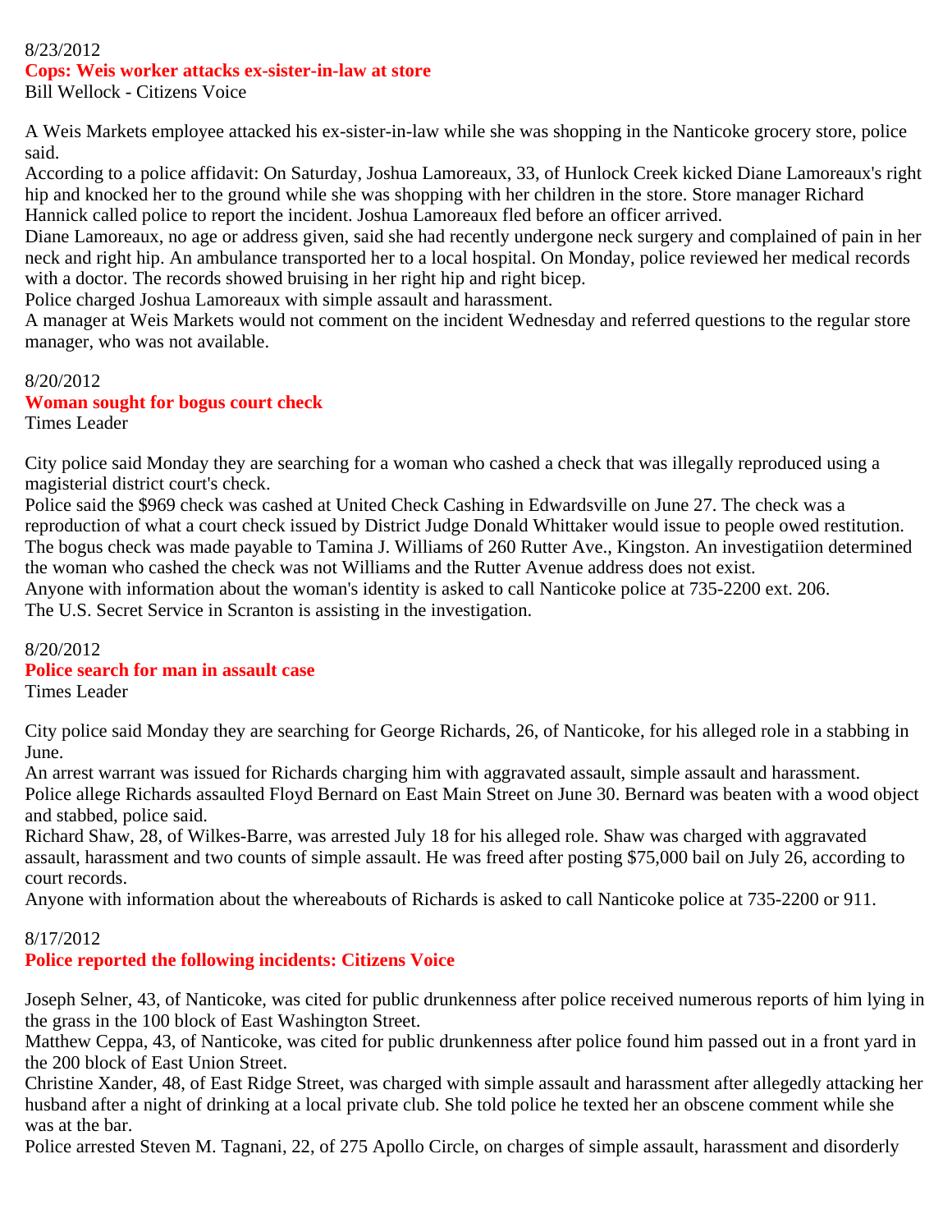8/23/2012

**Cops: Weis worker attacks ex-sister-in-law at store**

Bill Wellock - Citizens Voice

A Weis Markets employee attacked his ex-sister-in-law while she was shopping in the Nanticoke grocery store, police said.

According to a police affidavit: On Saturday, Joshua Lamoreaux, 33, of Hunlock Creek kicked Diane Lamoreaux's right hip and knocked her to the ground while she was shopping with her children in the store. Store manager Richard Hannick called police to report the incident. Joshua Lamoreaux fled before an officer arrived.

Diane Lamoreaux, no age or address given, said she had recently undergone neck surgery and complained of pain in her neck and right hip. An ambulance transported her to a local hospital. On Monday, police reviewed her medical records with a doctor. The records showed bruising in her right hip and right bicep.

Police charged Joshua Lamoreaux with simple assault and harassment.

A manager at Weis Markets would not comment on the incident Wednesday and referred questions to the regular store manager, who was not available.

8/20/2012

**Woman sought for bogus court check**

Times Leader

City police said Monday they are searching for a woman who cashed a check that was illegally reproduced using a magisterial district court's check.

Police said the $969 check was cashed at United Check Cashing in Edwardsville on June 27. The check was a reproduction of what a court check issued by District Judge Donald Whittaker would issue to people owed restitution.

The bogus check was made payable to Tamina J. Williams of 260 Rutter Ave., Kingston. An investigatiion determined the woman who cashed the check was not Williams and the Rutter Avenue address does not exist.

Anyone with information about the woman's identity is asked to call Nanticoke police at 735-2200 ext. 206.

The U.S. Secret Service in Scranton is assisting in the investigation.

8/20/2012

**Police search for man in assault case**

Times Leader

City police said Monday they are searching for George Richards, 26, of Nanticoke, for his alleged role in a stabbing in June.

An arrest warrant was issued for Richards charging him with aggravated assault, simple assault and harassment.

Police allege Richards assaulted Floyd Bernard on East Main Street on June 30. Bernard was beaten with a wood object and stabbed, police said.

Richard Shaw, 28, of Wilkes-Barre, was arrested July 18 for his alleged role. Shaw was charged with aggravated assault, harassment and two counts of simple assault. He was freed after posting $75,000 bail on July 26, according to court records.

Anyone with information about the whereabouts of Richards is asked to call Nanticoke police at 735-2200 or 911.

8/17/2012

**Police reported the following incidents: Citizens Voice**

Joseph Selner, 43, of Nanticoke, was cited for public drunkenness after police received numerous reports of him lying in the grass in the 100 block of East Washington Street.

Matthew Ceppa, 43, of Nanticoke, was cited for public drunkenness after police found him passed out in a front yard in the 200 block of East Union Street.

Christine Xander, 48, of East Ridge Street, was charged with simple assault and harassment after allegedly attacking her husband after a night of drinking at a local private club. She told police he texted her an obscene comment while she was at the bar.

Police arrested Steven M. Tagnani, 22, of 275 Apollo Circle, on charges of simple assault, harassment and disorderly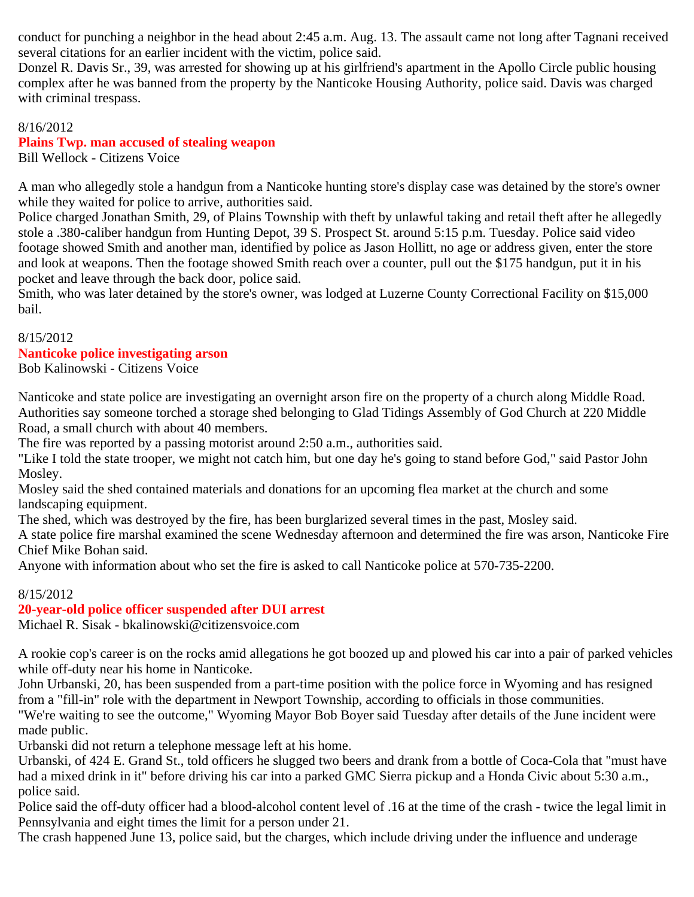conduct for punching a neighbor in the head about 2:45 a.m. Aug. 13. The assault came not long after Tagnani received several citations for an earlier incident with the victim, police said.
Donzel R. Davis Sr., 39, was arrested for showing up at his girlfriend's apartment in the Apollo Circle public housing complex after he was banned from the property by the Nanticoke Housing Authority, police said. Davis was charged with criminal trespass.

8/16/2012
**Plains Twp. man accused of stealing weapon**
Bill Wellock - Citizens Voice

A man who allegedly stole a handgun from a Nanticoke hunting store's display case was detained by the store's owner while they waited for police to arrive, authorities said.
Police charged Jonathan Smith, 29, of Plains Township with theft by unlawful taking and retail theft after he allegedly stole a .380-caliber handgun from Hunting Depot, 39 S. Prospect St. around 5:15 p.m. Tuesday. Police said video footage showed Smith and another man, identified by police as Jason Hollitt, no age or address given, enter the store and look at weapons. Then the footage showed Smith reach over a counter, pull out the $175 handgun, put it in his pocket and leave through the back door, police said.
Smith, who was later detained by the store's owner, was lodged at Luzerne County Correctional Facility on $15,000 bail.

8/15/2012
**Nanticoke police investigating arson**
Bob Kalinowski - Citizens Voice

Nanticoke and state police are investigating an overnight arson fire on the property of a church along Middle Road. Authorities say someone torched a storage shed belonging to Glad Tidings Assembly of God Church at 220 Middle Road, a small church with about 40 members.
The fire was reported by a passing motorist around 2:50 a.m., authorities said.
"Like I told the state trooper, we might not catch him, but one day he's going to stand before God," said Pastor John Mosley.
Mosley said the shed contained materials and donations for an upcoming flea market at the church and some landscaping equipment.
The shed, which was destroyed by the fire, has been burglarized several times in the past, Mosley said.
A state police fire marshal examined the scene Wednesday afternoon and determined the fire was arson, Nanticoke Fire Chief Mike Bohan said.
Anyone with information about who set the fire is asked to call Nanticoke police at 570-735-2200.

8/15/2012
**20-year-old police officer suspended after DUI arrest**
Michael R. Sisak - bkalinowski@citizensvoice.com

A rookie cop's career is on the rocks amid allegations he got boozed up and plowed his car into a pair of parked vehicles while off-duty near his home in Nanticoke.
John Urbanski, 20, has been suspended from a part-time position with the police force in Wyoming and has resigned from a "fill-in" role with the department in Newport Township, according to officials in those communities.
"We're waiting to see the outcome," Wyoming Mayor Bob Boyer said Tuesday after details of the June incident were made public.
Urbanski did not return a telephone message left at his home.
Urbanski, of 424 E. Grand St., told officers he slugged two beers and drank from a bottle of Coca-Cola that "must have had a mixed drink in it" before driving his car into a parked GMC Sierra pickup and a Honda Civic about 5:30 a.m., police said.
Police said the off-duty officer had a blood-alcohol content level of .16 at the time of the crash - twice the legal limit in Pennsylvania and eight times the limit for a person under 21.
The crash happened June 13, police said, but the charges, which include driving under the influence and underage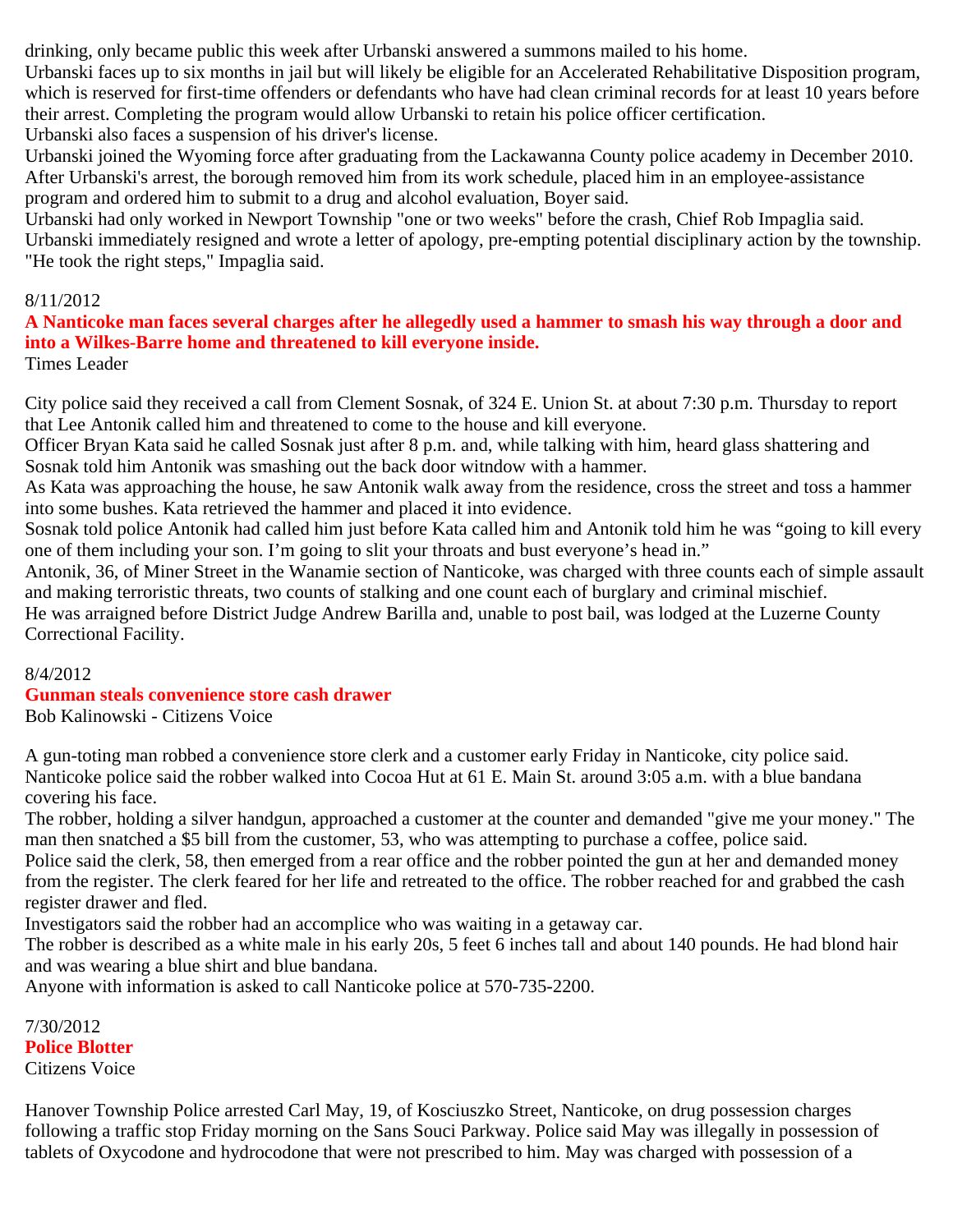drinking, only became public this week after Urbanski answered a summons mailed to his home.
Urbanski faces up to six months in jail but will likely be eligible for an Accelerated Rehabilitative Disposition program, which is reserved for first-time offenders or defendants who have had clean criminal records for at least 10 years before their arrest. Completing the program would allow Urbanski to retain his police officer certification.
Urbanski also faces a suspension of his driver's license.
Urbanski joined the Wyoming force after graduating from the Lackawanna County police academy in December 2010.
After Urbanski's arrest, the borough removed him from its work schedule, placed him in an employee-assistance program and ordered him to submit to a drug and alcohol evaluation, Boyer said.
Urbanski had only worked in Newport Township "one or two weeks" before the crash, Chief Rob Impaglia said.
Urbanski immediately resigned and wrote a letter of apology, pre-empting potential disciplinary action by the township.
"He took the right steps," Impaglia said.

8/11/2012

**A Nanticoke man faces several charges after he allegedly used a hammer to smash his way through a door and into a Wilkes-Barre home and threatened to kill everyone inside.**

Times Leader

City police said they received a call from Clement Sosnak, of 324 E. Union St. at about 7:30 p.m. Thursday to report that Lee Antonik called him and threatened to come to the house and kill everyone.
Officer Bryan Kata said he called Sosnak just after 8 p.m. and, while talking with him, heard glass shattering and Sosnak told him Antonik was smashing out the back door witndow with a hammer.
As Kata was approaching the house, he saw Antonik walk away from the residence, cross the street and toss a hammer into some bushes. Kata retrieved the hammer and placed it into evidence.
Sosnak told police Antonik had called him just before Kata called him and Antonik told him he was "going to kill every one of them including your son. I'm going to slit your throats and bust everyone's head in."
Antonik, 36, of Miner Street in the Wanamie section of Nanticoke, was charged with three counts each of simple assault and making terroristic threats, two counts of stalking and one count each of burglary and criminal mischief.
He was arraigned before District Judge Andrew Barilla and, unable to post bail, was lodged at the Luzerne County Correctional Facility.

8/4/2012

**Gunman steals convenience store cash drawer**

Bob Kalinowski - Citizens Voice

A gun-toting man robbed a convenience store clerk and a customer early Friday in Nanticoke, city police said.
Nanticoke police said the robber walked into Cocoa Hut at 61 E. Main St. around 3:05 a.m. with a blue bandana covering his face.
The robber, holding a silver handgun, approached a customer at the counter and demanded "give me your money." The man then snatched a $5 bill from the customer, 53, who was attempting to purchase a coffee, police said.
Police said the clerk, 58, then emerged from a rear office and the robber pointed the gun at her and demanded money from the register. The clerk feared for her life and retreated to the office. The robber reached for and grabbed the cash register drawer and fled.
Investigators said the robber had an accomplice who was waiting in a getaway car.
The robber is described as a white male in his early 20s, 5 feet 6 inches tall and about 140 pounds. He had blond hair and was wearing a blue shirt and blue bandana.
Anyone with information is asked to call Nanticoke police at 570-735-2200.

7/30/2012

**Police Blotter**

Citizens Voice

Hanover Township Police arrested Carl May, 19, of Kosciuszko Street, Nanticoke, on drug possession charges following a traffic stop Friday morning on the Sans Souci Parkway. Police said May was illegally in possession of tablets of Oxycodone and hydrocodone that were not prescribed to him. May was charged with possession of a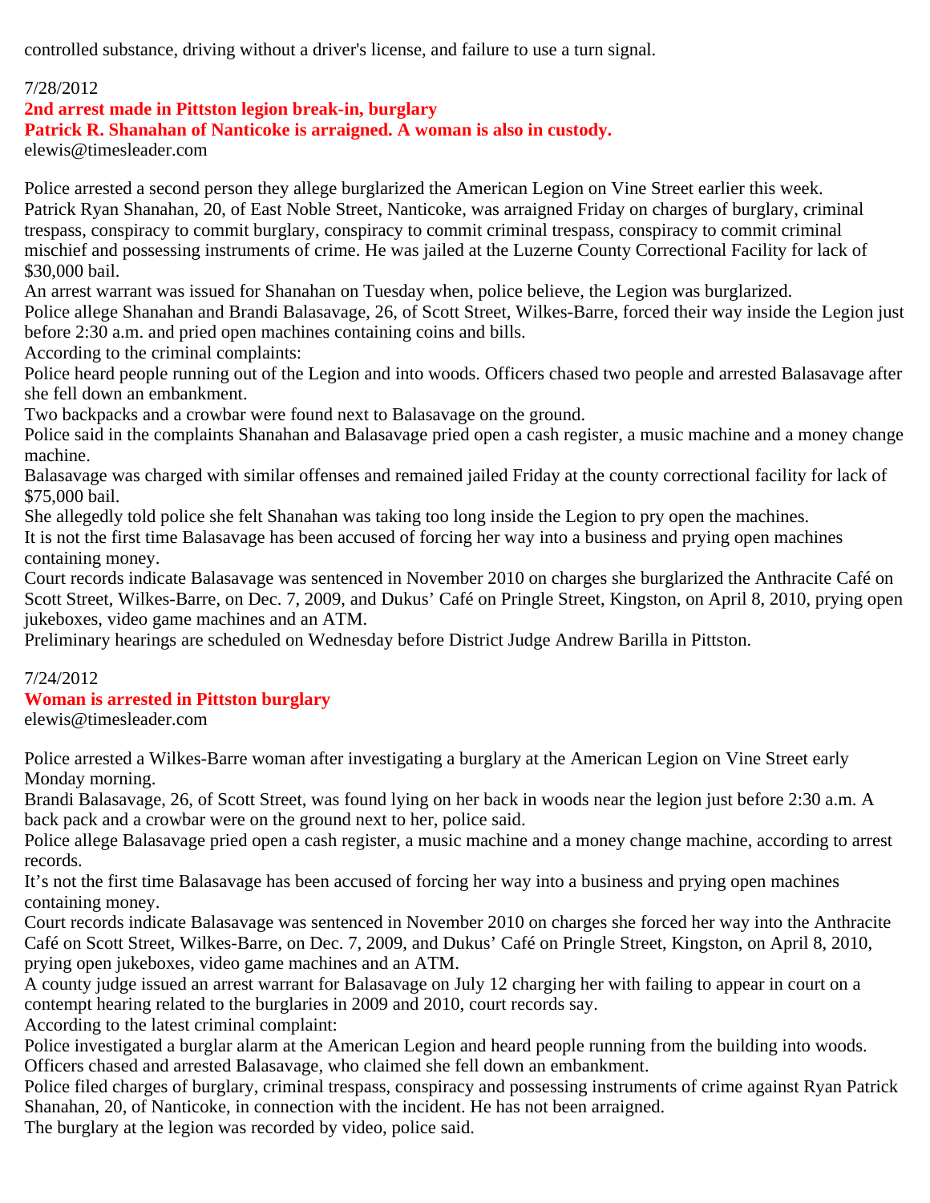controlled substance, driving without a driver's license, and failure to use a turn signal.

7/28/2012

**2nd arrest made in Pittston legion break-in, burglary**

**Patrick R. Shanahan of Nanticoke is arraigned. A woman is also in custody.**

elewis@timesleader.com

Police arrested a second person they allege burglarized the American Legion on Vine Street earlier this week.

Patrick Ryan Shanahan, 20, of East Noble Street, Nanticoke, was arraigned Friday on charges of burglary, criminal trespass, conspiracy to commit burglary, conspiracy to commit criminal trespass, conspiracy to commit criminal mischief and possessing instruments of crime. He was jailed at the Luzerne County Correctional Facility for lack of $30,000 bail.

An arrest warrant was issued for Shanahan on Tuesday when, police believe, the Legion was burglarized.

Police allege Shanahan and Brandi Balasavage, 26, of Scott Street, Wilkes-Barre, forced their way inside the Legion just before 2:30 a.m. and pried open machines containing coins and bills.

According to the criminal complaints:

Police heard people running out of the Legion and into woods. Officers chased two people and arrested Balasavage after she fell down an embankment.

Two backpacks and a crowbar were found next to Balasavage on the ground.

Police said in the complaints Shanahan and Balasavage pried open a cash register, a music machine and a money change machine.

Balasavage was charged with similar offenses and remained jailed Friday at the county correctional facility for lack of $75,000 bail.

She allegedly told police she felt Shanahan was taking too long inside the Legion to pry open the machines.

It is not the first time Balasavage has been accused of forcing her way into a business and prying open machines containing money.

Court records indicate Balasavage was sentenced in November 2010 on charges she burglarized the Anthracite Café on Scott Street, Wilkes-Barre, on Dec. 7, 2009, and Dukus' Café on Pringle Street, Kingston, on April 8, 2010, prying open jukeboxes, video game machines and an ATM.

Preliminary hearings are scheduled on Wednesday before District Judge Andrew Barilla in Pittston.

7/24/2012

**Woman is arrested in Pittston burglary**

elewis@timesleader.com

Police arrested a Wilkes-Barre woman after investigating a burglary at the American Legion on Vine Street early Monday morning.

Brandi Balasavage, 26, of Scott Street, was found lying on her back in woods near the legion just before 2:30 a.m. A back pack and a crowbar were on the ground next to her, police said.

Police allege Balasavage pried open a cash register, a music machine and a money change machine, according to arrest records.

It's not the first time Balasavage has been accused of forcing her way into a business and prying open machines containing money.

Court records indicate Balasavage was sentenced in November 2010 on charges she forced her way into the Anthracite Café on Scott Street, Wilkes-Barre, on Dec. 7, 2009, and Dukus' Café on Pringle Street, Kingston, on April 8, 2010, prying open jukeboxes, video game machines and an ATM.

A county judge issued an arrest warrant for Balasavage on July 12 charging her with failing to appear in court on a contempt hearing related to the burglaries in 2009 and 2010, court records say.

According to the latest criminal complaint:

Police investigated a burglar alarm at the American Legion and heard people running from the building into woods. Officers chased and arrested Balasavage, who claimed she fell down an embankment.

Police filed charges of burglary, criminal trespass, conspiracy and possessing instruments of crime against Ryan Patrick Shanahan, 20, of Nanticoke, in connection with the incident. He has not been arraigned.

The burglary at the legion was recorded by video, police said.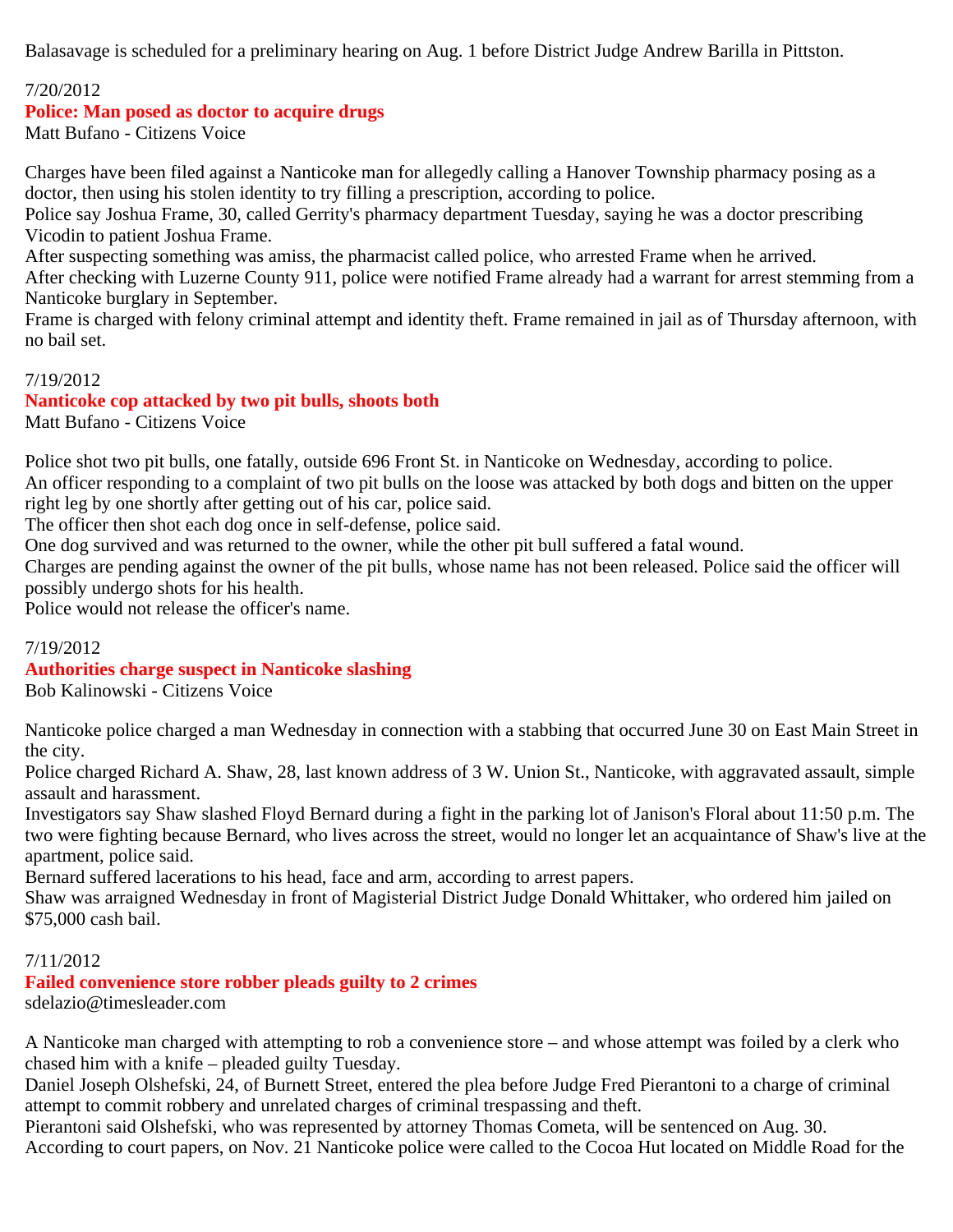Balasavage is scheduled for a preliminary hearing on Aug. 1 before District Judge Andrew Barilla in Pittston.

7/20/2012

### Police: Man posed as doctor to acquire drugs

Matt Bufano - Citizens Voice

Charges have been filed against a Nanticoke man for allegedly calling a Hanover Township pharmacy posing as a doctor, then using his stolen identity to try filling a prescription, according to police.
Police say Joshua Frame, 30, called Gerrity's pharmacy department Tuesday, saying he was a doctor prescribing Vicodin to patient Joshua Frame.
After suspecting something was amiss, the pharmacist called police, who arrested Frame when he arrived.
After checking with Luzerne County 911, police were notified Frame already had a warrant for arrest stemming from a Nanticoke burglary in September.
Frame is charged with felony criminal attempt and identity theft. Frame remained in jail as of Thursday afternoon, with no bail set.

7/19/2012

### Nanticoke cop attacked by two pit bulls, shoots both

Matt Bufano - Citizens Voice

Police shot two pit bulls, one fatally, outside 696 Front St. in Nanticoke on Wednesday, according to police.
An officer responding to a complaint of two pit bulls on the loose was attacked by both dogs and bitten on the upper right leg by one shortly after getting out of his car, police said.
The officer then shot each dog once in self-defense, police said.
One dog survived and was returned to the owner, while the other pit bull suffered a fatal wound.
Charges are pending against the owner of the pit bulls, whose name has not been released. Police said the officer will possibly undergo shots for his health.
Police would not release the officer's name.

7/19/2012

### Authorities charge suspect in Nanticoke slashing

Bob Kalinowski - Citizens Voice

Nanticoke police charged a man Wednesday in connection with a stabbing that occurred June 30 on East Main Street in the city.
Police charged Richard A. Shaw, 28, last known address of 3 W. Union St., Nanticoke, with aggravated assault, simple assault and harassment.
Investigators say Shaw slashed Floyd Bernard during a fight in the parking lot of Janison's Floral about 11:50 p.m. The two were fighting because Bernard, who lives across the street, would no longer let an acquaintance of Shaw's live at the apartment, police said.
Bernard suffered lacerations to his head, face and arm, according to arrest papers.
Shaw was arraigned Wednesday in front of Magisterial District Judge Donald Whittaker, who ordered him jailed on $75,000 cash bail.

7/11/2012

### Failed convenience store robber pleads guilty to 2 crimes

sdelazio@timesleader.com

A Nanticoke man charged with attempting to rob a convenience store – and whose attempt was foiled by a clerk who chased him with a knife – pleaded guilty Tuesday.
Daniel Joseph Olshefski, 24, of Burnett Street, entered the plea before Judge Fred Pierantoni to a charge of criminal attempt to commit robbery and unrelated charges of criminal trespassing and theft.
Pierantoni said Olshefski, who was represented by attorney Thomas Cometa, will be sentenced on Aug. 30.
According to court papers, on Nov. 21 Nanticoke police were called to the Cocoa Hut located on Middle Road for the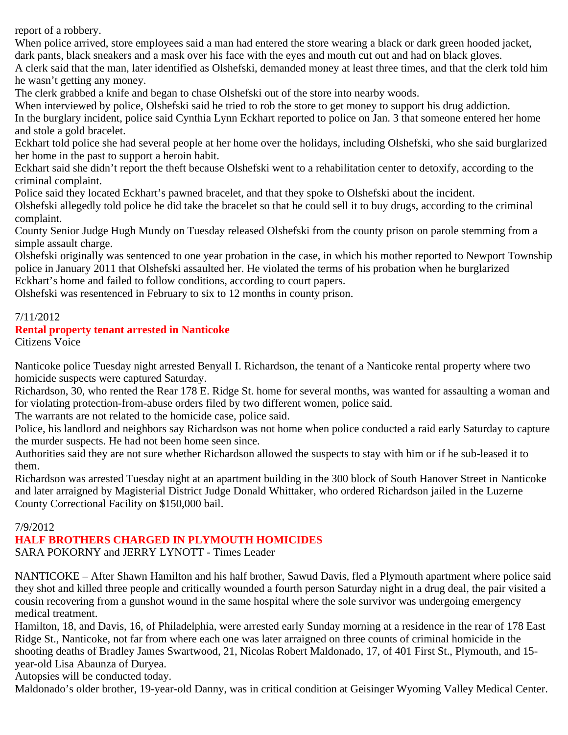report of a robbery.

When police arrived, store employees said a man had entered the store wearing a black or dark green hooded jacket, dark pants, black sneakers and a mask over his face with the eyes and mouth cut out and had on black gloves.

A clerk said that the man, later identified as Olshefski, demanded money at least three times, and that the clerk told him he wasn't getting any money.

The clerk grabbed a knife and began to chase Olshefski out of the store into nearby woods.

When interviewed by police, Olshefski said he tried to rob the store to get money to support his drug addiction.

In the burglary incident, police said Cynthia Lynn Eckhart reported to police on Jan. 3 that someone entered her home and stole a gold bracelet.

Eckhart told police she had several people at her home over the holidays, including Olshefski, who she said burglarized her home in the past to support a heroin habit.

Eckhart said she didn't report the theft because Olshefski went to a rehabilitation center to detoxify, according to the criminal complaint.

Police said they located Eckhart's pawned bracelet, and that they spoke to Olshefski about the incident.

Olshefski allegedly told police he did take the bracelet so that he could sell it to buy drugs, according to the criminal complaint.

County Senior Judge Hugh Mundy on Tuesday released Olshefski from the county prison on parole stemming from a simple assault charge.

Olshefski originally was sentenced to one year probation in the case, in which his mother reported to Newport Township police in January 2011 that Olshefski assaulted her. He violated the terms of his probation when he burglarized Eckhart's home and failed to follow conditions, according to court papers.

Olshefski was resentenced in February to six to 12 months in county prison.

7/11/2012

**Rental property tenant arrested in Nanticoke**

Citizens Voice

Nanticoke police Tuesday night arrested Benyall I. Richardson, the tenant of a Nanticoke rental property where two homicide suspects were captured Saturday.

Richardson, 30, who rented the Rear 178 E. Ridge St. home for several months, was wanted for assaulting a woman and for violating protection-from-abuse orders filed by two different women, police said.

The warrants are not related to the homicide case, police said.

Police, his landlord and neighbors say Richardson was not home when police conducted a raid early Saturday to capture the murder suspects. He had not been home seen since.

Authorities said they are not sure whether Richardson allowed the suspects to stay with him or if he sub-leased it to them.

Richardson was arrested Tuesday night at an apartment building in the 300 block of South Hanover Street in Nanticoke and later arraigned by Magisterial District Judge Donald Whittaker, who ordered Richardson jailed in the Luzerne County Correctional Facility on $150,000 bail.

7/9/2012

**HALF BROTHERS CHARGED IN PLYMOUTH HOMICIDES**

SARA POKORNY and JERRY LYNOTT - Times Leader

NANTICOKE – After Shawn Hamilton and his half brother, Sawud Davis, fled a Plymouth apartment where police said they shot and killed three people and critically wounded a fourth person Saturday night in a drug deal, the pair visited a cousin recovering from a gunshot wound in the same hospital where the sole survivor was undergoing emergency medical treatment.

Hamilton, 18, and Davis, 16, of Philadelphia, were arrested early Sunday morning at a residence in the rear of 178 East Ridge St., Nanticoke, not far from where each one was later arraigned on three counts of criminal homicide in the shooting deaths of Bradley James Swartwood, 21, Nicolas Robert Maldonado, 17, of 401 First St., Plymouth, and 15-year-old Lisa Abaunza of Duryea.

Autopsies will be conducted today.

Maldonado's older brother, 19-year-old Danny, was in critical condition at Geisinger Wyoming Valley Medical Center.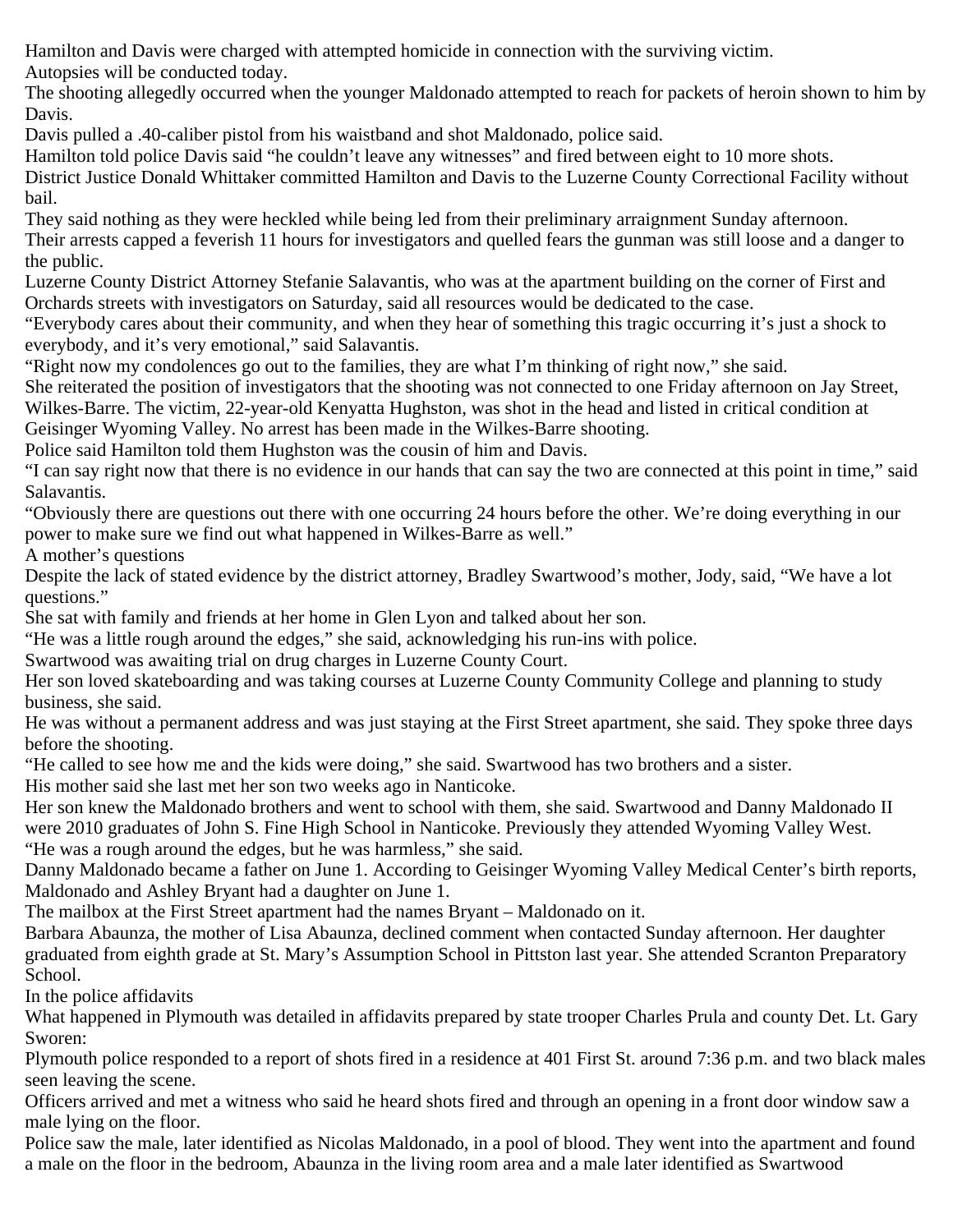Hamilton and Davis were charged with attempted homicide in connection with the surviving victim.

Autopsies will be conducted today.

The shooting allegedly occurred when the younger Maldonado attempted to reach for packets of heroin shown to him by Davis.

Davis pulled a .40-caliber pistol from his waistband and shot Maldonado, police said.

Hamilton told police Davis said "he couldn't leave any witnesses" and fired between eight to 10 more shots.

District Justice Donald Whittaker committed Hamilton and Davis to the Luzerne County Correctional Facility without bail.

They said nothing as they were heckled while being led from their preliminary arraignment Sunday afternoon.

Their arrests capped a feverish 11 hours for investigators and quelled fears the gunman was still loose and a danger to the public.

Luzerne County District Attorney Stefanie Salavantis, who was at the apartment building on the corner of First and Orchards streets with investigators on Saturday, said all resources would be dedicated to the case.

"Everybody cares about their community, and when they hear of something this tragic occurring it's just a shock to everybody, and it's very emotional," said Salavantis.

"Right now my condolences go out to the families, they are what I'm thinking of right now," she said.

She reiterated the position of investigators that the shooting was not connected to one Friday afternoon on Jay Street, Wilkes-Barre. The victim, 22-year-old Kenyatta Hughston, was shot in the head and listed in critical condition at Geisinger Wyoming Valley. No arrest has been made in the Wilkes-Barre shooting.

Police said Hamilton told them Hughston was the cousin of him and Davis.

"I can say right now that there is no evidence in our hands that can say the two are connected at this point in time," said Salavantis.

"Obviously there are questions out there with one occurring 24 hours before the other. We're doing everything in our power to make sure we find out what happened in Wilkes-Barre as well."

## A mother's questions

Despite the lack of stated evidence by the district attorney, Bradley Swartwood's mother, Jody, said, "We have a lot questions."

She sat with family and friends at her home in Glen Lyon and talked about her son.

"He was a little rough around the edges," she said, acknowledging his run-ins with police.

Swartwood was awaiting trial on drug charges in Luzerne County Court.

Her son loved skateboarding and was taking courses at Luzerne County Community College and planning to study business, she said.

He was without a permanent address and was just staying at the First Street apartment, she said. They spoke three days before the shooting.

"He called to see how me and the kids were doing," she said. Swartwood has two brothers and a sister.

His mother said she last met her son two weeks ago in Nanticoke.

Her son knew the Maldonado brothers and went to school with them, she said. Swartwood and Danny Maldonado II were 2010 graduates of John S. Fine High School in Nanticoke. Previously they attended Wyoming Valley West.

"He was a rough around the edges, but he was harmless," she said.

Danny Maldonado became a father on June 1. According to Geisinger Wyoming Valley Medical Center's birth reports, Maldonado and Ashley Bryant had a daughter on June 1.

The mailbox at the First Street apartment had the names Bryant – Maldonado on it.

Barbara Abaunza, the mother of Lisa Abaunza, declined comment when contacted Sunday afternoon. Her daughter graduated from eighth grade at St. Mary's Assumption School in Pittston last year. She attended Scranton Preparatory School.

## In the police affidavits

What happened in Plymouth was detailed in affidavits prepared by state trooper Charles Prula and county Det. Lt. Gary Sworen:

Plymouth police responded to a report of shots fired in a residence at 401 First St. around 7:36 p.m. and two black males seen leaving the scene.

Officers arrived and met a witness who said he heard shots fired and through an opening in a front door window saw a male lying on the floor.

Police saw the male, later identified as Nicolas Maldonado, in a pool of blood. They went into the apartment and found a male on the floor in the bedroom, Abaunza in the living room area and a male later identified as Swartwood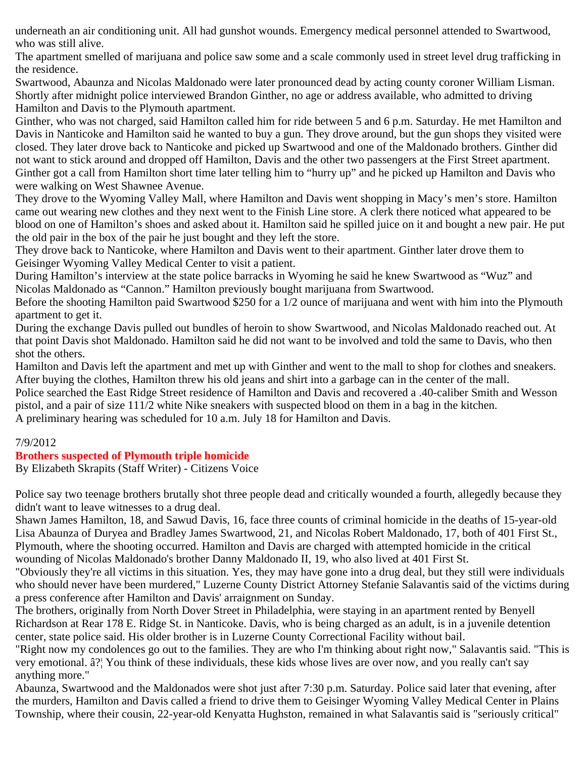underneath an air conditioning unit. All had gunshot wounds. Emergency medical personnel attended to Swartwood, who was still alive.

The apartment smelled of marijuana and police saw some and a scale commonly used in street level drug trafficking in the residence.

Swartwood, Abaunza and Nicolas Maldonado were later pronounced dead by acting county coroner William Lisman.

Shortly after midnight police interviewed Brandon Ginther, no age or address available, who admitted to driving Hamilton and Davis to the Plymouth apartment.

Ginther, who was not charged, said Hamilton called him for ride between 5 and 6 p.m. Saturday. He met Hamilton and Davis in Nanticoke and Hamilton said he wanted to buy a gun. They drove around, but the gun shops they visited were closed. They later drove back to Nanticoke and picked up Swartwood and one of the Maldonado brothers. Ginther did not want to stick around and dropped off Hamilton, Davis and the other two passengers at the First Street apartment.

Ginther got a call from Hamilton short time later telling him to "hurry up" and he picked up Hamilton and Davis who were walking on West Shawnee Avenue.

They drove to the Wyoming Valley Mall, where Hamilton and Davis went shopping in Macy's men's store. Hamilton came out wearing new clothes and they next went to the Finish Line store. A clerk there noticed what appeared to be blood on one of Hamilton's shoes and asked about it. Hamilton said he spilled juice on it and bought a new pair. He put the old pair in the box of the pair he just bought and they left the store.

They drove back to Nanticoke, where Hamilton and Davis went to their apartment. Ginther later drove them to Geisinger Wyoming Valley Medical Center to visit a patient.

During Hamilton's interview at the state police barracks in Wyoming he said he knew Swartwood as "Wuz" and Nicolas Maldonado as "Cannon." Hamilton previously bought marijuana from Swartwood.

Before the shooting Hamilton paid Swartwood $250 for a 1/2 ounce of marijuana and went with him into the Plymouth apartment to get it.

During the exchange Davis pulled out bundles of heroin to show Swartwood, and Nicolas Maldonado reached out. At that point Davis shot Maldonado. Hamilton said he did not want to be involved and told the same to Davis, who then shot the others.

Hamilton and Davis left the apartment and met up with Ginther and went to the mall to shop for clothes and sneakers. After buying the clothes, Hamilton threw his old jeans and shirt into a garbage can in the center of the mall.

Police searched the East Ridge Street residence of Hamilton and Davis and recovered a .40-caliber Smith and Wesson pistol, and a pair of size 111/2 white Nike sneakers with suspected blood on them in a bag in the kitchen.

A preliminary hearing was scheduled for 10 a.m. July 18 for Hamilton and Davis.

7/9/2012

## Brothers suspected of Plymouth triple homicide

By Elizabeth Skrapits (Staff Writer) - Citizens Voice

Police say two teenage brothers brutally shot three people dead and critically wounded a fourth, allegedly because they didn't want to leave witnesses to a drug deal.

Shawn James Hamilton, 18, and Sawud Davis, 16, face three counts of criminal homicide in the deaths of 15-year-old Lisa Abaunza of Duryea and Bradley James Swartwood, 21, and Nicolas Robert Maldonado, 17, both of 401 First St., Plymouth, where the shooting occurred. Hamilton and Davis are charged with attempted homicide in the critical wounding of Nicolas Maldonado's brother Danny Maldonado II, 19, who also lived at 401 First St.

"Obviously they're all victims in this situation. Yes, they may have gone into a drug deal, but they still were individuals who should never have been murdered," Luzerne County District Attorney Stefanie Salavantis said of the victims during a press conference after Hamilton and Davis' arraignment on Sunday.

The brothers, originally from North Dover Street in Philadelphia, were staying in an apartment rented by Benyell Richardson at Rear 178 E. Ridge St. in Nanticoke. Davis, who is being charged as an adult, is in a juvenile detention center, state police said. His older brother is in Luzerne County Correctional Facility without bail.

"Right now my condolences go out to the families. They are who I'm thinking about right now," Salavantis said. "This is very emotional. â?¦ You think of these individuals, these kids whose lives are over now, and you really can't say anything more."

Abaunza, Swartwood and the Maldonados were shot just after 7:30 p.m. Saturday. Police said later that evening, after the murders, Hamilton and Davis called a friend to drive them to Geisinger Wyoming Valley Medical Center in Plains Township, where their cousin, 22-year-old Kenyatta Hughston, remained in what Salavantis said is "seriously critical"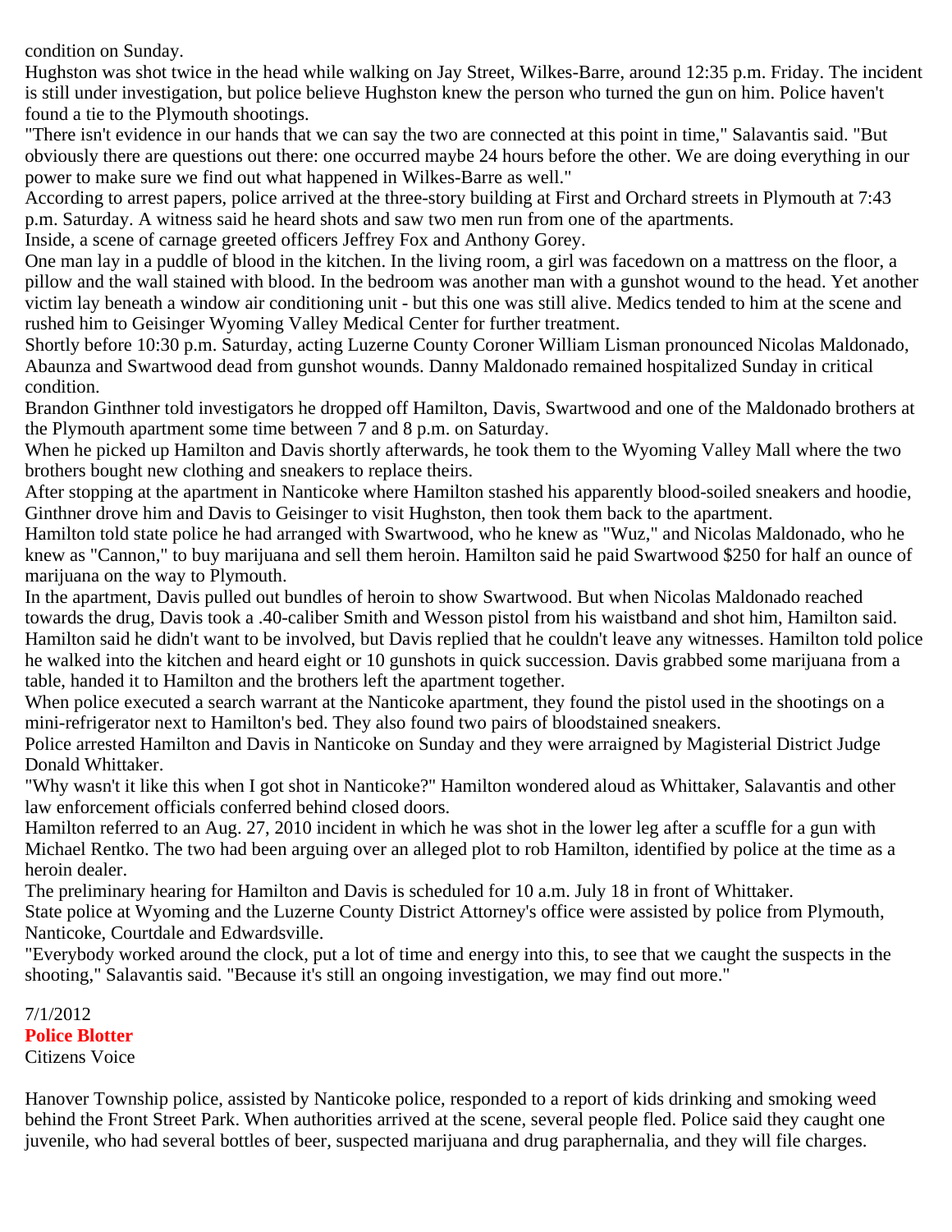condition on Sunday.

Hughston was shot twice in the head while walking on Jay Street, Wilkes-Barre, around 12:35 p.m. Friday. The incident is still under investigation, but police believe Hughston knew the person who turned the gun on him. Police haven't found a tie to the Plymouth shootings.

"There isn't evidence in our hands that we can say the two are connected at this point in time," Salavantis said. "But obviously there are questions out there: one occurred maybe 24 hours before the other. We are doing everything in our power to make sure we find out what happened in Wilkes-Barre as well."

According to arrest papers, police arrived at the three-story building at First and Orchard streets in Plymouth at 7:43 p.m. Saturday. A witness said he heard shots and saw two men run from one of the apartments.

Inside, a scene of carnage greeted officers Jeffrey Fox and Anthony Gorey.

One man lay in a puddle of blood in the kitchen. In the living room, a girl was facedown on a mattress on the floor, a pillow and the wall stained with blood. In the bedroom was another man with a gunshot wound to the head. Yet another victim lay beneath a window air conditioning unit - but this one was still alive. Medics tended to him at the scene and rushed him to Geisinger Wyoming Valley Medical Center for further treatment.

Shortly before 10:30 p.m. Saturday, acting Luzerne County Coroner William Lisman pronounced Nicolas Maldonado, Abaunza and Swartwood dead from gunshot wounds. Danny Maldonado remained hospitalized Sunday in critical condition.

Brandon Ginthner told investigators he dropped off Hamilton, Davis, Swartwood and one of the Maldonado brothers at the Plymouth apartment some time between 7 and 8 p.m. on Saturday.

When he picked up Hamilton and Davis shortly afterwards, he took them to the Wyoming Valley Mall where the two brothers bought new clothing and sneakers to replace theirs.

After stopping at the apartment in Nanticoke where Hamilton stashed his apparently blood-soiled sneakers and hoodie, Ginthner drove him and Davis to Geisinger to visit Hughston, then took them back to the apartment.

Hamilton told state police he had arranged with Swartwood, who he knew as "Wuz," and Nicolas Maldonado, who he knew as "Cannon," to buy marijuana and sell them heroin. Hamilton said he paid Swartwood $250 for half an ounce of marijuana on the way to Plymouth.

In the apartment, Davis pulled out bundles of heroin to show Swartwood. But when Nicolas Maldonado reached towards the drug, Davis took a .40-caliber Smith and Wesson pistol from his waistband and shot him, Hamilton said. Hamilton said he didn't want to be involved, but Davis replied that he couldn't leave any witnesses. Hamilton told police he walked into the kitchen and heard eight or 10 gunshots in quick succession. Davis grabbed some marijuana from a table, handed it to Hamilton and the brothers left the apartment together.

When police executed a search warrant at the Nanticoke apartment, they found the pistol used in the shootings on a mini-refrigerator next to Hamilton's bed. They also found two pairs of bloodstained sneakers.

Police arrested Hamilton and Davis in Nanticoke on Sunday and they were arraigned by Magisterial District Judge Donald Whittaker.

"Why wasn't it like this when I got shot in Nanticoke?" Hamilton wondered aloud as Whittaker, Salavantis and other law enforcement officials conferred behind closed doors.

Hamilton referred to an Aug. 27, 2010 incident in which he was shot in the lower leg after a scuffle for a gun with Michael Rentko. The two had been arguing over an alleged plot to rob Hamilton, identified by police at the time as a heroin dealer.

The preliminary hearing for Hamilton and Davis is scheduled for 10 a.m. July 18 in front of Whittaker.

State police at Wyoming and the Luzerne County District Attorney's office were assisted by police from Plymouth, Nanticoke, Courtdale and Edwardsville.

"Everybody worked around the clock, put a lot of time and energy into this, to see that we caught the suspects in the shooting," Salavantis said. "Because it's still an ongoing investigation, we may find out more."

7/1/2012
**Police Blotter**
Citizens Voice

Hanover Township police, assisted by Nanticoke police, responded to a report of kids drinking and smoking weed behind the Front Street Park. When authorities arrived at the scene, several people fled. Police said they caught one juvenile, who had several bottles of beer, suspected marijuana and drug paraphernalia, and they will file charges.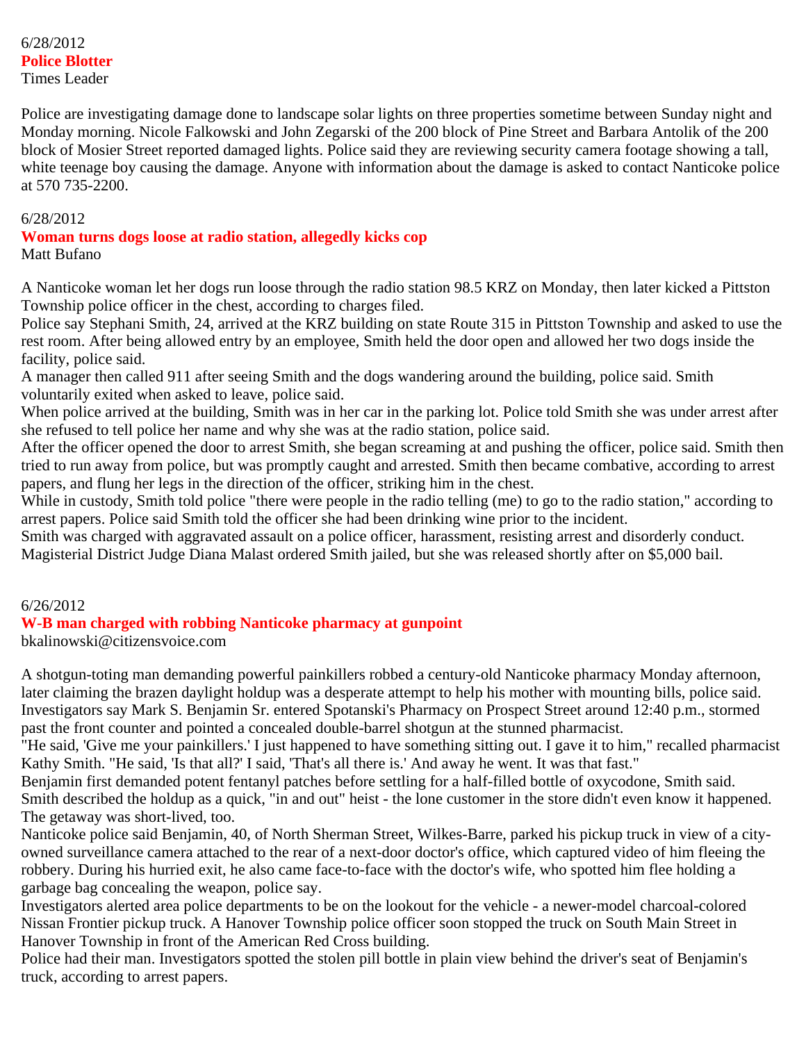6/28/2012
**Police Blotter**
Times Leader

Police are investigating damage done to landscape solar lights on three properties sometime between Sunday night and Monday morning. Nicole Falkowski and John Zegarski of the 200 block of Pine Street and Barbara Antolik of the 200 block of Mosier Street reported damaged lights. Police said they are reviewing security camera footage showing a tall, white teenage boy causing the damage. Anyone with information about the damage is asked to contact Nanticoke police at 570 735-2200.

6/28/2012
**Woman turns dogs loose at radio station, allegedly kicks cop**
Matt Bufano

A Nanticoke woman let her dogs run loose through the radio station 98.5 KRZ on Monday, then later kicked a Pittston Township police officer in the chest, according to charges filed.
Police say Stephani Smith, 24, arrived at the KRZ building on state Route 315 in Pittston Township and asked to use the rest room. After being allowed entry by an employee, Smith held the door open and allowed her two dogs inside the facility, police said.
A manager then called 911 after seeing Smith and the dogs wandering around the building, police said. Smith voluntarily exited when asked to leave, police said.
When police arrived at the building, Smith was in her car in the parking lot. Police told Smith she was under arrest after she refused to tell police her name and why she was at the radio station, police said.
After the officer opened the door to arrest Smith, she began screaming at and pushing the officer, police said. Smith then tried to run away from police, but was promptly caught and arrested. Smith then became combative, according to arrest papers, and flung her legs in the direction of the officer, striking him in the chest.
While in custody, Smith told police "there were people in the radio telling (me) to go to the radio station," according to arrest papers. Police said Smith told the officer she had been drinking wine prior to the incident.
Smith was charged with aggravated assault on a police officer, harassment, resisting arrest and disorderly conduct. Magisterial District Judge Diana Malast ordered Smith jailed, but she was released shortly after on $5,000 bail.

6/26/2012
**W-B man charged with robbing Nanticoke pharmacy at gunpoint**
bkalinowski@citizensvoice.com

A shotgun-toting man demanding powerful painkillers robbed a century-old Nanticoke pharmacy Monday afternoon, later claiming the brazen daylight holdup was a desperate attempt to help his mother with mounting bills, police said.
Investigators say Mark S. Benjamin Sr. entered Spotanski's Pharmacy on Prospect Street around 12:40 p.m., stormed past the front counter and pointed a concealed double-barrel shotgun at the stunned pharmacist.
"He said, 'Give me your painkillers.' I just happened to have something sitting out. I gave it to him," recalled pharmacist Kathy Smith. "He said, 'Is that all?' I said, 'That's all there is.' And away he went. It was that fast."
Benjamin first demanded potent fentanyl patches before settling for a half-filled bottle of oxycodone, Smith said.
Smith described the holdup as a quick, "in and out" heist - the lone customer in the store didn't even know it happened. The getaway was short-lived, too.
Nanticoke police said Benjamin, 40, of North Sherman Street, Wilkes-Barre, parked his pickup truck in view of a city-owned surveillance camera attached to the rear of a next-door doctor's office, which captured video of him fleeing the robbery. During his hurried exit, he also came face-to-face with the doctor's wife, who spotted him flee holding a garbage bag concealing the weapon, police say.
Investigators alerted area police departments to be on the lookout for the vehicle - a newer-model charcoal-colored Nissan Frontier pickup truck. A Hanover Township police officer soon stopped the truck on South Main Street in Hanover Township in front of the American Red Cross building.
Police had their man. Investigators spotted the stolen pill bottle in plain view behind the driver's seat of Benjamin's truck, according to arrest papers.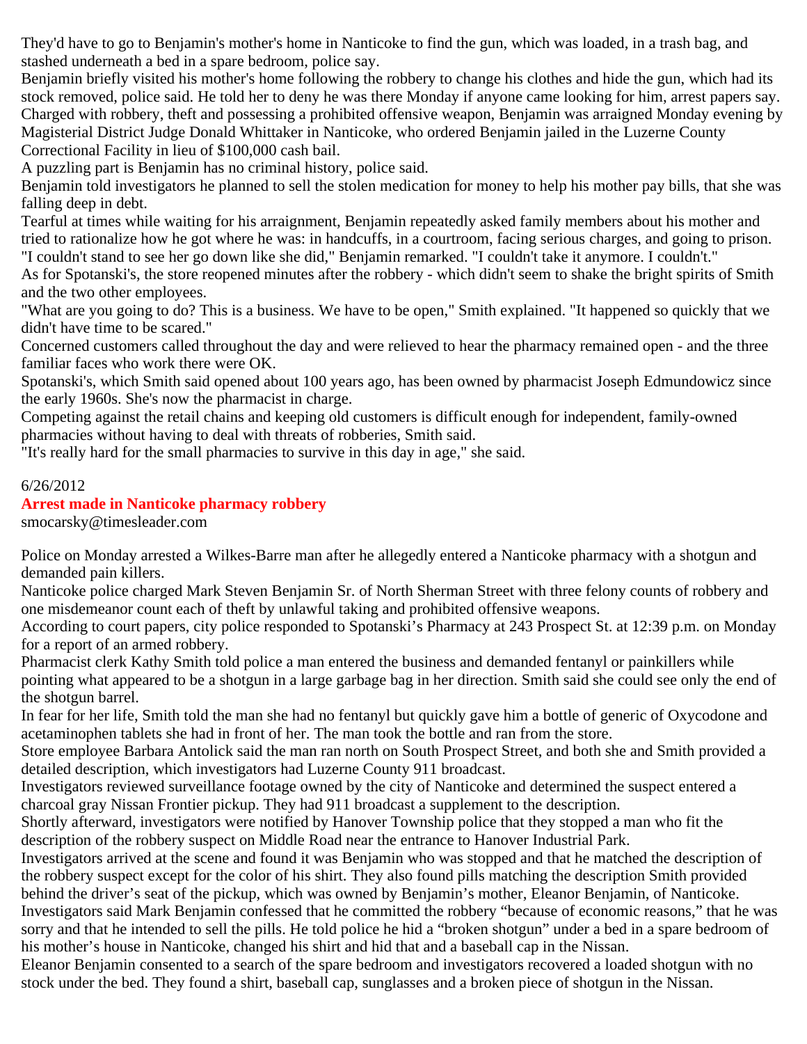They'd have to go to Benjamin's mother's home in Nanticoke to find the gun, which was loaded, in a trash bag, and stashed underneath a bed in a spare bedroom, police say.

Benjamin briefly visited his mother's home following the robbery to change his clothes and hide the gun, which had its stock removed, police said. He told her to deny he was there Monday if anyone came looking for him, arrest papers say.

Charged with robbery, theft and possessing a prohibited offensive weapon, Benjamin was arraigned Monday evening by Magisterial District Judge Donald Whittaker in Nanticoke, who ordered Benjamin jailed in the Luzerne County Correctional Facility in lieu of $100,000 cash bail.

A puzzling part is Benjamin has no criminal history, police said.

Benjamin told investigators he planned to sell the stolen medication for money to help his mother pay bills, that she was falling deep in debt.

Tearful at times while waiting for his arraignment, Benjamin repeatedly asked family members about his mother and tried to rationalize how he got where he was: in handcuffs, in a courtroom, facing serious charges, and going to prison.

"I couldn't stand to see her go down like she did," Benjamin remarked. "I couldn't take it anymore. I couldn't."

As for Spotanski's, the store reopened minutes after the robbery - which didn't seem to shake the bright spirits of Smith and the two other employees.

"What are you going to do? This is a business. We have to be open," Smith explained. "It happened so quickly that we didn't have time to be scared."

Concerned customers called throughout the day and were relieved to hear the pharmacy remained open - and the three familiar faces who work there were OK.

Spotanski's, which Smith said opened about 100 years ago, has been owned by pharmacist Joseph Edmundowicz since the early 1960s. She's now the pharmacist in charge.

Competing against the retail chains and keeping old customers is difficult enough for independent, family-owned pharmacies without having to deal with threats of robberies, Smith said.

"It's really hard for the small pharmacies to survive in this day in age," she said.

6/26/2012

**Arrest made in Nanticoke pharmacy robbery**

smocarsky@timesleader.com

Police on Monday arrested a Wilkes-Barre man after he allegedly entered a Nanticoke pharmacy with a shotgun and demanded pain killers.

Nanticoke police charged Mark Steven Benjamin Sr. of North Sherman Street with three felony counts of robbery and one misdemeanor count each of theft by unlawful taking and prohibited offensive weapons.

According to court papers, city police responded to Spotanski's Pharmacy at 243 Prospect St. at 12:39 p.m. on Monday for a report of an armed robbery.

Pharmacist clerk Kathy Smith told police a man entered the business and demanded fentanyl or painkillers while pointing what appeared to be a shotgun in a large garbage bag in her direction. Smith said she could see only the end of the shotgun barrel.

In fear for her life, Smith told the man she had no fentanyl but quickly gave him a bottle of generic of Oxycodone and acetaminophen tablets she had in front of her. The man took the bottle and ran from the store.

Store employee Barbara Antolick said the man ran north on South Prospect Street, and both she and Smith provided a detailed description, which investigators had Luzerne County 911 broadcast.

Investigators reviewed surveillance footage owned by the city of Nanticoke and determined the suspect entered a charcoal gray Nissan Frontier pickup. They had 911 broadcast a supplement to the description.

Shortly afterward, investigators were notified by Hanover Township police that they stopped a man who fit the description of the robbery suspect on Middle Road near the entrance to Hanover Industrial Park.

Investigators arrived at the scene and found it was Benjamin who was stopped and that he matched the description of the robbery suspect except for the color of his shirt. They also found pills matching the description Smith provided behind the driver's seat of the pickup, which was owned by Benjamin's mother, Eleanor Benjamin, of Nanticoke.

Investigators said Mark Benjamin confessed that he committed the robbery "because of economic reasons," that he was sorry and that he intended to sell the pills. He told police he hid a "broken shotgun" under a bed in a spare bedroom of his mother's house in Nanticoke, changed his shirt and hid that and a baseball cap in the Nissan.

Eleanor Benjamin consented to a search of the spare bedroom and investigators recovered a loaded shotgun with no stock under the bed. They found a shirt, baseball cap, sunglasses and a broken piece of shotgun in the Nissan.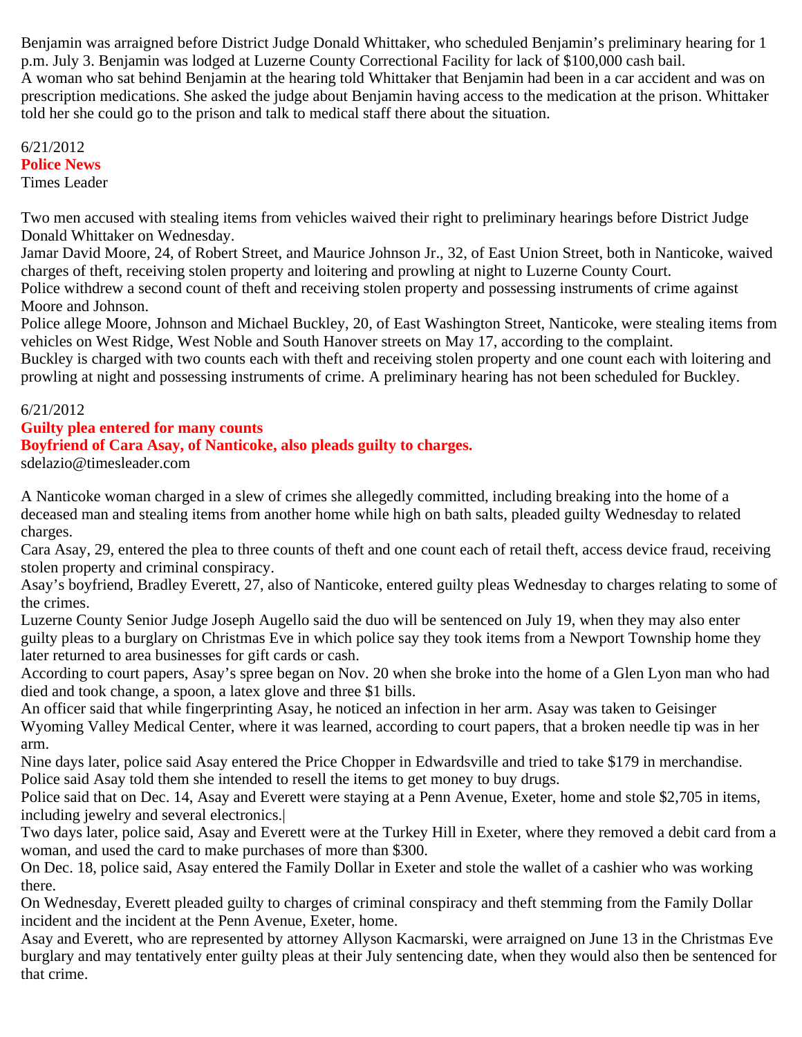Benjamin was arraigned before District Judge Donald Whittaker, who scheduled Benjamin's preliminary hearing for 1 p.m. July 3. Benjamin was lodged at Luzerne County Correctional Facility for lack of $100,000 cash bail.

A woman who sat behind Benjamin at the hearing told Whittaker that Benjamin had been in a car accident and was on prescription medications. She asked the judge about Benjamin having access to the medication at the prison. Whittaker told her she could go to the prison and talk to medical staff there about the situation.

6/21/2012

**Police News**

Times Leader

Two men accused with stealing items from vehicles waived their right to preliminary hearings before District Judge Donald Whittaker on Wednesday.

Jamar David Moore, 24, of Robert Street, and Maurice Johnson Jr., 32, of East Union Street, both in Nanticoke, waived charges of theft, receiving stolen property and loitering and prowling at night to Luzerne County Court.

Police withdrew a second count of theft and receiving stolen property and possessing instruments of crime against Moore and Johnson.

Police allege Moore, Johnson and Michael Buckley, 20, of East Washington Street, Nanticoke, were stealing items from vehicles on West Ridge, West Noble and South Hanover streets on May 17, according to the complaint.

Buckley is charged with two counts each with theft and receiving stolen property and one count each with loitering and prowling at night and possessing instruments of crime. A preliminary hearing has not been scheduled for Buckley.

6/21/2012

**Guilty plea entered for many counts**

**Boyfriend of Cara Asay, of Nanticoke, also pleads guilty to charges.**

sdelazio@timesleader.com

A Nanticoke woman charged in a slew of crimes she allegedly committed, including breaking into the home of a deceased man and stealing items from another home while high on bath salts, pleaded guilty Wednesday to related charges.

Cara Asay, 29, entered the plea to three counts of theft and one count each of retail theft, access device fraud, receiving stolen property and criminal conspiracy.

Asay's boyfriend, Bradley Everett, 27, also of Nanticoke, entered guilty pleas Wednesday to charges relating to some of the crimes.

Luzerne County Senior Judge Joseph Augello said the duo will be sentenced on July 19, when they may also enter guilty pleas to a burglary on Christmas Eve in which police say they took items from a Newport Township home they later returned to area businesses for gift cards or cash.

According to court papers, Asay's spree began on Nov. 20 when she broke into the home of a Glen Lyon man who had died and took change, a spoon, a latex glove and three $1 bills.

An officer said that while fingerprinting Asay, he noticed an infection in her arm. Asay was taken to Geisinger Wyoming Valley Medical Center, where it was learned, according to court papers, that a broken needle tip was in her arm.

Nine days later, police said Asay entered the Price Chopper in Edwardsville and tried to take $179 in merchandise. Police said Asay told them she intended to resell the items to get money to buy drugs.

Police said that on Dec. 14, Asay and Everett were staying at a Penn Avenue, Exeter, home and stole $2,705 in items, including jewelry and several electronics.|

Two days later, police said, Asay and Everett were at the Turkey Hill in Exeter, where they removed a debit card from a woman, and used the card to make purchases of more than $300.

On Dec. 18, police said, Asay entered the Family Dollar in Exeter and stole the wallet of a cashier who was working there.

On Wednesday, Everett pleaded guilty to charges of criminal conspiracy and theft stemming from the Family Dollar incident and the incident at the Penn Avenue, Exeter, home.

Asay and Everett, who are represented by attorney Allyson Kacmarski, were arraigned on June 13 in the Christmas Eve burglary and may tentatively enter guilty pleas at their July sentencing date, when they would also then be sentenced for that crime.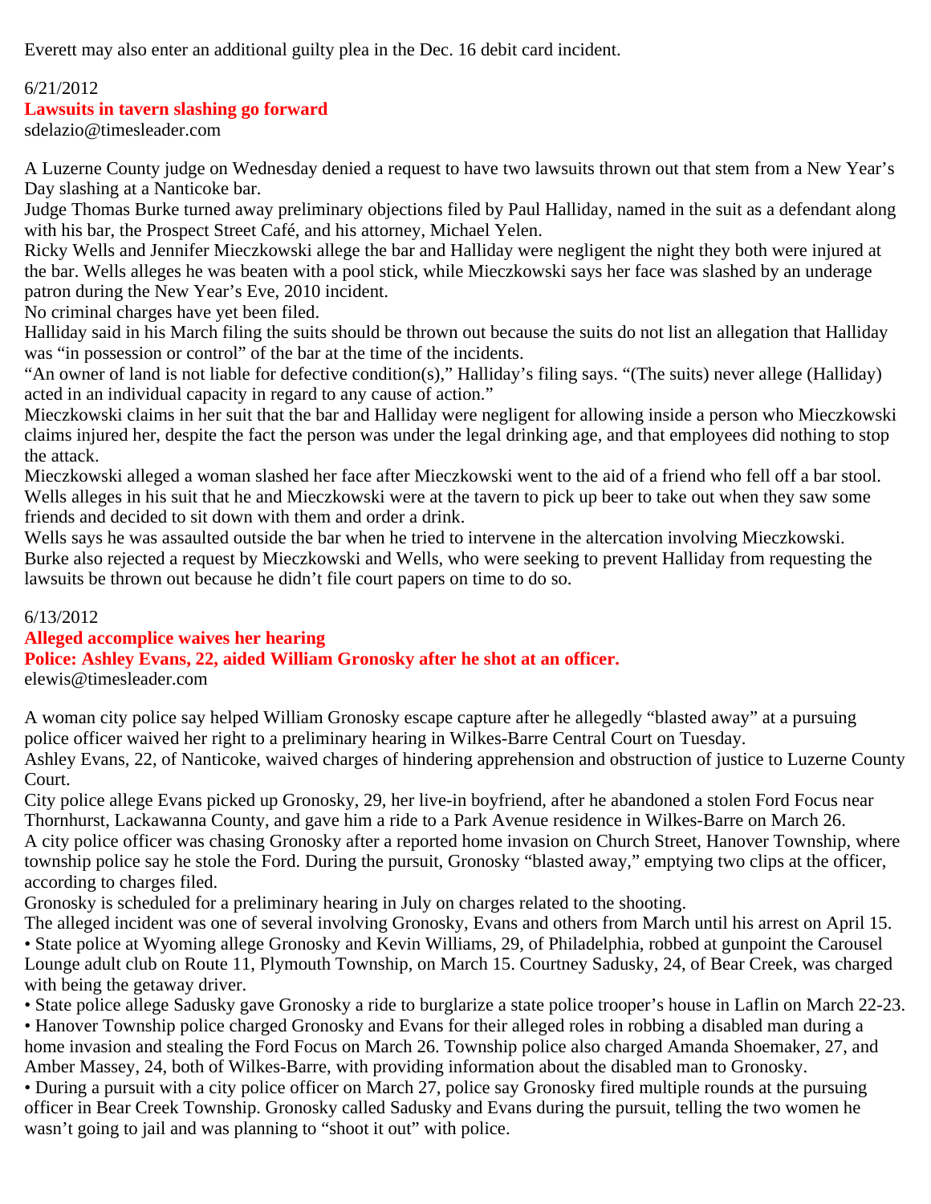Everett may also enter an additional guilty plea in the Dec. 16 debit card incident.

6/21/2012

## Lawsuits in tavern slashing go forward

sdelazio@timesleader.com

A Luzerne County judge on Wednesday denied a request to have two lawsuits thrown out that stem from a New Year's Day slashing at a Nanticoke bar.

Judge Thomas Burke turned away preliminary objections filed by Paul Halliday, named in the suit as a defendant along with his bar, the Prospect Street Café, and his attorney, Michael Yelen.

Ricky Wells and Jennifer Mieczkowski allege the bar and Halliday were negligent the night they both were injured at the bar. Wells alleges he was beaten with a pool stick, while Mieczkowski says her face was slashed by an underage patron during the New Year's Eve, 2010 incident.

No criminal charges have yet been filed.

Halliday said in his March filing the suits should be thrown out because the suits do not list an allegation that Halliday was "in possession or control" of the bar at the time of the incidents.

"An owner of land is not liable for defective condition(s)," Halliday's filing says. "(The suits) never allege (Halliday) acted in an individual capacity in regard to any cause of action."

Mieczkowski claims in her suit that the bar and Halliday were negligent for allowing inside a person who Mieczkowski claims injured her, despite the fact the person was under the legal drinking age, and that employees did nothing to stop the attack.

Mieczkowski alleged a woman slashed her face after Mieczkowski went to the aid of a friend who fell off a bar stool.

Wells alleges in his suit that he and Mieczkowski were at the tavern to pick up beer to take out when they saw some friends and decided to sit down with them and order a drink.

Wells says he was assaulted outside the bar when he tried to intervene in the altercation involving Mieczkowski.

Burke also rejected a request by Mieczkowski and Wells, who were seeking to prevent Halliday from requesting the lawsuits be thrown out because he didn't file court papers on time to do so.

6/13/2012

## Alleged accomplice waives her hearing

### Police: Ashley Evans, 22, aided William Gronosky after he shot at an officer.

elewis@timesleader.com

A woman city police say helped William Gronosky escape capture after he allegedly "blasted away" at a pursuing police officer waived her right to a preliminary hearing in Wilkes-Barre Central Court on Tuesday.

Ashley Evans, 22, of Nanticoke, waived charges of hindering apprehension and obstruction of justice to Luzerne County Court.

City police allege Evans picked up Gronosky, 29, her live-in boyfriend, after he abandoned a stolen Ford Focus near Thornhurst, Lackawanna County, and gave him a ride to a Park Avenue residence in Wilkes-Barre on March 26.

A city police officer was chasing Gronosky after a reported home invasion on Church Street, Hanover Township, where township police say he stole the Ford. During the pursuit, Gronosky "blasted away," emptying two clips at the officer, according to charges filed.

Gronosky is scheduled for a preliminary hearing in July on charges related to the shooting.

The alleged incident was one of several involving Gronosky, Evans and others from March until his arrest on April 15.

- State police at Wyoming allege Gronosky and Kevin Williams, 29, of Philadelphia, robbed at gunpoint the Carousel Lounge adult club on Route 11, Plymouth Township, on March 15. Courtney Sadusky, 24, of Bear Creek, was charged with being the getaway driver.
- State police allege Sadusky gave Gronosky a ride to burglarize a state police trooper's house in Laflin on March 22-23.
- Hanover Township police charged Gronosky and Evans for their alleged roles in robbing a disabled man during a home invasion and stealing the Ford Focus on March 26. Township police also charged Amanda Shoemaker, 27, and Amber Massey, 24, both of Wilkes-Barre, with providing information about the disabled man to Gronosky.
- During a pursuit with a city police officer on March 27, police say Gronosky fired multiple rounds at the pursuing officer in Bear Creek Township. Gronosky called Sadusky and Evans during the pursuit, telling the two women he wasn't going to jail and was planning to "shoot it out" with police.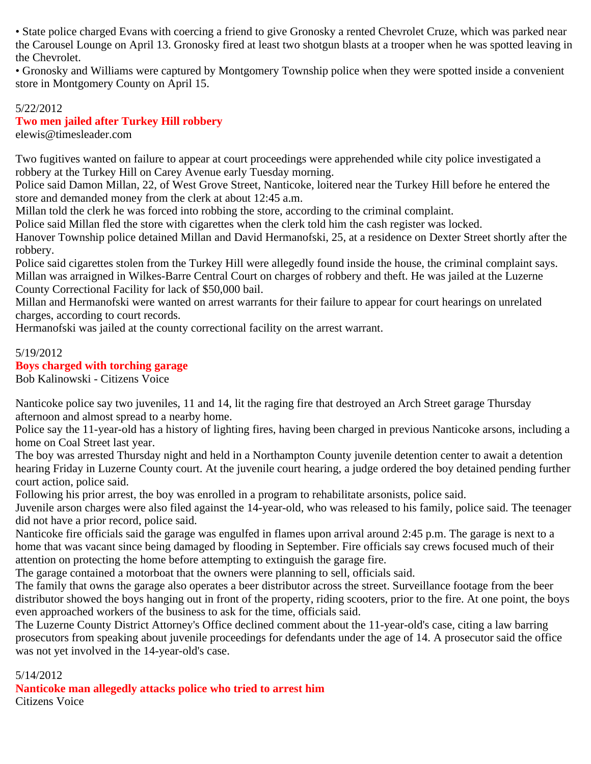• State police charged Evans with coercing a friend to give Gronosky a rented Chevrolet Cruze, which was parked near the Carousel Lounge on April 13. Gronosky fired at least two shotgun blasts at a trooper when he was spotted leaving in the Chevrolet.
• Gronosky and Williams were captured by Montgomery Township police when they were spotted inside a convenient store in Montgomery County on April 15.

5/22/2012

**Two men jailed after Turkey Hill robbery**

elewis@timesleader.com

Two fugitives wanted on failure to appear at court proceedings were apprehended while city police investigated a robbery at the Turkey Hill on Carey Avenue early Tuesday morning.
Police said Damon Millan, 22, of West Grove Street, Nanticoke, loitered near the Turkey Hill before he entered the store and demanded money from the clerk at about 12:45 a.m.
Millan told the clerk he was forced into robbing the store, according to the criminal complaint.
Police said Millan fled the store with cigarettes when the clerk told him the cash register was locked.
Hanover Township police detained Millan and David Hermanofski, 25, at a residence on Dexter Street shortly after the robbery.
Police said cigarettes stolen from the Turkey Hill were allegedly found inside the house, the criminal complaint says.
Millan was arraigned in Wilkes-Barre Central Court on charges of robbery and theft. He was jailed at the Luzerne County Correctional Facility for lack of $50,000 bail.
Millan and Hermanofski were wanted on arrest warrants for their failure to appear for court hearings on unrelated charges, according to court records.
Hermanofski was jailed at the county correctional facility on the arrest warrant.

5/19/2012

**Boys charged with torching garage**

Bob Kalinowski - Citizens Voice

Nanticoke police say two juveniles, 11 and 14, lit the raging fire that destroyed an Arch Street garage Thursday afternoon and almost spread to a nearby home.
Police say the 11-year-old has a history of lighting fires, having been charged in previous Nanticoke arsons, including a home on Coal Street last year.
The boy was arrested Thursday night and held in a Northampton County juvenile detention center to await a detention hearing Friday in Luzerne County court. At the juvenile court hearing, a judge ordered the boy detained pending further court action, police said.
Following his prior arrest, the boy was enrolled in a program to rehabilitate arsonists, police said.
Juvenile arson charges were also filed against the 14-year-old, who was released to his family, police said. The teenager did not have a prior record, police said.
Nanticoke fire officials said the garage was engulfed in flames upon arrival around 2:45 p.m. The garage is next to a home that was vacant since being damaged by flooding in September. Fire officials say crews focused much of their attention on protecting the home before attempting to extinguish the garage fire.
The garage contained a motorboat that the owners were planning to sell, officials said.
The family that owns the garage also operates a beer distributor across the street. Surveillance footage from the beer distributor showed the boys hanging out in front of the property, riding scooters, prior to the fire. At one point, the boys even approached workers of the business to ask for the time, officials said.
The Luzerne County District Attorney's Office declined comment about the 11-year-old's case, citing a law barring prosecutors from speaking about juvenile proceedings for defendants under the age of 14. A prosecutor said the office was not yet involved in the 14-year-old's case.

5/14/2012

**Nanticoke man allegedly attacks police who tried to arrest him**

Citizens Voice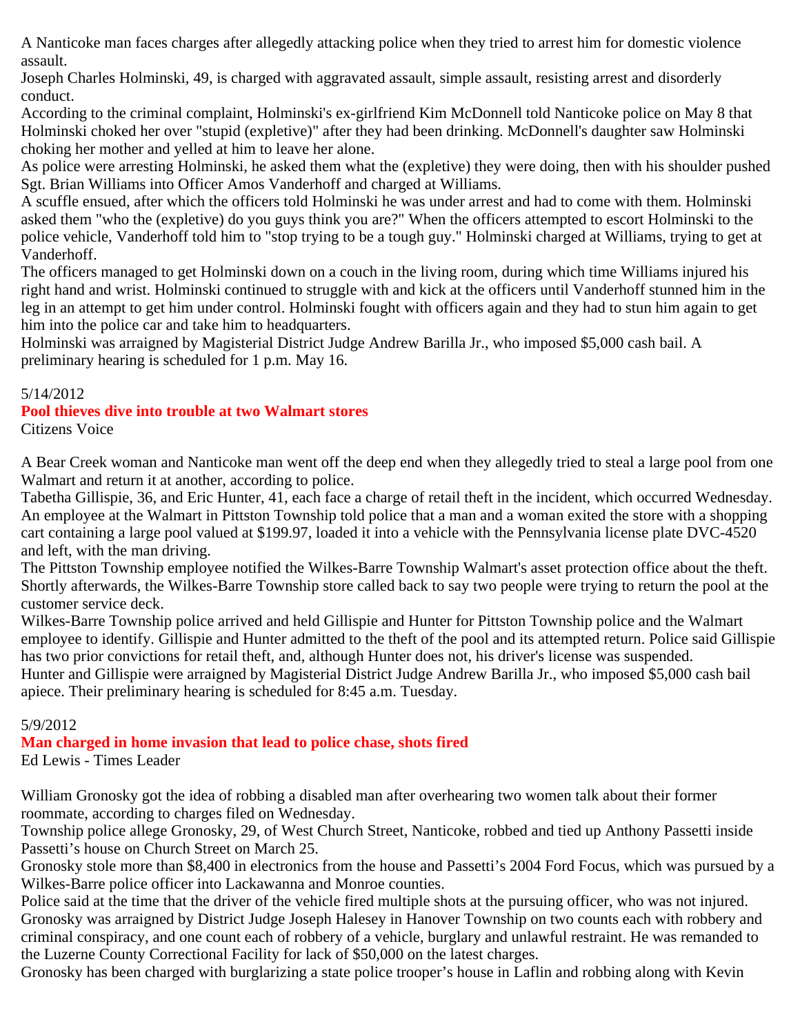A Nanticoke man faces charges after allegedly attacking police when they tried to arrest him for domestic violence assault.

Joseph Charles Holminski, 49, is charged with aggravated assault, simple assault, resisting arrest and disorderly conduct.

According to the criminal complaint, Holminski's ex-girlfriend Kim McDonnell told Nanticoke police on May 8 that Holminski choked her over "stupid (expletive)" after they had been drinking. McDonnell's daughter saw Holminski choking her mother and yelled at him to leave her alone.

As police were arresting Holminski, he asked them what the (expletive) they were doing, then with his shoulder pushed Sgt. Brian Williams into Officer Amos Vanderhoff and charged at Williams.

A scuffle ensued, after which the officers told Holminski he was under arrest and had to come with them. Holminski asked them "who the (expletive) do you guys think you are?" When the officers attempted to escort Holminski to the police vehicle, Vanderhoff told him to "stop trying to be a tough guy." Holminski charged at Williams, trying to get at Vanderhoff.

The officers managed to get Holminski down on a couch in the living room, during which time Williams injured his right hand and wrist. Holminski continued to struggle with and kick at the officers until Vanderhoff stunned him in the leg in an attempt to get him under control. Holminski fought with officers again and they had to stun him again to get him into the police car and take him to headquarters.

Holminski was arraigned by Magisterial District Judge Andrew Barilla Jr., who imposed $5,000 cash bail. A preliminary hearing is scheduled for 1 p.m. May 16.

5/14/2012

**Pool thieves dive into trouble at two Walmart stores**

Citizens Voice

A Bear Creek woman and Nanticoke man went off the deep end when they allegedly tried to steal a large pool from one Walmart and return it at another, according to police.

Tabetha Gillispie, 36, and Eric Hunter, 41, each face a charge of retail theft in the incident, which occurred Wednesday.

An employee at the Walmart in Pittston Township told police that a man and a woman exited the store with a shopping cart containing a large pool valued at $199.97, loaded it into a vehicle with the Pennsylvania license plate DVC-4520 and left, with the man driving.

The Pittston Township employee notified the Wilkes-Barre Township Walmart's asset protection office about the theft. Shortly afterwards, the Wilkes-Barre Township store called back to say two people were trying to return the pool at the customer service deck.

Wilkes-Barre Township police arrived and held Gillispie and Hunter for Pittston Township police and the Walmart employee to identify. Gillispie and Hunter admitted to the theft of the pool and its attempted return. Police said Gillispie has two prior convictions for retail theft, and, although Hunter does not, his driver's license was suspended.

Hunter and Gillispie were arraigned by Magisterial District Judge Andrew Barilla Jr., who imposed $5,000 cash bail apiece. Their preliminary hearing is scheduled for 8:45 a.m. Tuesday.

5/9/2012

**Man charged in home invasion that lead to police chase, shots fired**

Ed Lewis - Times Leader

William Gronosky got the idea of robbing a disabled man after overhearing two women talk about their former roommate, according to charges filed on Wednesday.

Township police allege Gronosky, 29, of West Church Street, Nanticoke, robbed and tied up Anthony Passetti inside Passetti's house on Church Street on March 25.

Gronosky stole more than $8,400 in electronics from the house and Passetti's 2004 Ford Focus, which was pursued by a Wilkes-Barre police officer into Lackawanna and Monroe counties.

Police said at the time that the driver of the vehicle fired multiple shots at the pursuing officer, who was not injured.

Gronosky was arraigned by District Judge Joseph Halesey in Hanover Township on two counts each with robbery and criminal conspiracy, and one count each of robbery of a vehicle, burglary and unlawful restraint. He was remanded to the Luzerne County Correctional Facility for lack of $50,000 on the latest charges.

Gronosky has been charged with burglarizing a state police trooper's house in Laflin and robbing along with Kevin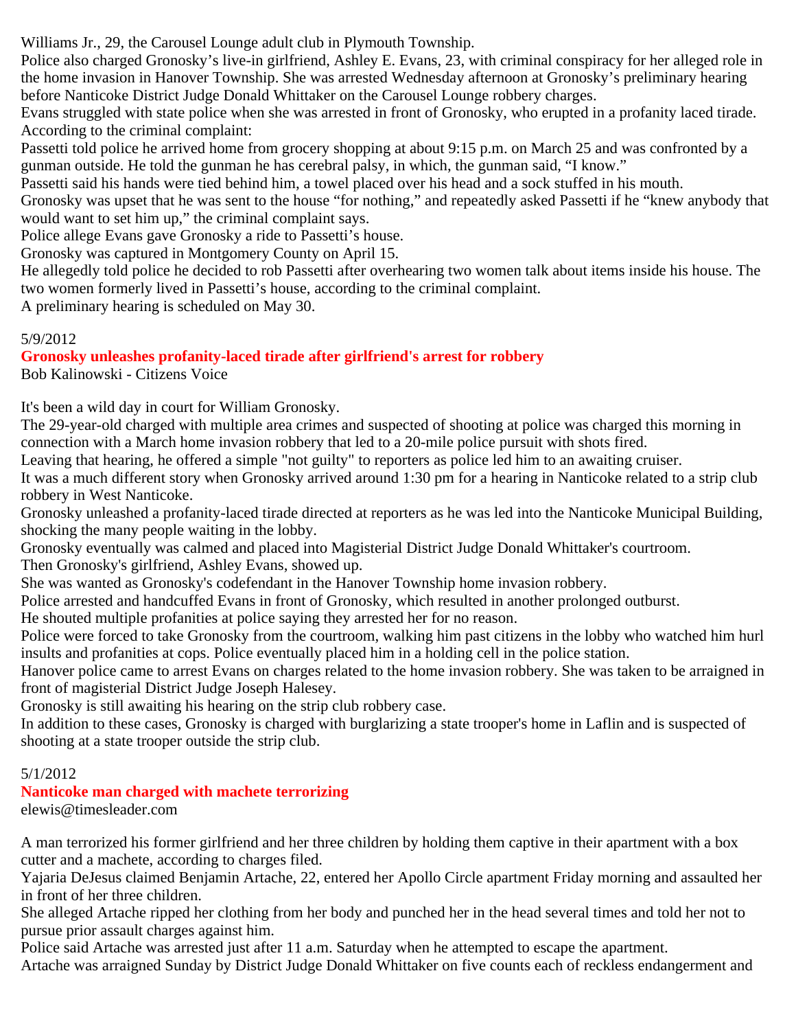Williams Jr., 29, the Carousel Lounge adult club in Plymouth Township.

Police also charged Gronosky's live-in girlfriend, Ashley E. Evans, 23, with criminal conspiracy for her alleged role in the home invasion in Hanover Township. She was arrested Wednesday afternoon at Gronosky's preliminary hearing before Nanticoke District Judge Donald Whittaker on the Carousel Lounge robbery charges.

Evans struggled with state police when she was arrested in front of Gronosky, who erupted in a profanity laced tirade.

According to the criminal complaint:

Passetti told police he arrived home from grocery shopping at about 9:15 p.m. on March 25 and was confronted by a gunman outside. He told the gunman he has cerebral palsy, in which, the gunman said, "I know."

Passetti said his hands were tied behind him, a towel placed over his head and a sock stuffed in his mouth.

Gronosky was upset that he was sent to the house "for nothing," and repeatedly asked Passetti if he "knew anybody that would want to set him up," the criminal complaint says.

Police allege Evans gave Gronosky a ride to Passetti's house.

Gronosky was captured in Montgomery County on April 15.

He allegedly told police he decided to rob Passetti after overhearing two women talk about items inside his house. The two women formerly lived in Passetti's house, according to the criminal complaint.

A preliminary hearing is scheduled on May 30.

5/9/2012

## Gronosky unleashes profanity-laced tirade after girlfriend's arrest for robbery

Bob Kalinowski - Citizens Voice

It's been a wild day in court for William Gronosky.

The 29-year-old charged with multiple area crimes and suspected of shooting at police was charged this morning in connection with a March home invasion robbery that led to a 20-mile police pursuit with shots fired.

Leaving that hearing, he offered a simple "not guilty" to reporters as police led him to an awaiting cruiser.

It was a much different story when Gronosky arrived around 1:30 pm for a hearing in Nanticoke related to a strip club robbery in West Nanticoke.

Gronosky unleashed a profanity-laced tirade directed at reporters as he was led into the Nanticoke Municipal Building, shocking the many people waiting in the lobby.

Gronosky eventually was calmed and placed into Magisterial District Judge Donald Whittaker's courtroom.

Then Gronosky's girlfriend, Ashley Evans, showed up.

She was wanted as Gronosky's codefendant in the Hanover Township home invasion robbery.

Police arrested and handcuffed Evans in front of Gronosky, which resulted in another prolonged outburst.

He shouted multiple profanities at police saying they arrested her for no reason.

Police were forced to take Gronosky from the courtroom, walking him past citizens in the lobby who watched him hurl insults and profanities at cops. Police eventually placed him in a holding cell in the police station.

Hanover police came to arrest Evans on charges related to the home invasion robbery. She was taken to be arraigned in front of magisterial District Judge Joseph Halesey.

Gronosky is still awaiting his hearing on the strip club robbery case.

In addition to these cases, Gronosky is charged with burglarizing a state trooper's home in Laflin and is suspected of shooting at a state trooper outside the strip club.

5/1/2012

## Nanticoke man charged with machete terrorizing

elewis@timesleader.com

A man terrorized his former girlfriend and her three children by holding them captive in their apartment with a box cutter and a machete, according to charges filed.

Yajaria DeJesus claimed Benjamin Artache, 22, entered her Apollo Circle apartment Friday morning and assaulted her in front of her three children.

She alleged Artache ripped her clothing from her body and punched her in the head several times and told her not to pursue prior assault charges against him.

Police said Artache was arrested just after 11 a.m. Saturday when he attempted to escape the apartment.

Artache was arraigned Sunday by District Judge Donald Whittaker on five counts each of reckless endangerment and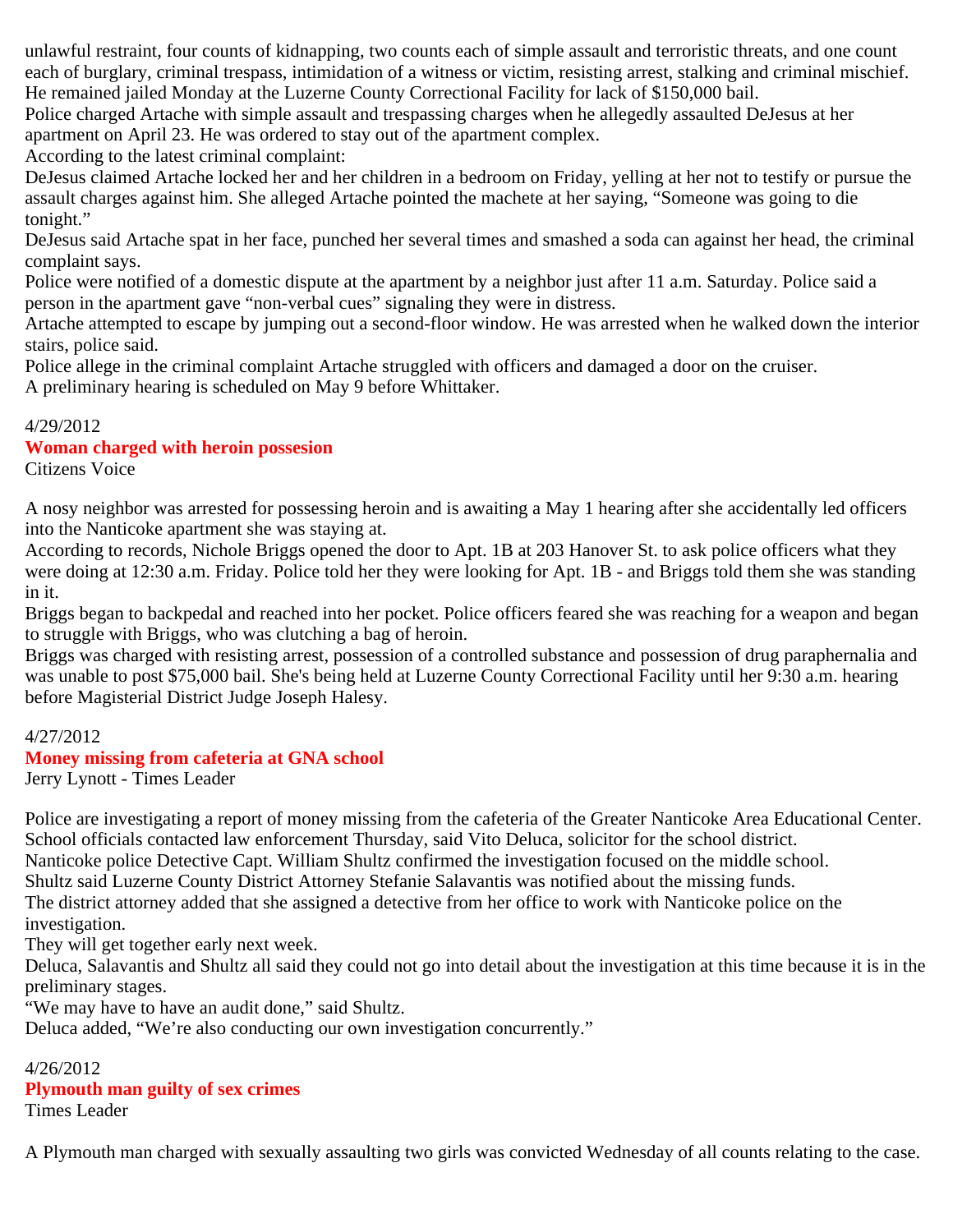unlawful restraint, four counts of kidnapping, two counts each of simple assault and terroristic threats, and one count each of burglary, criminal trespass, intimidation of a witness or victim, resisting arrest, stalking and criminal mischief. He remained jailed Monday at the Luzerne County Correctional Facility for lack of $150,000 bail.

Police charged Artache with simple assault and trespassing charges when he allegedly assaulted DeJesus at her apartment on April 23. He was ordered to stay out of the apartment complex.

According to the latest criminal complaint:

DeJesus claimed Artache locked her and her children in a bedroom on Friday, yelling at her not to testify or pursue the assault charges against him. She alleged Artache pointed the machete at her saying, “Someone was going to die tonight.”

DeJesus said Artache spat in her face, punched her several times and smashed a soda can against her head, the criminal complaint says.

Police were notified of a domestic dispute at the apartment by a neighbor just after 11 a.m. Saturday. Police said a person in the apartment gave “non-verbal cues” signaling they were in distress.

Artache attempted to escape by jumping out a second-floor window. He was arrested when he walked down the interior stairs, police said.

Police allege in the criminal complaint Artache struggled with officers and damaged a door on the cruiser.

A preliminary hearing is scheduled on May 9 before Whittaker.

4/29/2012

**Woman charged with heroin possesion**

Citizens Voice

A nosy neighbor was arrested for possessing heroin and is awaiting a May 1 hearing after she accidentally led officers into the Nanticoke apartment she was staying at.

According to records, Nichole Briggs opened the door to Apt. 1B at 203 Hanover St. to ask police officers what they were doing at 12:30 a.m. Friday. Police told her they were looking for Apt. 1B - and Briggs told them she was standing in it.

Briggs began to backpedal and reached into her pocket. Police officers feared she was reaching for a weapon and began to struggle with Briggs, who was clutching a bag of heroin.

Briggs was charged with resisting arrest, possession of a controlled substance and possession of drug paraphernalia and was unable to post $75,000 bail. She's being held at Luzerne County Correctional Facility until her 9:30 a.m. hearing before Magisterial District Judge Joseph Halesy.

4/27/2012

**Money missing from cafeteria at GNA school**

Jerry Lynott - Times Leader

Police are investigating a report of money missing from the cafeteria of the Greater Nanticoke Area Educational Center. School officials contacted law enforcement Thursday, said Vito Deluca, solicitor for the school district.

Nanticoke police Detective Capt. William Shultz confirmed the investigation focused on the middle school.

Shultz said Luzerne County District Attorney Stefanie Salavantis was notified about the missing funds.

The district attorney added that she assigned a detective from her office to work with Nanticoke police on the investigation.

They will get together early next week.

Deluca, Salavantis and Shultz all said they could not go into detail about the investigation at this time because it is in the preliminary stages.

“We may have to have an audit done,” said Shultz.

Deluca added, “We’re also conducting our own investigation concurrently.”

4/26/2012

**Plymouth man guilty of sex crimes**

Times Leader

A Plymouth man charged with sexually assaulting two girls was convicted Wednesday of all counts relating to the case.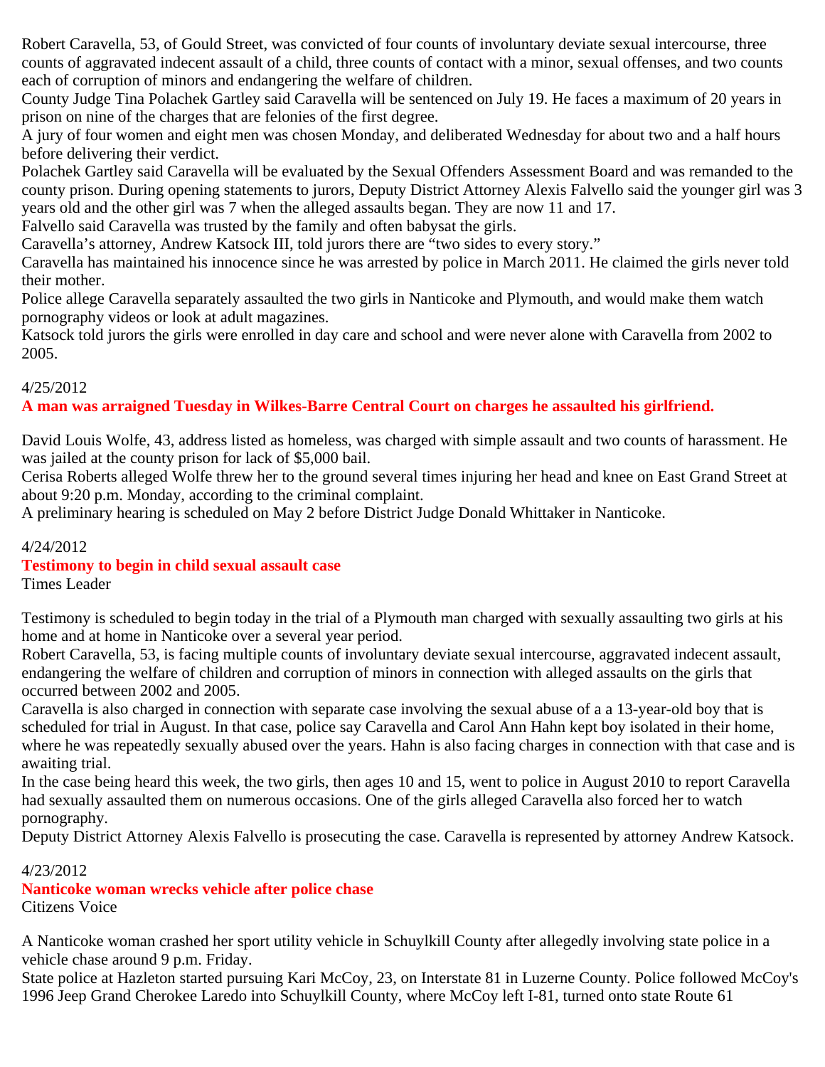Robert Caravella, 53, of Gould Street, was convicted of four counts of involuntary deviate sexual intercourse, three counts of aggravated indecent assault of a child, three counts of contact with a minor, sexual offenses, and two counts each of corruption of minors and endangering the welfare of children.

County Judge Tina Polachek Gartley said Caravella will be sentenced on July 19. He faces a maximum of 20 years in prison on nine of the charges that are felonies of the first degree.

A jury of four women and eight men was chosen Monday, and deliberated Wednesday for about two and a half hours before delivering their verdict.

Polachek Gartley said Caravella will be evaluated by the Sexual Offenders Assessment Board and was remanded to the county prison. During opening statements to jurors, Deputy District Attorney Alexis Falvello said the younger girl was 3 years old and the other girl was 7 when the alleged assaults began. They are now 11 and 17.

Falvello said Caravella was trusted by the family and often babysat the girls.

Caravella's attorney, Andrew Katsock III, told jurors there are "two sides to every story."

Caravella has maintained his innocence since he was arrested by police in March 2011. He claimed the girls never told their mother.

Police allege Caravella separately assaulted the two girls in Nanticoke and Plymouth, and would make them watch pornography videos or look at adult magazines.

Katsock told jurors the girls were enrolled in day care and school and were never alone with Caravella from 2002 to 2005.

4/25/2012

**A man was arraigned Tuesday in Wilkes-Barre Central Court on charges he assaulted his girlfriend.**

David Louis Wolfe, 43, address listed as homeless, was charged with simple assault and two counts of harassment. He was jailed at the county prison for lack of $5,000 bail.

Cerisa Roberts alleged Wolfe threw her to the ground several times injuring her head and knee on East Grand Street at about 9:20 p.m. Monday, according to the criminal complaint.

A preliminary hearing is scheduled on May 2 before District Judge Donald Whittaker in Nanticoke.

4/24/2012

**Testimony to begin in child sexual assault case**

Times Leader

Testimony is scheduled to begin today in the trial of a Plymouth man charged with sexually assaulting two girls at his home and at home in Nanticoke over a several year period.

Robert Caravella, 53, is facing multiple counts of involuntary deviate sexual intercourse, aggravated indecent assault, endangering the welfare of children and corruption of minors in connection with alleged assaults on the girls that occurred between 2002 and 2005.

Caravella is also charged in connection with separate case involving the sexual abuse of a a 13-year-old boy that is scheduled for trial in August. In that case, police say Caravella and Carol Ann Hahn kept boy isolated in their home, where he was repeatedly sexually abused over the years. Hahn is also facing charges in connection with that case and is awaiting trial.

In the case being heard this week, the two girls, then ages 10 and 15, went to police in August 2010 to report Caravella had sexually assaulted them on numerous occasions. One of the girls alleged Caravella also forced her to watch pornography.

Deputy District Attorney Alexis Falvello is prosecuting the case. Caravella is represented by attorney Andrew Katsock.

4/23/2012

**Nanticoke woman wrecks vehicle after police chase**

Citizens Voice

A Nanticoke woman crashed her sport utility vehicle in Schuylkill County after allegedly involving state police in a vehicle chase around 9 p.m. Friday.

State police at Hazleton started pursuing Kari McCoy, 23, on Interstate 81 in Luzerne County. Police followed McCoy's 1996 Jeep Grand Cherokee Laredo into Schuylkill County, where McCoy left I-81, turned onto state Route 61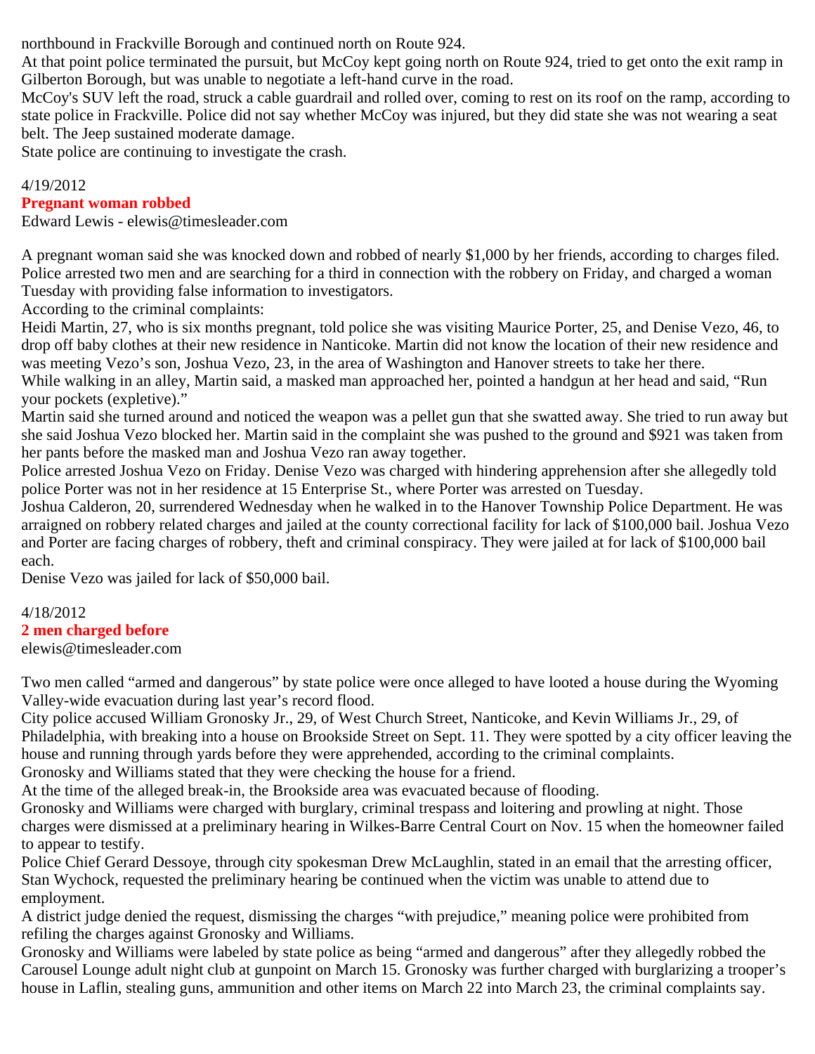northbound in Frackville Borough and continued north on Route 924.

At that point police terminated the pursuit, but McCoy kept going north on Route 924, tried to get onto the exit ramp in Gilberton Borough, but was unable to negotiate a left-hand curve in the road.

McCoy's SUV left the road, struck a cable guardrail and rolled over, coming to rest on its roof on the ramp, according to state police in Frackville. Police did not say whether McCoy was injured, but they did state she was not wearing a seat belt. The Jeep sustained moderate damage.

State police are continuing to investigate the crash.

4/19/2012

## Pregnant woman robbed

Edward Lewis - elewis@timesleader.com

A pregnant woman said she was knocked down and robbed of nearly $1,000 by her friends, according to charges filed. Police arrested two men and are searching for a third in connection with the robbery on Friday, and charged a woman Tuesday with providing false information to investigators.

According to the criminal complaints:

Heidi Martin, 27, who is six months pregnant, told police she was visiting Maurice Porter, 25, and Denise Vezo, 46, to drop off baby clothes at their new residence in Nanticoke. Martin did not know the location of their new residence and was meeting Vezo's son, Joshua Vezo, 23, in the area of Washington and Hanover streets to take her there.

While walking in an alley, Martin said, a masked man approached her, pointed a handgun at her head and said, "Run your pockets (expletive)."

Martin said she turned around and noticed the weapon was a pellet gun that she swatted away. She tried to run away but she said Joshua Vezo blocked her. Martin said in the complaint she was pushed to the ground and $921 was taken from her pants before the masked man and Joshua Vezo ran away together.

Police arrested Joshua Vezo on Friday. Denise Vezo was charged with hindering apprehension after she allegedly told police Porter was not in her residence at 15 Enterprise St., where Porter was arrested on Tuesday.

Joshua Calderon, 20, surrendered Wednesday when he walked in to the Hanover Township Police Department. He was arraigned on robbery related charges and jailed at the county correctional facility for lack of $100,000 bail. Joshua Vezo and Porter are facing charges of robbery, theft and criminal conspiracy. They were jailed at for lack of $100,000 bail each.

Denise Vezo was jailed for lack of $50,000 bail.

4/18/2012

## 2 men charged before

elewis@timesleader.com

Two men called "armed and dangerous" by state police were once alleged to have looted a house during the Wyoming Valley-wide evacuation during last year's record flood.

City police accused William Gronosky Jr., 29, of West Church Street, Nanticoke, and Kevin Williams Jr., 29, of Philadelphia, with breaking into a house on Brookside Street on Sept. 11. They were spotted by a city officer leaving the house and running through yards before they were apprehended, according to the criminal complaints.

Gronosky and Williams stated that they were checking the house for a friend.

At the time of the alleged break-in, the Brookside area was evacuated because of flooding.

Gronosky and Williams were charged with burglary, criminal trespass and loitering and prowling at night. Those charges were dismissed at a preliminary hearing in Wilkes-Barre Central Court on Nov. 15 when the homeowner failed to appear to testify.

Police Chief Gerard Dessoye, through city spokesman Drew McLaughlin, stated in an email that the arresting officer, Stan Wychock, requested the preliminary hearing be continued when the victim was unable to attend due to employment.

A district judge denied the request, dismissing the charges "with prejudice," meaning police were prohibited from refiling the charges against Gronosky and Williams.

Gronosky and Williams were labeled by state police as being "armed and dangerous" after they allegedly robbed the Carousel Lounge adult night club at gunpoint on March 15. Gronosky was further charged with burglarizing a trooper's house in Laflin, stealing guns, ammunition and other items on March 22 into March 23, the criminal complaints say.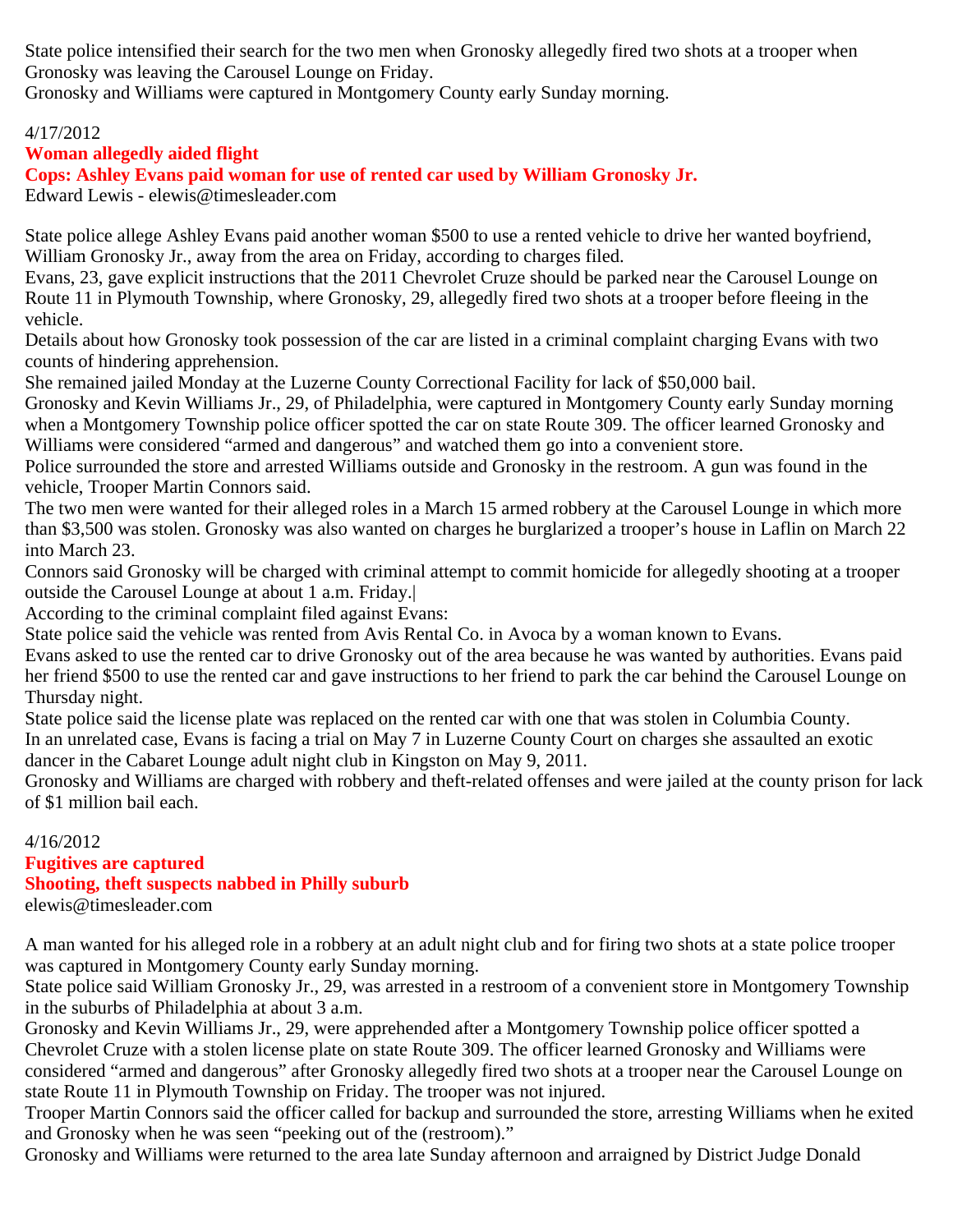State police intensified their search for the two men when Gronosky allegedly fired two shots at a trooper when Gronosky was leaving the Carousel Lounge on Friday.
Gronosky and Williams were captured in Montgomery County early Sunday morning.

4/17/2012

**Woman allegedly aided flight**

**Cops: Ashley Evans paid woman for use of rented car used by William Gronosky Jr.**

Edward Lewis - elewis@timesleader.com

State police allege Ashley Evans paid another woman $500 to use a rented vehicle to drive her wanted boyfriend, William Gronosky Jr., away from the area on Friday, according to charges filed.
Evans, 23, gave explicit instructions that the 2011 Chevrolet Cruze should be parked near the Carousel Lounge on Route 11 in Plymouth Township, where Gronosky, 29, allegedly fired two shots at a trooper before fleeing in the vehicle.
Details about how Gronosky took possession of the car are listed in a criminal complaint charging Evans with two counts of hindering apprehension.
She remained jailed Monday at the Luzerne County Correctional Facility for lack of $50,000 bail.
Gronosky and Kevin Williams Jr., 29, of Philadelphia, were captured in Montgomery County early Sunday morning when a Montgomery Township police officer spotted the car on state Route 309. The officer learned Gronosky and Williams were considered “armed and dangerous” and watched them go into a convenient store.
Police surrounded the store and arrested Williams outside and Gronosky in the restroom. A gun was found in the vehicle, Trooper Martin Connors said.
The two men were wanted for their alleged roles in a March 15 armed robbery at the Carousel Lounge in which more than $3,500 was stolen. Gronosky was also wanted on charges he burglarized a trooper’s house in Laflin on March 22 into March 23.
Connors said Gronosky will be charged with criminal attempt to commit homicide for allegedly shooting at a trooper outside the Carousel Lounge at about 1 a.m. Friday.|
According to the criminal complaint filed against Evans:
State police said the vehicle was rented from Avis Rental Co. in Avoca by a woman known to Evans.
Evans asked to use the rented car to drive Gronosky out of the area because he was wanted by authorities. Evans paid her friend $500 to use the rented car and gave instructions to her friend to park the car behind the Carousel Lounge on Thursday night.
State police said the license plate was replaced on the rented car with one that was stolen in Columbia County.
In an unrelated case, Evans is facing a trial on May 7 in Luzerne County Court on charges she assaulted an exotic dancer in the Cabaret Lounge adult night club in Kingston on May 9, 2011.
Gronosky and Williams are charged with robbery and theft-related offenses and were jailed at the county prison for lack of $1 million bail each.

4/16/2012

**Fugitives are captured**

**Shooting, theft suspects nabbed in Philly suburb**

elewis@timesleader.com

A man wanted for his alleged role in a robbery at an adult night club and for firing two shots at a state police trooper was captured in Montgomery County early Sunday morning.
State police said William Gronosky Jr., 29, was arrested in a restroom of a convenient store in Montgomery Township in the suburbs of Philadelphia at about 3 a.m.
Gronosky and Kevin Williams Jr., 29, were apprehended after a Montgomery Township police officer spotted a Chevrolet Cruze with a stolen license plate on state Route 309. The officer learned Gronosky and Williams were considered “armed and dangerous” after Gronosky allegedly fired two shots at a trooper near the Carousel Lounge on state Route 11 in Plymouth Township on Friday. The trooper was not injured.
Trooper Martin Connors said the officer called for backup and surrounded the store, arresting Williams when he exited and Gronosky when he was seen “peeking out of the (restroom).”
Gronosky and Williams were returned to the area late Sunday afternoon and arraigned by District Judge Donald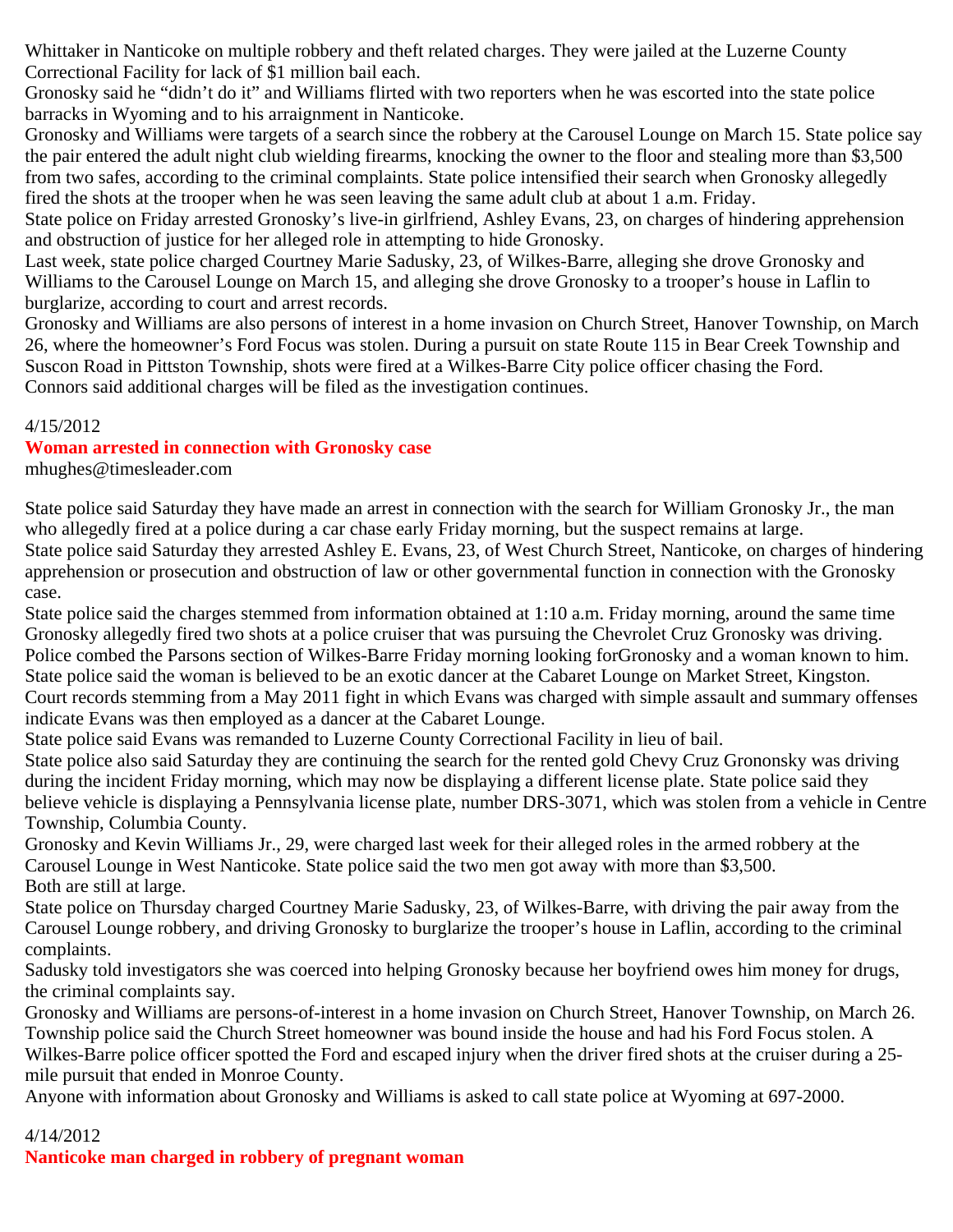Whittaker in Nanticoke on multiple robbery and theft related charges. They were jailed at the Luzerne County Correctional Facility for lack of $1 million bail each.
Gronosky said he "didn't do it" and Williams flirted with two reporters when he was escorted into the state police barracks in Wyoming and to his arraignment in Nanticoke.
Gronosky and Williams were targets of a search since the robbery at the Carousel Lounge on March 15. State police say the pair entered the adult night club wielding firearms, knocking the owner to the floor and stealing more than $3,500 from two safes, according to the criminal complaints. State police intensified their search when Gronosky allegedly fired the shots at the trooper when he was seen leaving the same adult club at about 1 a.m. Friday.
State police on Friday arrested Gronosky's live-in girlfriend, Ashley Evans, 23, on charges of hindering apprehension and obstruction of justice for her alleged role in attempting to hide Gronosky.
Last week, state police charged Courtney Marie Sadusky, 23, of Wilkes-Barre, alleging she drove Gronosky and Williams to the Carousel Lounge on March 15, and alleging she drove Gronosky to a trooper's house in Laflin to burglarize, according to court and arrest records.
Gronosky and Williams are also persons of interest in a home invasion on Church Street, Hanover Township, on March 26, where the homeowner's Ford Focus was stolen. During a pursuit on state Route 115 in Bear Creek Township and Suscon Road in Pittston Township, shots were fired at a Wilkes-Barre City police officer chasing the Ford.
Connors said additional charges will be filed as the investigation continues.

4/15/2012
**Woman arrested in connection with Gronosky case**
mhughes@timesleader.com

State police said Saturday they have made an arrest in connection with the search for William Gronosky Jr., the man who allegedly fired at a police during a car chase early Friday morning, but the suspect remains at large.
State police said Saturday they arrested Ashley E. Evans, 23, of West Church Street, Nanticoke, on charges of hindering apprehension or prosecution and obstruction of law or other governmental function in connection with the Gronosky case.
State police said the charges stemmed from information obtained at 1:10 a.m. Friday morning, around the same time Gronosky allegedly fired two shots at a police cruiser that was pursuing the Chevrolet Cruz Gronosky was driving.
Police combed the Parsons section of Wilkes-Barre Friday morning looking forGronosky and a woman known to him.
State police said the woman is believed to be an exotic dancer at the Cabaret Lounge on Market Street, Kingston.
Court records stemming from a May 2011 fight in which Evans was charged with simple assault and summary offenses indicate Evans was then employed as a dancer at the Cabaret Lounge.
State police said Evans was remanded to Luzerne County Correctional Facility in lieu of bail.
State police also said Saturday they are continuing the search for the rented gold Chevy Cruz Grononsky was driving during the incident Friday morning, which may now be displaying a different license plate. State police said they believe vehicle is displaying a Pennsylvania license plate, number DRS-3071, which was stolen from a vehicle in Centre Township, Columbia County.
Gronosky and Kevin Williams Jr., 29, were charged last week for their alleged roles in the armed robbery at the Carousel Lounge in West Nanticoke. State police said the two men got away with more than $3,500.
Both are still at large.
State police on Thursday charged Courtney Marie Sadusky, 23, of Wilkes-Barre, with driving the pair away from the Carousel Lounge robbery, and driving Gronosky to burglarize the trooper's house in Laflin, according to the criminal complaints.
Sadusky told investigators she was coerced into helping Gronosky because her boyfriend owes him money for drugs, the criminal complaints say.
Gronosky and Williams are persons-of-interest in a home invasion on Church Street, Hanover Township, on March 26. Township police said the Church Street homeowner was bound inside the house and had his Ford Focus stolen. A Wilkes-Barre police officer spotted the Ford and escaped injury when the driver fired shots at the cruiser during a 25-mile pursuit that ended in Monroe County.
Anyone with information about Gronosky and Williams is asked to call state police at Wyoming at 697-2000.

4/14/2012
**Nanticoke man charged in robbery of pregnant woman**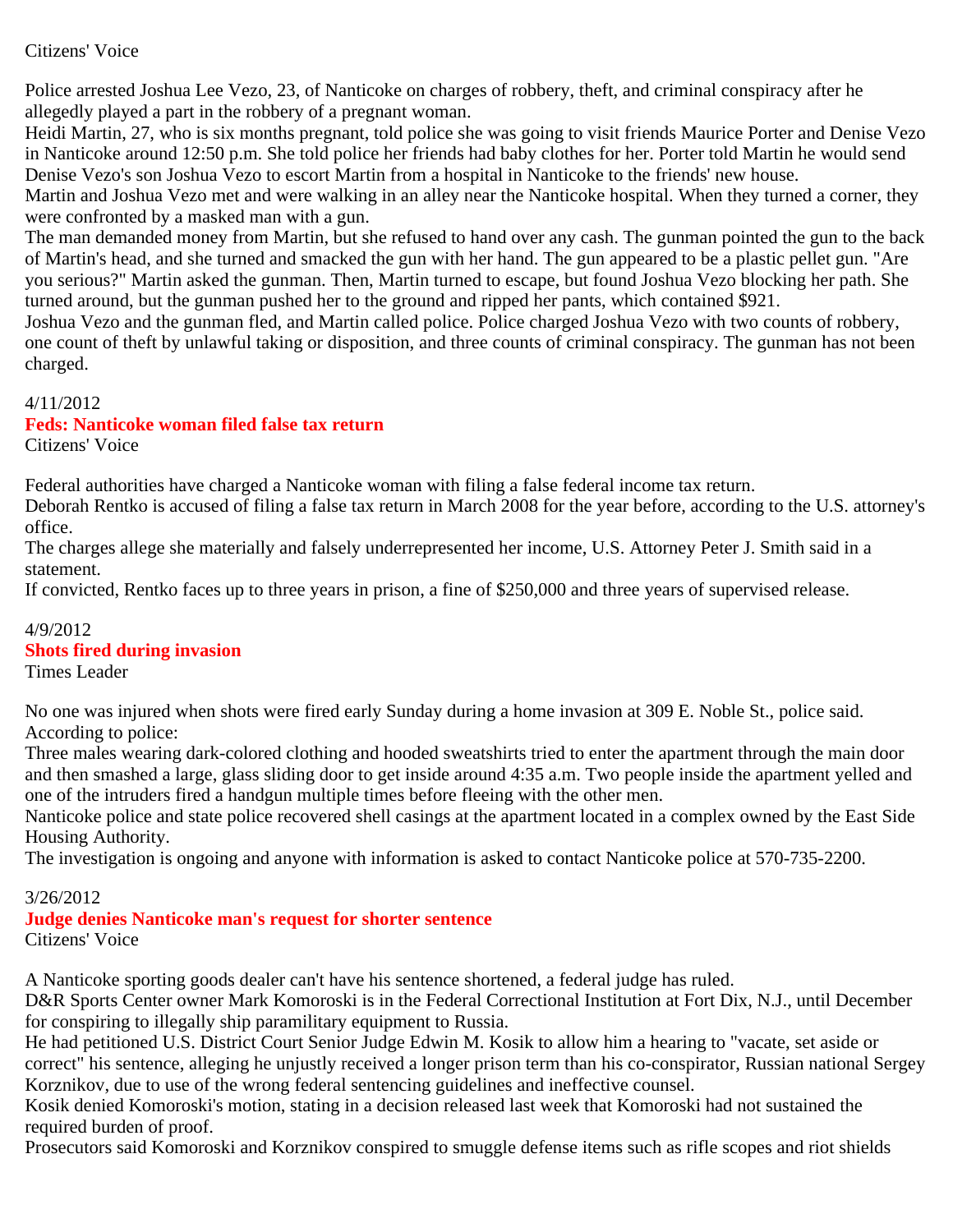Citizens' Voice

Police arrested Joshua Lee Vezo, 23, of Nanticoke on charges of robbery, theft, and criminal conspiracy after he allegedly played a part in the robbery of a pregnant woman.

Heidi Martin, 27, who is six months pregnant, told police she was going to visit friends Maurice Porter and Denise Vezo in Nanticoke around 12:50 p.m. She told police her friends had baby clothes for her. Porter told Martin he would send Denise Vezo's son Joshua Vezo to escort Martin from a hospital in Nanticoke to the friends' new house.

Martin and Joshua Vezo met and were walking in an alley near the Nanticoke hospital. When they turned a corner, they were confronted by a masked man with a gun.

The man demanded money from Martin, but she refused to hand over any cash. The gunman pointed the gun to the back of Martin's head, and she turned and smacked the gun with her hand. The gun appeared to be a plastic pellet gun. "Are you serious?" Martin asked the gunman. Then, Martin turned to escape, but found Joshua Vezo blocking her path. She turned around, but the gunman pushed her to the ground and ripped her pants, which contained $921.

Joshua Vezo and the gunman fled, and Martin called police. Police charged Joshua Vezo with two counts of robbery, one count of theft by unlawful taking or disposition, and three counts of criminal conspiracy. The gunman has not been charged.

4/11/2012

**Feds: Nanticoke woman filed false tax return**

Citizens' Voice

Federal authorities have charged a Nanticoke woman with filing a false federal income tax return.

Deborah Rentko is accused of filing a false tax return in March 2008 for the year before, according to the U.S. attorney's office.

The charges allege she materially and falsely underrepresented her income, U.S. Attorney Peter J. Smith said in a statement.

If convicted, Rentko faces up to three years in prison, a fine of $250,000 and three years of supervised release.

4/9/2012

**Shots fired during invasion**

Times Leader

No one was injured when shots were fired early Sunday during a home invasion at 309 E. Noble St., police said.

According to police:

Three males wearing dark-colored clothing and hooded sweatshirts tried to enter the apartment through the main door and then smashed a large, glass sliding door to get inside around 4:35 a.m. Two people inside the apartment yelled and one of the intruders fired a handgun multiple times before fleeing with the other men.

Nanticoke police and state police recovered shell casings at the apartment located in a complex owned by the East Side Housing Authority.

The investigation is ongoing and anyone with information is asked to contact Nanticoke police at 570-735-2200.

3/26/2012

**Judge denies Nanticoke man's request for shorter sentence**

Citizens' Voice

A Nanticoke sporting goods dealer can't have his sentence shortened, a federal judge has ruled.

D&R Sports Center owner Mark Komoroski is in the Federal Correctional Institution at Fort Dix, N.J., until December for conspiring to illegally ship paramilitary equipment to Russia.

He had petitioned U.S. District Court Senior Judge Edwin M. Kosik to allow him a hearing to "vacate, set aside or correct" his sentence, alleging he unjustly received a longer prison term than his co-conspirator, Russian national Sergey Korznikov, due to use of the wrong federal sentencing guidelines and ineffective counsel.

Kosik denied Komoroski's motion, stating in a decision released last week that Komoroski had not sustained the required burden of proof.

Prosecutors said Komoroski and Korznikov conspired to smuggle defense items such as rifle scopes and riot shields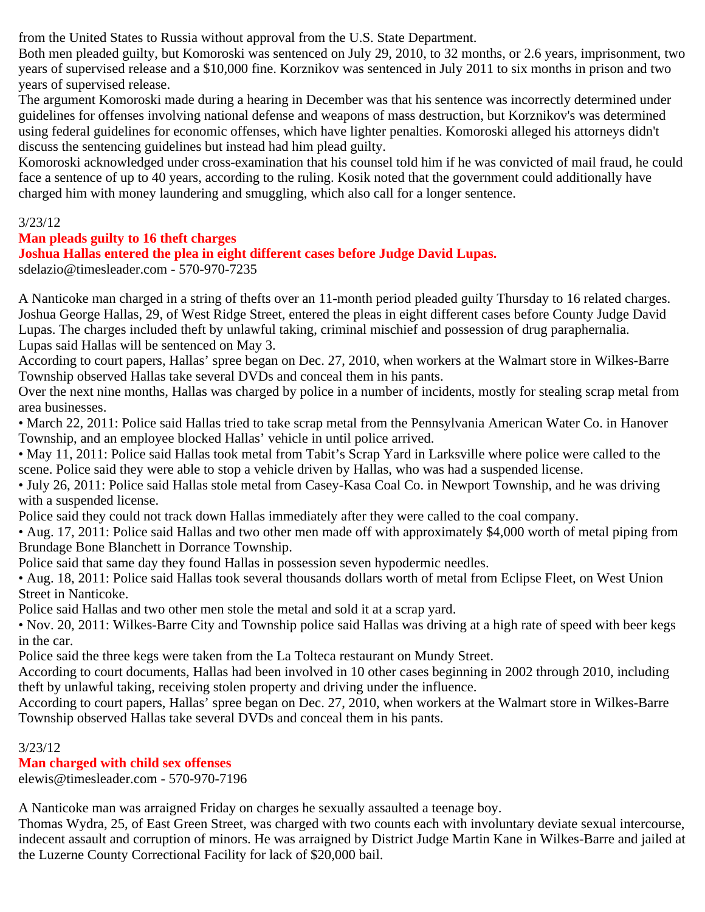from the United States to Russia without approval from the U.S. State Department.

Both men pleaded guilty, but Komoroski was sentenced on July 29, 2010, to 32 months, or 2.6 years, imprisonment, two years of supervised release and a $10,000 fine. Korznikov was sentenced in July 2011 to six months in prison and two years of supervised release.

The argument Komoroski made during a hearing in December was that his sentence was incorrectly determined under guidelines for offenses involving national defense and weapons of mass destruction, but Korznikov's was determined using federal guidelines for economic offenses, which have lighter penalties. Komoroski alleged his attorneys didn't discuss the sentencing guidelines but instead had him plead guilty.

Komoroski acknowledged under cross-examination that his counsel told him if he was convicted of mail fraud, he could face a sentence of up to 40 years, according to the ruling. Kosik noted that the government could additionally have charged him with money laundering and smuggling, which also call for a longer sentence.

3/23/12

## Man pleads guilty to 16 theft charges

### Joshua Hallas entered the plea in eight different cases before Judge David Lupas.

sdelazio@timesleader.com - 570-970-7235

A Nanticoke man charged in a string of thefts over an 11-month period pleaded guilty Thursday to 16 related charges.

Joshua George Hallas, 29, of West Ridge Street, entered the pleas in eight different cases before County Judge David Lupas. The charges included theft by unlawful taking, criminal mischief and possession of drug paraphernalia.

Lupas said Hallas will be sentenced on May 3.

According to court papers, Hallas' spree began on Dec. 27, 2010, when workers at the Walmart store in Wilkes-Barre Township observed Hallas take several DVDs and conceal them in his pants.

Over the next nine months, Hallas was charged by police in a number of incidents, mostly for stealing scrap metal from area businesses.

• March 22, 2011: Police said Hallas tried to take scrap metal from the Pennsylvania American Water Co. in Hanover Township, and an employee blocked Hallas' vehicle in until police arrived.

• May 11, 2011: Police said Hallas took metal from Tabit's Scrap Yard in Larksville where police were called to the scene. Police said they were able to stop a vehicle driven by Hallas, who was had a suspended license.

• July 26, 2011: Police said Hallas stole metal from Casey-Kasa Coal Co. in Newport Township, and he was driving with a suspended license.

Police said they could not track down Hallas immediately after they were called to the coal company.

• Aug. 17, 2011: Police said Hallas and two other men made off with approximately $4,000 worth of metal piping from Brundage Bone Blanchett in Dorrance Township.

Police said that same day they found Hallas in possession seven hypodermic needles.

• Aug. 18, 2011: Police said Hallas took several thousands dollars worth of metal from Eclipse Fleet, on West Union Street in Nanticoke.

Police said Hallas and two other men stole the metal and sold it at a scrap yard.

• Nov. 20, 2011: Wilkes-Barre City and Township police said Hallas was driving at a high rate of speed with beer kegs in the car.

Police said the three kegs were taken from the La Tolteca restaurant on Mundy Street.

According to court documents, Hallas had been involved in 10 other cases beginning in 2002 through 2010, including theft by unlawful taking, receiving stolen property and driving under the influence.

According to court papers, Hallas' spree began on Dec. 27, 2010, when workers at the Walmart store in Wilkes-Barre Township observed Hallas take several DVDs and conceal them in his pants.

3/23/12

## Man charged with child sex offenses

elewis@timesleader.com - 570-970-7196

A Nanticoke man was arraigned Friday on charges he sexually assaulted a teenage boy.

Thomas Wydra, 25, of East Green Street, was charged with two counts each with involuntary deviate sexual intercourse, indecent assault and corruption of minors. He was arraigned by District Judge Martin Kane in Wilkes-Barre and jailed at the Luzerne County Correctional Facility for lack of $20,000 bail.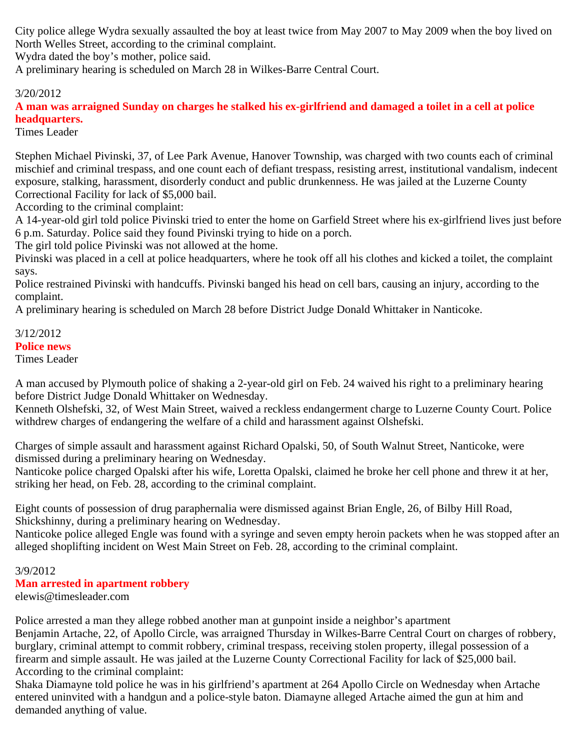City police allege Wydra sexually assaulted the boy at least twice from May 2007 to May 2009 when the boy lived on North Welles Street, according to the criminal complaint.
Wydra dated the boy's mother, police said.
A preliminary hearing is scheduled on March 28 in Wilkes-Barre Central Court.

3/20/2012

**A man was arraigned Sunday on charges he stalked his ex-girlfriend and damaged a toilet in a cell at police headquarters.**

Times Leader

Stephen Michael Pivinski, 37, of Lee Park Avenue, Hanover Township, was charged with two counts each of criminal mischief and criminal trespass, and one count each of defiant trespass, resisting arrest, institutional vandalism, indecent exposure, stalking, harassment, disorderly conduct and public drunkenness. He was jailed at the Luzerne County Correctional Facility for lack of $5,000 bail.
According to the criminal complaint:
A 14-year-old girl told police Pivinski tried to enter the home on Garfield Street where his ex-girlfriend lives just before 6 p.m. Saturday. Police said they found Pivinski trying to hide on a porch.
The girl told police Pivinski was not allowed at the home.
Pivinski was placed in a cell at police headquarters, where he took off all his clothes and kicked a toilet, the complaint says.
Police restrained Pivinski with handcuffs. Pivinski banged his head on cell bars, causing an injury, according to the complaint.
A preliminary hearing is scheduled on March 28 before District Judge Donald Whittaker in Nanticoke.

3/12/2012

**Police news**

Times Leader

A man accused by Plymouth police of shaking a 2-year-old girl on Feb. 24 waived his right to a preliminary hearing before District Judge Donald Whittaker on Wednesday.
Kenneth Olshefski, 32, of West Main Street, waived a reckless endangerment charge to Luzerne County Court. Police withdrew charges of endangering the welfare of a child and harassment against Olshefski.

Charges of simple assault and harassment against Richard Opalski, 50, of South Walnut Street, Nanticoke, were dismissed during a preliminary hearing on Wednesday.
Nanticoke police charged Opalski after his wife, Loretta Opalski, claimed he broke her cell phone and threw it at her, striking her head, on Feb. 28, according to the criminal complaint.

Eight counts of possession of drug paraphernalia were dismissed against Brian Engle, 26, of Bilby Hill Road, Shickshinny, during a preliminary hearing on Wednesday.
Nanticoke police alleged Engle was found with a syringe and seven empty heroin packets when he was stopped after an alleged shoplifting incident on West Main Street on Feb. 28, according to the criminal complaint.

3/9/2012

**Man arrested in apartment robbery**

elewis@timesleader.com

Police arrested a man they allege robbed another man at gunpoint inside a neighbor's apartment
Benjamin Artache, 22, of Apollo Circle, was arraigned Thursday in Wilkes-Barre Central Court on charges of robbery, burglary, criminal attempt to commit robbery, criminal trespass, receiving stolen property, illegal possession of a firearm and simple assault. He was jailed at the Luzerne County Correctional Facility for lack of $25,000 bail.
According to the criminal complaint:
Shaka Diamayne told police he was in his girlfriend's apartment at 264 Apollo Circle on Wednesday when Artache entered uninvited with a handgun and a police-style baton. Diamayne alleged Artache aimed the gun at him and demanded anything of value.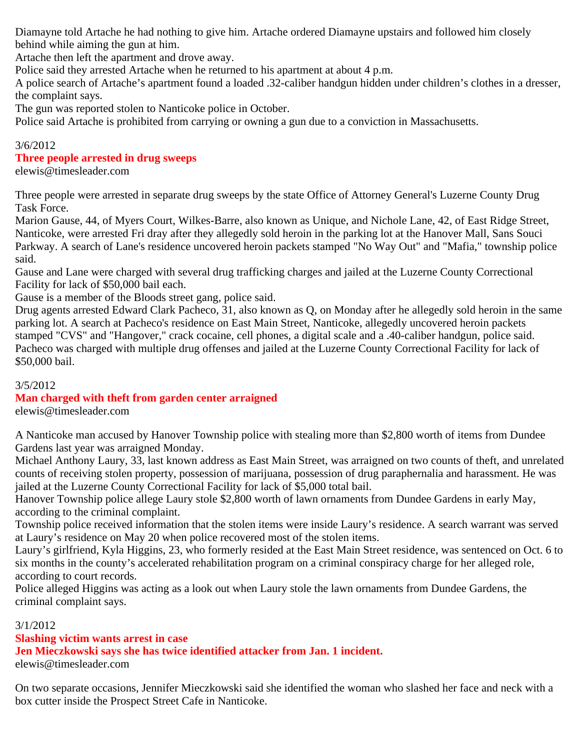Diamayne told Artache he had nothing to give him. Artache ordered Diamayne upstairs and followed him closely behind while aiming the gun at him.
Artache then left the apartment and drove away.
Police said they arrested Artache when he returned to his apartment at about 4 p.m.
A police search of Artache's apartment found a loaded .32-caliber handgun hidden under children's clothes in a dresser, the complaint says.
The gun was reported stolen to Nanticoke police in October.
Police said Artache is prohibited from carrying or owning a gun due to a conviction in Massachusetts.

3/6/2012

**Three people arrested in drug sweeps**

elewis@timesleader.com

Three people were arrested in separate drug sweeps by the state Office of Attorney General's Luzerne County Drug Task Force.
Marion Gause, 44, of Myers Court, Wilkes-Barre, also known as Unique, and Nichole Lane, 42, of East Ridge Street, Nanticoke, were arrested Fri dray after they allegedly sold heroin in the parking lot at the Hanover Mall, Sans Souci Parkway. A search of Lane's residence uncovered heroin packets stamped "No Way Out" and "Mafia," township police said.
Gause and Lane were charged with several drug trafficking charges and jailed at the Luzerne County Correctional Facility for lack of $50,000 bail each.
Gause is a member of the Bloods street gang, police said.
Drug agents arrested Edward Clark Pacheco, 31, also known as Q, on Monday after he allegedly sold heroin in the same parking lot. A search at Pacheco's residence on East Main Street, Nanticoke, allegedly uncovered heroin packets stamped "CVS" and "Hangover," crack cocaine, cell phones, a digital scale and a .40-caliber handgun, police said.
Pacheco was charged with multiple drug offenses and jailed at the Luzerne County Correctional Facility for lack of $50,000 bail.

3/5/2012

**Man charged with theft from garden center arraigned**

elewis@timesleader.com

A Nanticoke man accused by Hanover Township police with stealing more than $2,800 worth of items from Dundee Gardens last year was arraigned Monday.
Michael Anthony Laury, 33, last known address as East Main Street, was arraigned on two counts of theft, and unrelated counts of receiving stolen property, possession of marijuana, possession of drug paraphernalia and harassment. He was jailed at the Luzerne County Correctional Facility for lack of $5,000 total bail.
Hanover Township police allege Laury stole $2,800 worth of lawn ornaments from Dundee Gardens in early May, according to the criminal complaint.
Township police received information that the stolen items were inside Laury's residence. A search warrant was served at Laury's residence on May 20 when police recovered most of the stolen items.
Laury's girlfriend, Kyla Higgins, 23, who formerly resided at the East Main Street residence, was sentenced on Oct. 6 to six months in the county's accelerated rehabilitation program on a criminal conspiracy charge for her alleged role, according to court records.
Police alleged Higgins was acting as a look out when Laury stole the lawn ornaments from Dundee Gardens, the criminal complaint says.

3/1/2012

**Slashing victim wants arrest in case**

**Jen Mieczkowski says she has twice identified attacker from Jan. 1 incident.**

elewis@timesleader.com

On two separate occasions, Jennifer Mieczkowski said she identified the woman who slashed her face and neck with a box cutter inside the Prospect Street Cafe in Nanticoke.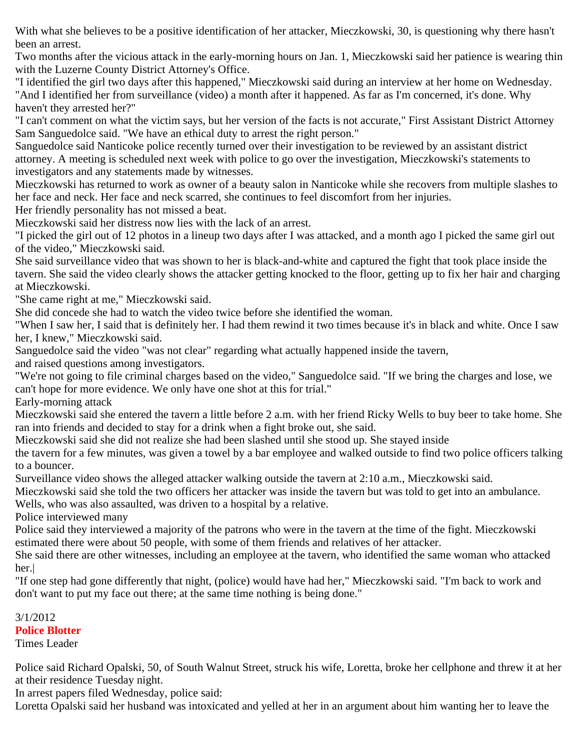With what she believes to be a positive identification of her attacker, Mieczkowski, 30, is questioning why there hasn't been an arrest.

Two months after the vicious attack in the early-morning hours on Jan. 1, Mieczkowski said her patience is wearing thin with the Luzerne County District Attorney's Office.

"I identified the girl two days after this happened," Mieczkowski said during an interview at her home on Wednesday. "And I identified her from surveillance (video) a month after it happened. As far as I'm concerned, it's done. Why haven't they arrested her?"

"I can't comment on what the victim says, but her version of the facts is not accurate," First Assistant District Attorney Sam Sanguedolce said. "We have an ethical duty to arrest the right person."

Sanguedolce said Nanticoke police recently turned over their investigation to be reviewed by an assistant district attorney. A meeting is scheduled next week with police to go over the investigation, Mieczkowski's statements to investigators and any statements made by witnesses.

Mieczkowski has returned to work as owner of a beauty salon in Nanticoke while she recovers from multiple slashes to her face and neck. Her face and neck scarred, she continues to feel discomfort from her injuries.

Her friendly personality has not missed a beat.

Mieczkowski said her distress now lies with the lack of an arrest.

"I picked the girl out of 12 photos in a lineup two days after I was attacked, and a month ago I picked the same girl out of the video," Mieczkowski said.

She said surveillance video that was shown to her is black-and-white and captured the fight that took place inside the tavern. She said the video clearly shows the attacker getting knocked to the floor, getting up to fix her hair and charging at Mieczkowski.

"She came right at me," Mieczkowski said.

She did concede she had to watch the video twice before she identified the woman.

"When I saw her, I said that is definitely her. I had them rewind it two times because it's in black and white. Once I saw her, I knew," Mieczkowski said.

Sanguedolce said the video "was not clear" regarding what actually happened inside the tavern, and raised questions among investigators.

"We're not going to file criminal charges based on the video," Sanguedolce said. "If we bring the charges and lose, we can't hope for more evidence. We only have one shot at this for trial."

Early-morning attack

Mieczkowski said she entered the tavern a little before 2 a.m. with her friend Ricky Wells to buy beer to take home. She ran into friends and decided to stay for a drink when a fight broke out, she said.

Mieczkowski said she did not realize she had been slashed until she stood up. She stayed inside the tavern for a few minutes, was given a towel by a bar employee and walked outside to find two police officers talking to a bouncer.

Surveillance video shows the alleged attacker walking outside the tavern at 2:10 a.m., Mieczkowski said.

Mieczkowski said she told the two officers her attacker was inside the tavern but was told to get into an ambulance.

Wells, who was also assaulted, was driven to a hospital by a relative.

Police interviewed many

Police said they interviewed a majority of the patrons who were in the tavern at the time of the fight. Mieczkowski estimated there were about 50 people, with some of them friends and relatives of her attacker.

She said there are other witnesses, including an employee at the tavern, who identified the same woman who attacked her.|

"If one step had gone differently that night, (police) would have had her," Mieczkowski said. "I'm back to work and don't want to put my face out there; at the same time nothing is being done."

3/1/2012
**Police Blotter**
Times Leader

Police said Richard Opalski, 50, of South Walnut Street, struck his wife, Loretta, broke her cellphone and threw it at her at their residence Tuesday night.

In arrest papers filed Wednesday, police said:

Loretta Opalski said her husband was intoxicated and yelled at her in an argument about him wanting her to leave the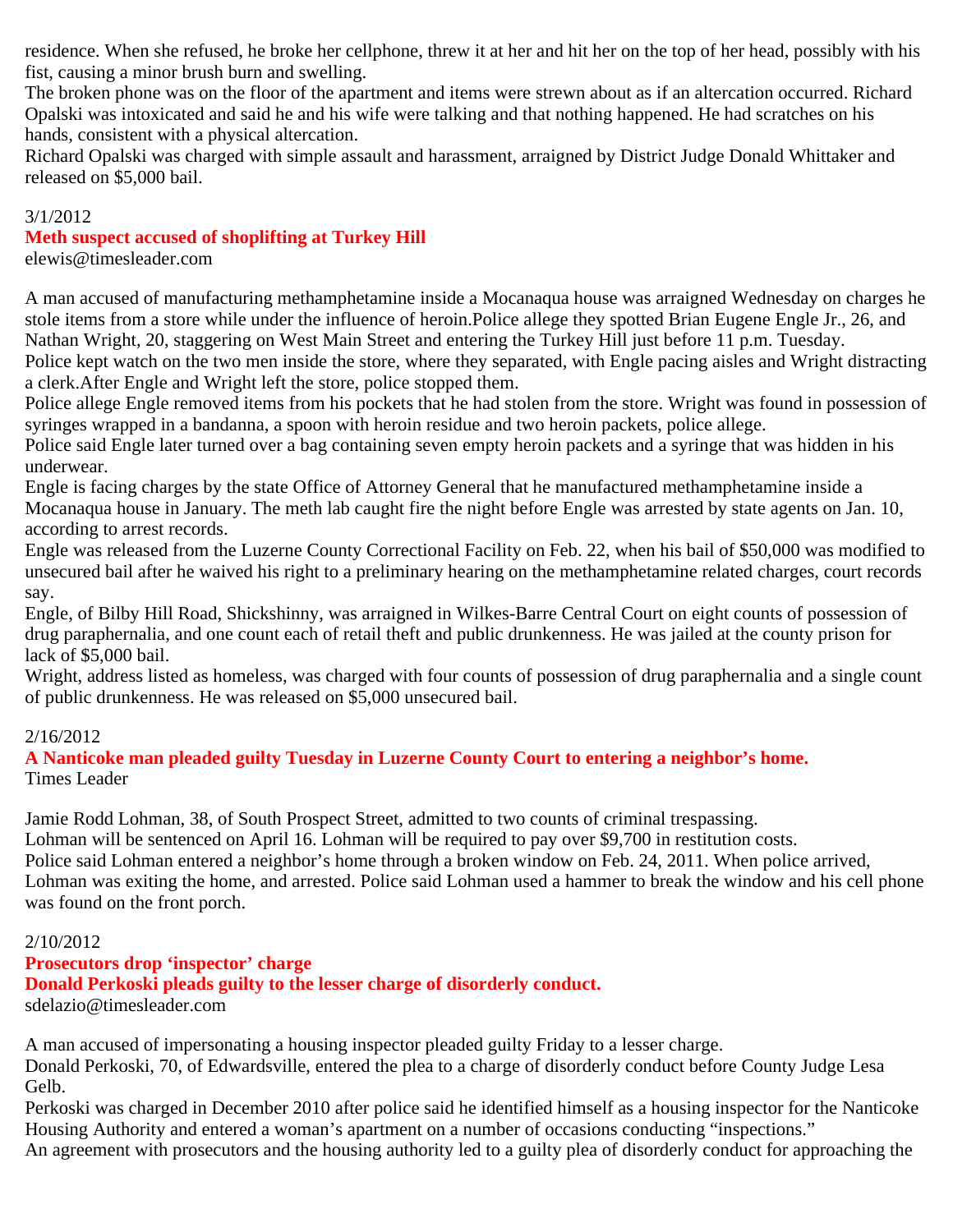residence. When she refused, he broke her cellphone, threw it at her and hit her on the top of her head, possibly with his fist, causing a minor brush burn and swelling.

The broken phone was on the floor of the apartment and items were strewn about as if an altercation occurred. Richard Opalski was intoxicated and said he and his wife were talking and that nothing happened. He had scratches on his hands, consistent with a physical altercation.

Richard Opalski was charged with simple assault and harassment, arraigned by District Judge Donald Whittaker and released on $5,000 bail.

3/1/2012

**Meth suspect accused of shoplifting at Turkey Hill**

elewis@timesleader.com

A man accused of manufacturing methamphetamine inside a Mocanaqua house was arraigned Wednesday on charges he stole items from a store while under the influence of heroin.Police allege they spotted Brian Eugene Engle Jr., 26, and Nathan Wright, 20, staggering on West Main Street and entering the Turkey Hill just before 11 p.m. Tuesday.

Police kept watch on the two men inside the store, where they separated, with Engle pacing aisles and Wright distracting a clerk.After Engle and Wright left the store, police stopped them.

Police allege Engle removed items from his pockets that he had stolen from the store. Wright was found in possession of syringes wrapped in a bandanna, a spoon with heroin residue and two heroin packets, police allege.

Police said Engle later turned over a bag containing seven empty heroin packets and a syringe that was hidden in his underwear.

Engle is facing charges by the state Office of Attorney General that he manufactured methamphetamine inside a Mocanaqua house in January. The meth lab caught fire the night before Engle was arrested by state agents on Jan. 10, according to arrest records.

Engle was released from the Luzerne County Correctional Facility on Feb. 22, when his bail of $50,000 was modified to unsecured bail after he waived his right to a preliminary hearing on the methamphetamine related charges, court records say.

Engle, of Bilby Hill Road, Shickshinny, was arraigned in Wilkes-Barre Central Court on eight counts of possession of drug paraphernalia, and one count each of retail theft and public drunkenness. He was jailed at the county prison for lack of $5,000 bail.

Wright, address listed as homeless, was charged with four counts of possession of drug paraphernalia and a single count of public drunkenness. He was released on $5,000 unsecured bail.

2/16/2012

**A Nanticoke man pleaded guilty Tuesday in Luzerne County Court to entering a neighbor's home.**

Times Leader

Jamie Rodd Lohman, 38, of South Prospect Street, admitted to two counts of criminal trespassing.

Lohman will be sentenced on April 16. Lohman will be required to pay over $9,700 in restitution costs.

Police said Lohman entered a neighbor's home through a broken window on Feb. 24, 2011. When police arrived, Lohman was exiting the home, and arrested. Police said Lohman used a hammer to break the window and his cell phone was found on the front porch.

2/10/2012

**Prosecutors drop 'inspector' charge**

**Donald Perkoski pleads guilty to the lesser charge of disorderly conduct.**

sdelazio@timesleader.com

A man accused of impersonating a housing inspector pleaded guilty Friday to a lesser charge.

Donald Perkoski, 70, of Edwardsville, entered the plea to a charge of disorderly conduct before County Judge Lesa Gelb.

Perkoski was charged in December 2010 after police said he identified himself as a housing inspector for the Nanticoke Housing Authority and entered a woman's apartment on a number of occasions conducting "inspections."

An agreement with prosecutors and the housing authority led to a guilty plea of disorderly conduct for approaching the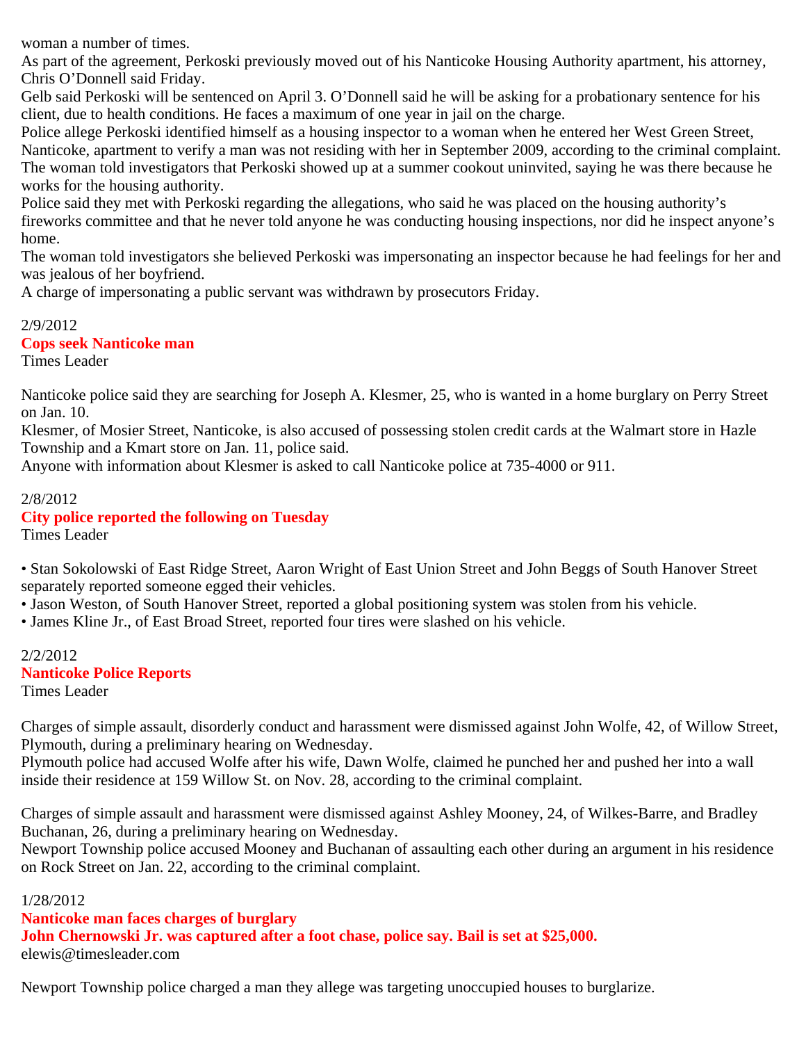woman a number of times.

As part of the agreement, Perkoski previously moved out of his Nanticoke Housing Authority apartment, his attorney, Chris O'Donnell said Friday.

Gelb said Perkoski will be sentenced on April 3. O'Donnell said he will be asking for a probationary sentence for his client, due to health conditions. He faces a maximum of one year in jail on the charge.

Police allege Perkoski identified himself as a housing inspector to a woman when he entered her West Green Street, Nanticoke, apartment to verify a man was not residing with her in September 2009, according to the criminal complaint.

The woman told investigators that Perkoski showed up at a summer cookout uninvited, saying he was there because he works for the housing authority.

Police said they met with Perkoski regarding the allegations, who said he was placed on the housing authority's fireworks committee and that he never told anyone he was conducting housing inspections, nor did he inspect anyone's home.

The woman told investigators she believed Perkoski was impersonating an inspector because he had feelings for her and was jealous of her boyfriend.

A charge of impersonating a public servant was withdrawn by prosecutors Friday.

2/9/2012

**Cops seek Nanticoke man**

Times Leader

Nanticoke police said they are searching for Joseph A. Klesmer, 25, who is wanted in a home burglary on Perry Street on Jan. 10.

Klesmer, of Mosier Street, Nanticoke, is also accused of possessing stolen credit cards at the Walmart store in Hazle Township and a Kmart store on Jan. 11, police said.

Anyone with information about Klesmer is asked to call Nanticoke police at 735-4000 or 911.

2/8/2012

**City police reported the following on Tuesday**

Times Leader

• Stan Sokolowski of East Ridge Street, Aaron Wright of East Union Street and John Beggs of South Hanover Street separately reported someone egged their vehicles.

• Jason Weston, of South Hanover Street, reported a global positioning system was stolen from his vehicle.

• James Kline Jr., of East Broad Street, reported four tires were slashed on his vehicle.

2/2/2012

**Nanticoke Police Reports**

Times Leader

Charges of simple assault, disorderly conduct and harassment were dismissed against John Wolfe, 42, of Willow Street, Plymouth, during a preliminary hearing on Wednesday.

Plymouth police had accused Wolfe after his wife, Dawn Wolfe, claimed he punched her and pushed her into a wall inside their residence at 159 Willow St. on Nov. 28, according to the criminal complaint.

Charges of simple assault and harassment were dismissed against Ashley Mooney, 24, of Wilkes-Barre, and Bradley Buchanan, 26, during a preliminary hearing on Wednesday.

Newport Township police accused Mooney and Buchanan of assaulting each other during an argument in his residence on Rock Street on Jan. 22, according to the criminal complaint.

1/28/2012

**Nanticoke man faces charges of burglary**

**John Chernowski Jr. was captured after a foot chase, police say. Bail is set at $25,000.**

elewis@timesleader.com

Newport Township police charged a man they allege was targeting unoccupied houses to burglarize.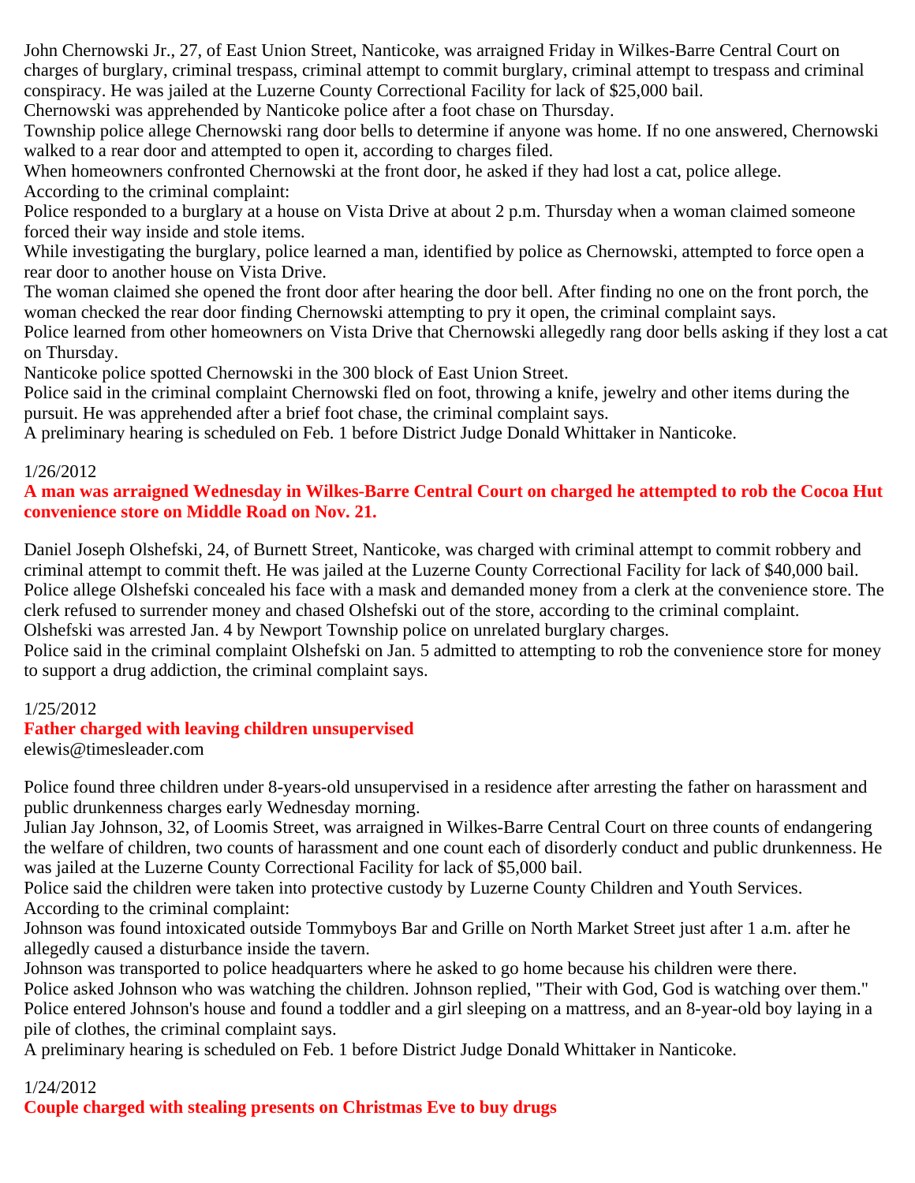John Chernowski Jr., 27, of East Union Street, Nanticoke, was arraigned Friday in Wilkes-Barre Central Court on charges of burglary, criminal trespass, criminal attempt to commit burglary, criminal attempt to trespass and criminal conspiracy. He was jailed at the Luzerne County Correctional Facility for lack of $25,000 bail.
Chernowski was apprehended by Nanticoke police after a foot chase on Thursday.
Township police allege Chernowski rang door bells to determine if anyone was home. If no one answered, Chernowski walked to a rear door and attempted to open it, according to charges filed.
When homeowners confronted Chernowski at the front door, he asked if they had lost a cat, police allege.
According to the criminal complaint:
Police responded to a burglary at a house on Vista Drive at about 2 p.m. Thursday when a woman claimed someone forced their way inside and stole items.
While investigating the burglary, police learned a man, identified by police as Chernowski, attempted to force open a rear door to another house on Vista Drive.
The woman claimed she opened the front door after hearing the door bell. After finding no one on the front porch, the woman checked the rear door finding Chernowski attempting to pry it open, the criminal complaint says.
Police learned from other homeowners on Vista Drive that Chernowski allegedly rang door bells asking if they lost a cat on Thursday.
Nanticoke police spotted Chernowski in the 300 block of East Union Street.
Police said in the criminal complaint Chernowski fled on foot, throwing a knife, jewelry and other items during the pursuit. He was apprehended after a brief foot chase, the criminal complaint says.
A preliminary hearing is scheduled on Feb. 1 before District Judge Donald Whittaker in Nanticoke.

1/26/2012
**A man was arraigned Wednesday in Wilkes-Barre Central Court on charged he attempted to rob the Cocoa Hut convenience store on Middle Road on Nov. 21.**

Daniel Joseph Olshefski, 24, of Burnett Street, Nanticoke, was charged with criminal attempt to commit robbery and criminal attempt to commit theft. He was jailed at the Luzerne County Correctional Facility for lack of $40,000 bail.
Police allege Olshefski concealed his face with a mask and demanded money from a clerk at the convenience store. The clerk refused to surrender money and chased Olshefski out of the store, according to the criminal complaint.
Olshefski was arrested Jan. 4 by Newport Township police on unrelated burglary charges.
Police said in the criminal complaint Olshefski on Jan. 5 admitted to attempting to rob the convenience store for money to support a drug addiction, the criminal complaint says.

1/25/2012
**Father charged with leaving children unsupervised**
elewis@timesleader.com

Police found three children under 8-years-old unsupervised in a residence after arresting the father on harassment and public drunkenness charges early Wednesday morning.
Julian Jay Johnson, 32, of Loomis Street, was arraigned in Wilkes-Barre Central Court on three counts of endangering the welfare of children, two counts of harassment and one count each of disorderly conduct and public drunkenness. He was jailed at the Luzerne County Correctional Facility for lack of $5,000 bail.
Police said the children were taken into protective custody by Luzerne County Children and Youth Services.
According to the criminal complaint:
Johnson was found intoxicated outside Tommyboys Bar and Grille on North Market Street just after 1 a.m. after he allegedly caused a disturbance inside the tavern.
Johnson was transported to police headquarters where he asked to go home because his children were there.
Police asked Johnson who was watching the children. Johnson replied, "Their with God, God is watching over them."
Police entered Johnson's house and found a toddler and a girl sleeping on a mattress, and an 8-year-old boy laying in a pile of clothes, the criminal complaint says.
A preliminary hearing is scheduled on Feb. 1 before District Judge Donald Whittaker in Nanticoke.

1/24/2012
**Couple charged with stealing presents on Christmas Eve to buy drugs**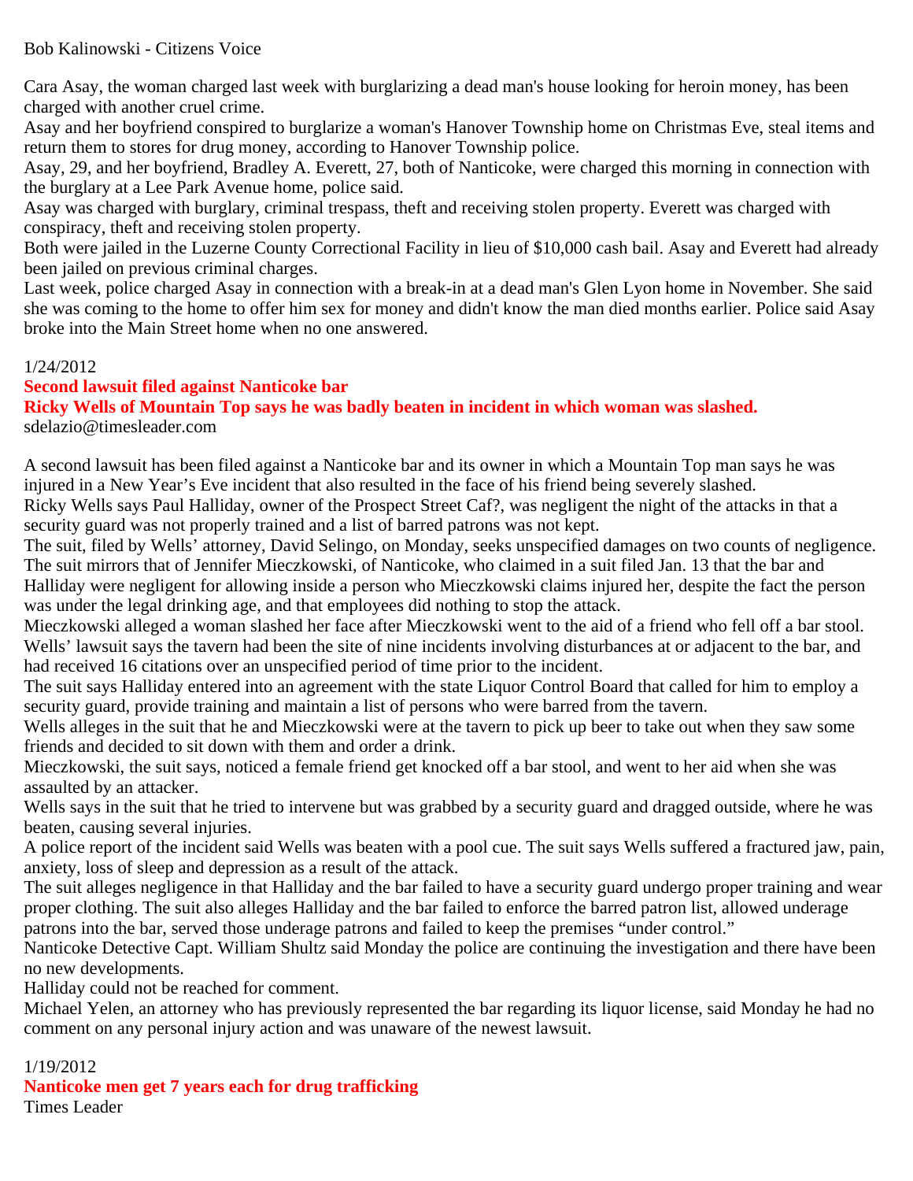Bob Kalinowski - Citizens Voice

Cara Asay, the woman charged last week with burglarizing a dead man's house looking for heroin money, has been charged with another cruel crime.

Asay and her boyfriend conspired to burglarize a woman's Hanover Township home on Christmas Eve, steal items and return them to stores for drug money, according to Hanover Township police.

Asay, 29, and her boyfriend, Bradley A. Everett, 27, both of Nanticoke, were charged this morning in connection with the burglary at a Lee Park Avenue home, police said.

Asay was charged with burglary, criminal trespass, theft and receiving stolen property. Everett was charged with conspiracy, theft and receiving stolen property.

Both were jailed in the Luzerne County Correctional Facility in lieu of $10,000 cash bail. Asay and Everett had already been jailed on previous criminal charges.

Last week, police charged Asay in connection with a break-in at a dead man's Glen Lyon home in November. She said she was coming to the home to offer him sex for money and didn't know the man died months earlier. Police said Asay broke into the Main Street home when no one answered.

1/24/2012

**Second lawsuit filed against Nanticoke bar**

**Ricky Wells of Mountain Top says he was badly beaten in incident in which woman was slashed.**

sdelazio@timesleader.com

A second lawsuit has been filed against a Nanticoke bar and its owner in which a Mountain Top man says he was injured in a New Year's Eve incident that also resulted in the face of his friend being severely slashed.

Ricky Wells says Paul Halliday, owner of the Prospect Street Caf?, was negligent the night of the attacks in that a security guard was not properly trained and a list of barred patrons was not kept.

The suit, filed by Wells' attorney, David Selingo, on Monday, seeks unspecified damages on two counts of negligence.

The suit mirrors that of Jennifer Mieczkowski, of Nanticoke, who claimed in a suit filed Jan. 13 that the bar and Halliday were negligent for allowing inside a person who Mieczkowski claims injured her, despite the fact the person was under the legal drinking age, and that employees did nothing to stop the attack.

Mieczkowski alleged a woman slashed her face after Mieczkowski went to the aid of a friend who fell off a bar stool.

Wells' lawsuit says the tavern had been the site of nine incidents involving disturbances at or adjacent to the bar, and had received 16 citations over an unspecified period of time prior to the incident.

The suit says Halliday entered into an agreement with the state Liquor Control Board that called for him to employ a security guard, provide training and maintain a list of persons who were barred from the tavern.

Wells alleges in the suit that he and Mieczkowski were at the tavern to pick up beer to take out when they saw some friends and decided to sit down with them and order a drink.

Mieczkowski, the suit says, noticed a female friend get knocked off a bar stool, and went to her aid when she was assaulted by an attacker.

Wells says in the suit that he tried to intervene but was grabbed by a security guard and dragged outside, where he was beaten, causing several injuries.

A police report of the incident said Wells was beaten with a pool cue. The suit says Wells suffered a fractured jaw, pain, anxiety, loss of sleep and depression as a result of the attack.

The suit alleges negligence in that Halliday and the bar failed to have a security guard undergo proper training and wear proper clothing. The suit also alleges Halliday and the bar failed to enforce the barred patron list, allowed underage patrons into the bar, served those underage patrons and failed to keep the premises "under control."

Nanticoke Detective Capt. William Shultz said Monday the police are continuing the investigation and there have been no new developments.

Halliday could not be reached for comment.

Michael Yelen, an attorney who has previously represented the bar regarding its liquor license, said Monday he had no comment on any personal injury action and was unaware of the newest lawsuit.

1/19/2012

**Nanticoke men get 7 years each for drug trafficking**

Times Leader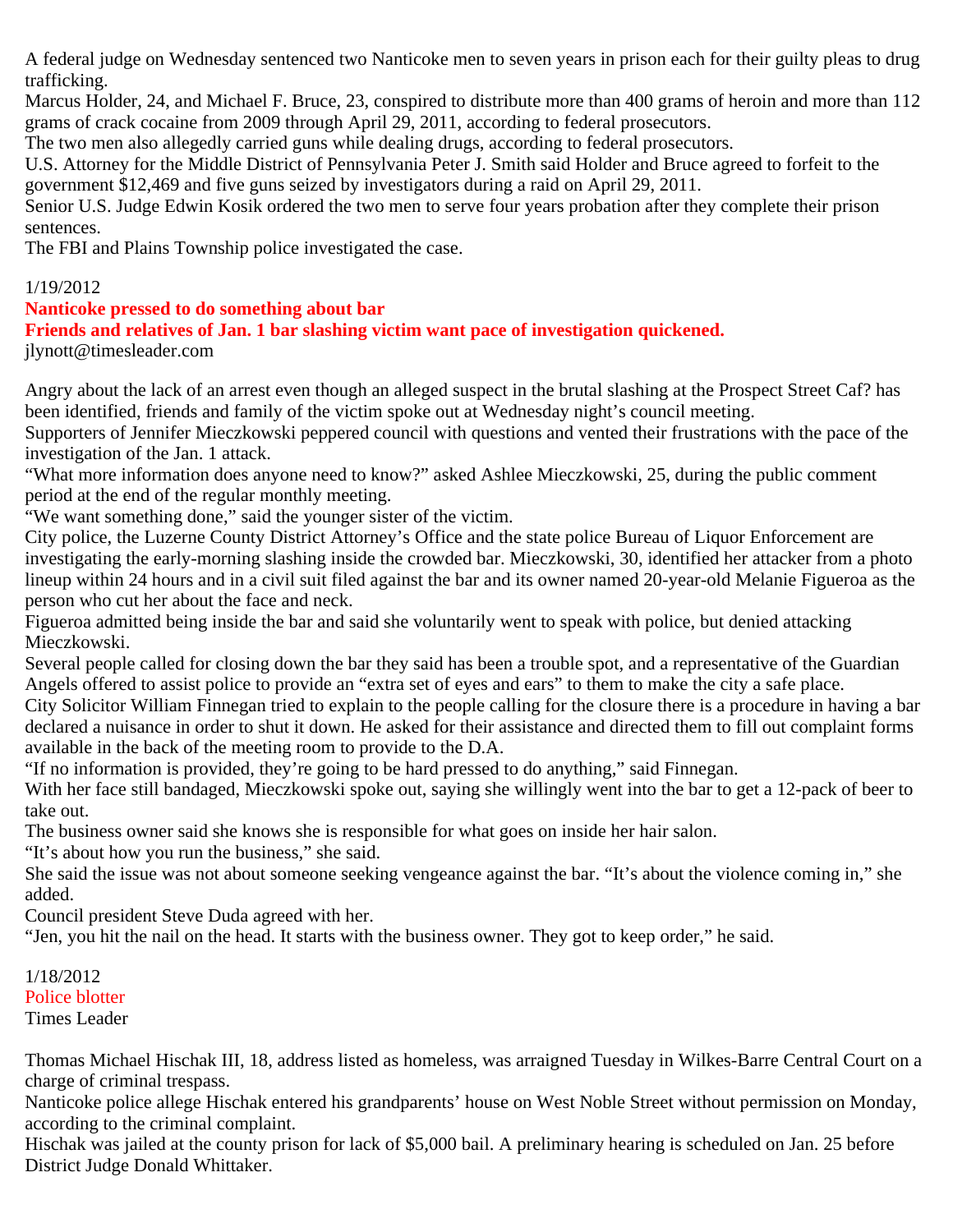A federal judge on Wednesday sentenced two Nanticoke men to seven years in prison each for their guilty pleas to drug trafficking.

Marcus Holder, 24, and Michael F. Bruce, 23, conspired to distribute more than 400 grams of heroin and more than 112 grams of crack cocaine from 2009 through April 29, 2011, according to federal prosecutors.

The two men also allegedly carried guns while dealing drugs, according to federal prosecutors.

U.S. Attorney for the Middle District of Pennsylvania Peter J. Smith said Holder and Bruce agreed to forfeit to the government $12,469 and five guns seized by investigators during a raid on April 29, 2011.

Senior U.S. Judge Edwin Kosik ordered the two men to serve four years probation after they complete their prison sentences.

The FBI and Plains Township police investigated the case.

1/19/2012

**Nanticoke pressed to do something about bar**

**Friends and relatives of Jan. 1 bar slashing victim want pace of investigation quickened.**

jlynott@timesleader.com

Angry about the lack of an arrest even though an alleged suspect in the brutal slashing at the Prospect Street Caf? has been identified, friends and family of the victim spoke out at Wednesday night's council meeting.

Supporters of Jennifer Mieczkowski peppered council with questions and vented their frustrations with the pace of the investigation of the Jan. 1 attack.

"What more information does anyone need to know?" asked Ashlee Mieczkowski, 25, during the public comment period at the end of the regular monthly meeting.

"We want something done," said the younger sister of the victim.

City police, the Luzerne County District Attorney's Office and the state police Bureau of Liquor Enforcement are investigating the early-morning slashing inside the crowded bar. Mieczkowski, 30, identified her attacker from a photo lineup within 24 hours and in a civil suit filed against the bar and its owner named 20-year-old Melanie Figueroa as the person who cut her about the face and neck.

Figueroa admitted being inside the bar and said she voluntarily went to speak with police, but denied attacking Mieczkowski.

Several people called for closing down the bar they said has been a trouble spot, and a representative of the Guardian Angels offered to assist police to provide an "extra set of eyes and ears" to them to make the city a safe place.

City Solicitor William Finnegan tried to explain to the people calling for the closure there is a procedure in having a bar declared a nuisance in order to shut it down. He asked for their assistance and directed them to fill out complaint forms available in the back of the meeting room to provide to the D.A.

"If no information is provided, they're going to be hard pressed to do anything," said Finnegan.

With her face still bandaged, Mieczkowski spoke out, saying she willingly went into the bar to get a 12-pack of beer to take out.

The business owner said she knows she is responsible for what goes on inside her hair salon.

"It's about how you run the business," she said.

She said the issue was not about someone seeking vengeance against the bar. "It's about the violence coming in," she added.

Council president Steve Duda agreed with her.

"Jen, you hit the nail on the head. It starts with the business owner. They got to keep order," he said.

1/18/2012

Police blotter

Times Leader

Thomas Michael Hischak III, 18, address listed as homeless, was arraigned Tuesday in Wilkes-Barre Central Court on a charge of criminal trespass.

Nanticoke police allege Hischak entered his grandparents' house on West Noble Street without permission on Monday, according to the criminal complaint.

Hischak was jailed at the county prison for lack of $5,000 bail. A preliminary hearing is scheduled on Jan. 25 before District Judge Donald Whittaker.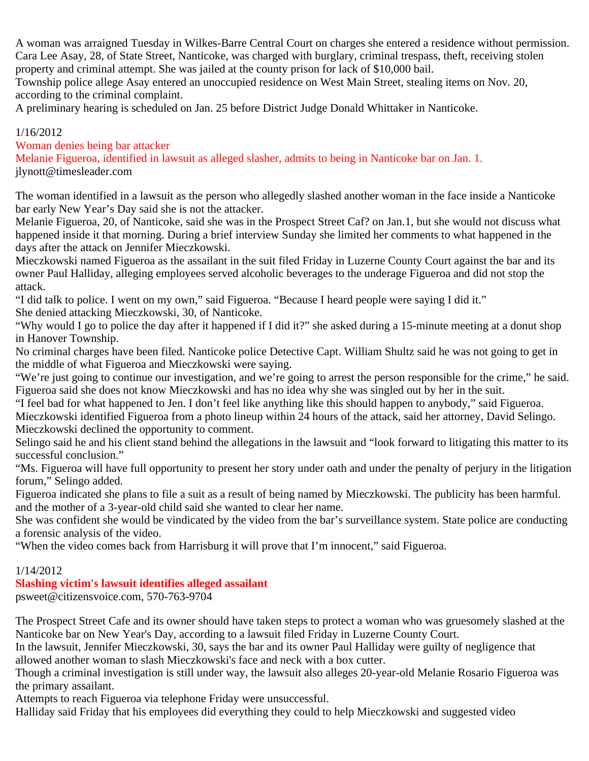A woman was arraigned Tuesday in Wilkes-Barre Central Court on charges she entered a residence without permission. Cara Lee Asay, 28, of State Street, Nanticoke, was charged with burglary, criminal trespass, theft, receiving stolen property and criminal attempt. She was jailed at the county prison for lack of $10,000 bail.
Township police allege Asay entered an unoccupied residence on West Main Street, stealing items on Nov. 20, according to the criminal complaint.
A preliminary hearing is scheduled on Jan. 25 before District Judge Donald Whittaker in Nanticoke.

1/16/2012
Woman denies being bar attacker
Melanie Figueroa, identified in lawsuit as alleged slasher, admits to being in Nanticoke bar on Jan. 1.
jlynott@timesleader.com

The woman identified in a lawsuit as the person who allegedly slashed another woman in the face inside a Nanticoke bar early New Year's Day said she is not the attacker.
Melanie Figueroa, 20, of Nanticoke, said she was in the Prospect Street Caf? on Jan.1, but she would not discuss what happened inside it that morning. During a brief interview Sunday she limited her comments to what happened in the days after the attack on Jennifer Mieczkowski.
Mieczkowski named Figueroa as the assailant in the suit filed Friday in Luzerne County Court against the bar and its owner Paul Halliday, alleging employees served alcoholic beverages to the underage Figueroa and did not stop the attack.
"I did talk to police. I went on my own," said Figueroa. "Because I heard people were saying I did it."
She denied attacking Mieczkowski, 30, of Nanticoke.
"Why would I go to police the day after it happened if I did it?" she asked during a 15-minute meeting at a donut shop in Hanover Township.
No criminal charges have been filed. Nanticoke police Detective Capt. William Shultz said he was not going to get in the middle of what Figueroa and Mieczkowski were saying.
"We're just going to continue our investigation, and we're going to arrest the person responsible for the crime," he said.
Figueroa said she does not know Mieczkowski and has no idea why she was singled out by her in the suit.
"I feel bad for what happened to Jen. I don't feel like anything like this should happen to anybody," said Figueroa.
Mieczkowski identified Figueroa from a photo lineup within 24 hours of the attack, said her attorney, David Selingo.
Mieczkowski declined the opportunity to comment.
Selingo said he and his client stand behind the allegations in the lawsuit and "look forward to litigating this matter to its successful conclusion."
"Ms. Figueroa will have full opportunity to present her story under oath and under the penalty of perjury in the litigation forum," Selingo added.
Figueroa indicated she plans to file a suit as a result of being named by Mieczkowski. The publicity has been harmful. and the mother of a 3-year-old child said she wanted to clear her name.
She was confident she would be vindicated by the video from the bar's surveillance system. State police are conducting a forensic analysis of the video.
"When the video comes back from Harrisburg it will prove that I'm innocent," said Figueroa.

1/14/2012
**Slashing victim's lawsuit identifies alleged assailant**
psweet@citizensvoice.com, 570-763-9704

The Prospect Street Cafe and its owner should have taken steps to protect a woman who was gruesomely slashed at the Nanticoke bar on New Year's Day, according to a lawsuit filed Friday in Luzerne County Court.
In the lawsuit, Jennifer Mieczkowski, 30, says the bar and its owner Paul Halliday were guilty of negligence that allowed another woman to slash Mieczkowski's face and neck with a box cutter.
Though a criminal investigation is still under way, the lawsuit also alleges 20-year-old Melanie Rosario Figueroa was the primary assailant.
Attempts to reach Figueroa via telephone Friday were unsuccessful.
Halliday said Friday that his employees did everything they could to help Mieczkowski and suggested video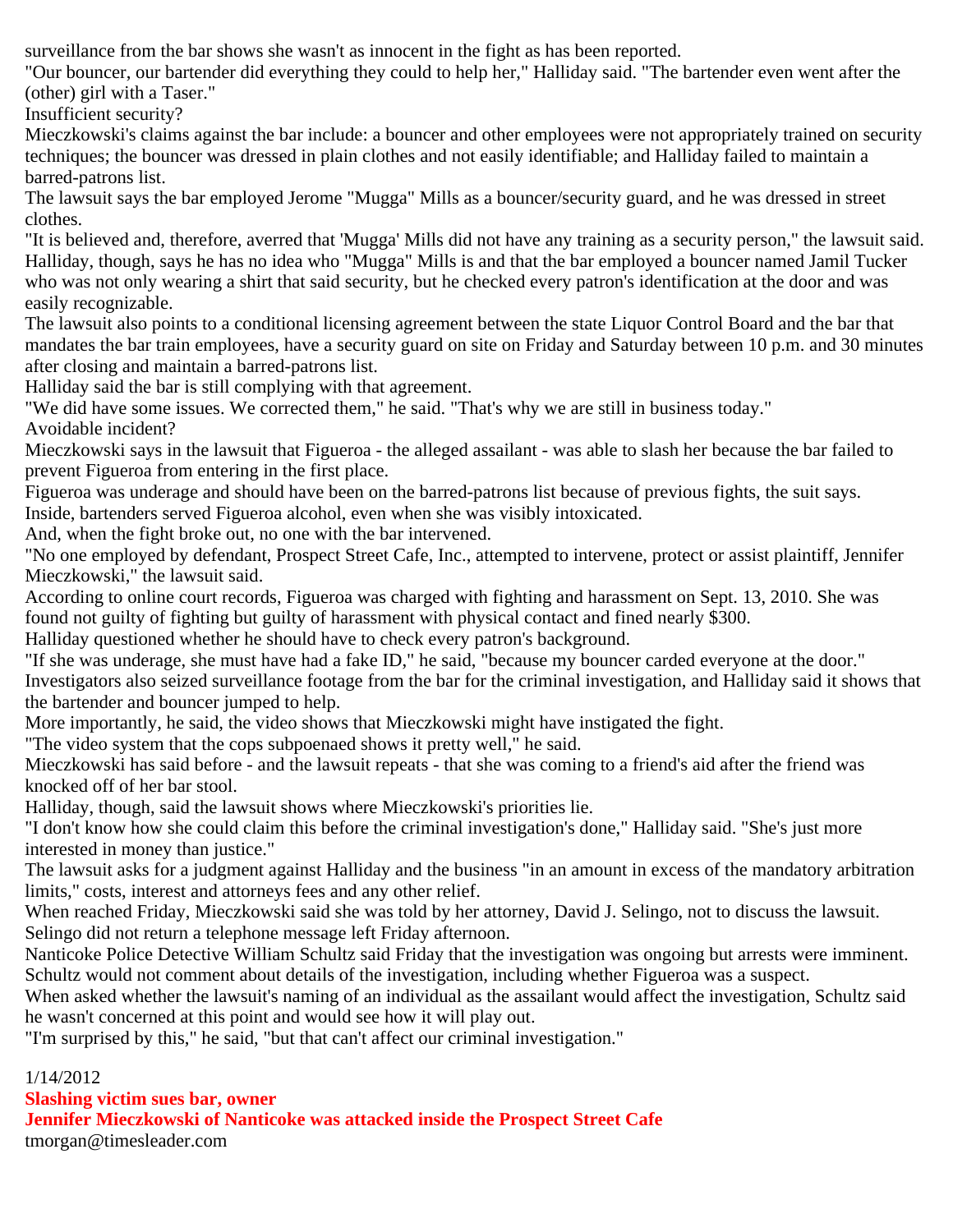surveillance from the bar shows she wasn't as innocent in the fight as has been reported.

"Our bouncer, our bartender did everything they could to help her," Halliday said. "The bartender even went after the (other) girl with a Taser."

Insufficient security?

Mieczkowski's claims against the bar include: a bouncer and other employees were not appropriately trained on security techniques; the bouncer was dressed in plain clothes and not easily identifiable; and Halliday failed to maintain a barred-patrons list.

The lawsuit says the bar employed Jerome "Mugga" Mills as a bouncer/security guard, and he was dressed in street clothes.

"It is believed and, therefore, averred that 'Mugga' Mills did not have any training as a security person," the lawsuit said.

Halliday, though, says he has no idea who "Mugga" Mills is and that the bar employed a bouncer named Jamil Tucker who was not only wearing a shirt that said security, but he checked every patron's identification at the door and was easily recognizable.

The lawsuit also points to a conditional licensing agreement between the state Liquor Control Board and the bar that mandates the bar train employees, have a security guard on site on Friday and Saturday between 10 p.m. and 30 minutes after closing and maintain a barred-patrons list.

Halliday said the bar is still complying with that agreement.

"We did have some issues. We corrected them," he said. "That's why we are still in business today."

Avoidable incident?

Mieczkowski says in the lawsuit that Figueroa - the alleged assailant - was able to slash her because the bar failed to prevent Figueroa from entering in the first place.

Figueroa was underage and should have been on the barred-patrons list because of previous fights, the suit says.

Inside, bartenders served Figueroa alcohol, even when she was visibly intoxicated.

And, when the fight broke out, no one with the bar intervened.

"No one employed by defendant, Prospect Street Cafe, Inc., attempted to intervene, protect or assist plaintiff, Jennifer Mieczkowski," the lawsuit said.

According to online court records, Figueroa was charged with fighting and harassment on Sept. 13, 2010. She was found not guilty of fighting but guilty of harassment with physical contact and fined nearly $300.

Halliday questioned whether he should have to check every patron's background.

"If she was underage, she must have had a fake ID," he said, "because my bouncer carded everyone at the door."

Investigators also seized surveillance footage from the bar for the criminal investigation, and Halliday said it shows that the bartender and bouncer jumped to help.

More importantly, he said, the video shows that Mieczkowski might have instigated the fight.

"The video system that the cops subpoenaed shows it pretty well," he said.

Mieczkowski has said before - and the lawsuit repeats - that she was coming to a friend's aid after the friend was knocked off of her bar stool.

Halliday, though, said the lawsuit shows where Mieczkowski's priorities lie.

"I don't know how she could claim this before the criminal investigation's done," Halliday said. "She's just more interested in money than justice."

The lawsuit asks for a judgment against Halliday and the business "in an amount in excess of the mandatory arbitration limits," costs, interest and attorneys fees and any other relief.

When reached Friday, Mieczkowski said she was told by her attorney, David J. Selingo, not to discuss the lawsuit. Selingo did not return a telephone message left Friday afternoon.

Nanticoke Police Detective William Schultz said Friday that the investigation was ongoing but arrests were imminent. Schultz would not comment about details of the investigation, including whether Figueroa was a suspect.

When asked whether the lawsuit's naming of an individual as the assailant would affect the investigation, Schultz said he wasn't concerned at this point and would see how it will play out.

"I'm surprised by this," he said, "but that can't affect our criminal investigation."

1/14/2012

**Slashing victim sues bar, owner**

**Jennifer Mieczkowski of Nanticoke was attacked inside the Prospect Street Cafe**

tmorgan@timesleader.com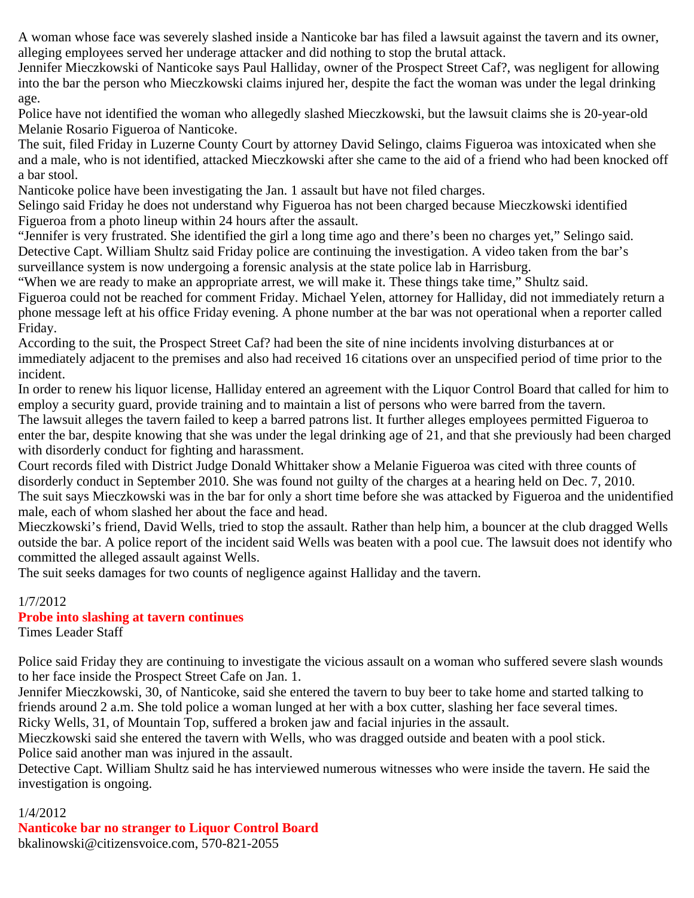A woman whose face was severely slashed inside a Nanticoke bar has filed a lawsuit against the tavern and its owner, alleging employees served her underage attacker and did nothing to stop the brutal attack.

Jennifer Mieczkowski of Nanticoke says Paul Halliday, owner of the Prospect Street Caf?, was negligent for allowing into the bar the person who Mieczkowski claims injured her, despite the fact the woman was under the legal drinking age.

Police have not identified the woman who allegedly slashed Mieczkowski, but the lawsuit claims she is 20-year-old Melanie Rosario Figueroa of Nanticoke.

The suit, filed Friday in Luzerne County Court by attorney David Selingo, claims Figueroa was intoxicated when she and a male, who is not identified, attacked Mieczkowski after she came to the aid of a friend who had been knocked off a bar stool.

Nanticoke police have been investigating the Jan. 1 assault but have not filed charges.

Selingo said Friday he does not understand why Figueroa has not been charged because Mieczkowski identified Figueroa from a photo lineup within 24 hours after the assault.

"Jennifer is very frustrated. She identified the girl a long time ago and there's been no charges yet," Selingo said.

Detective Capt. William Shultz said Friday police are continuing the investigation. A video taken from the bar's surveillance system is now undergoing a forensic analysis at the state police lab in Harrisburg.

"When we are ready to make an appropriate arrest, we will make it. These things take time," Shultz said.

Figueroa could not be reached for comment Friday. Michael Yelen, attorney for Halliday, did not immediately return a phone message left at his office Friday evening. A phone number at the bar was not operational when a reporter called Friday.

According to the suit, the Prospect Street Caf? had been the site of nine incidents involving disturbances at or immediately adjacent to the premises and also had received 16 citations over an unspecified period of time prior to the incident.

In order to renew his liquor license, Halliday entered an agreement with the Liquor Control Board that called for him to employ a security guard, provide training and to maintain a list of persons who were barred from the tavern.

The lawsuit alleges the tavern failed to keep a barred patrons list. It further alleges employees permitted Figueroa to enter the bar, despite knowing that she was under the legal drinking age of 21, and that she previously had been charged with disorderly conduct for fighting and harassment.

Court records filed with District Judge Donald Whittaker show a Melanie Figueroa was cited with three counts of disorderly conduct in September 2010. She was found not guilty of the charges at a hearing held on Dec. 7, 2010.

The suit says Mieczkowski was in the bar for only a short time before she was attacked by Figueroa and the unidentified male, each of whom slashed her about the face and head.

Mieczkowski's friend, David Wells, tried to stop the assault. Rather than help him, a bouncer at the club dragged Wells outside the bar. A police report of the incident said Wells was beaten with a pool cue. The lawsuit does not identify who committed the alleged assault against Wells.

The suit seeks damages for two counts of negligence against Halliday and the tavern.

1/7/2012

## Probe into slashing at tavern continues

Times Leader Staff

Police said Friday they are continuing to investigate the vicious assault on a woman who suffered severe slash wounds to her face inside the Prospect Street Cafe on Jan. 1.

Jennifer Mieczkowski, 30, of Nanticoke, said she entered the tavern to buy beer to take home and started talking to friends around 2 a.m. She told police a woman lunged at her with a box cutter, slashing her face several times.

Ricky Wells, 31, of Mountain Top, suffered a broken jaw and facial injuries in the assault.

Mieczkowski said she entered the tavern with Wells, who was dragged outside and beaten with a pool stick.

Police said another man was injured in the assault.

Detective Capt. William Shultz said he has interviewed numerous witnesses who were inside the tavern. He said the investigation is ongoing.

1/4/2012

## Nanticoke bar no stranger to Liquor Control Board

bkalinowski@citizensvoice.com, 570-821-2055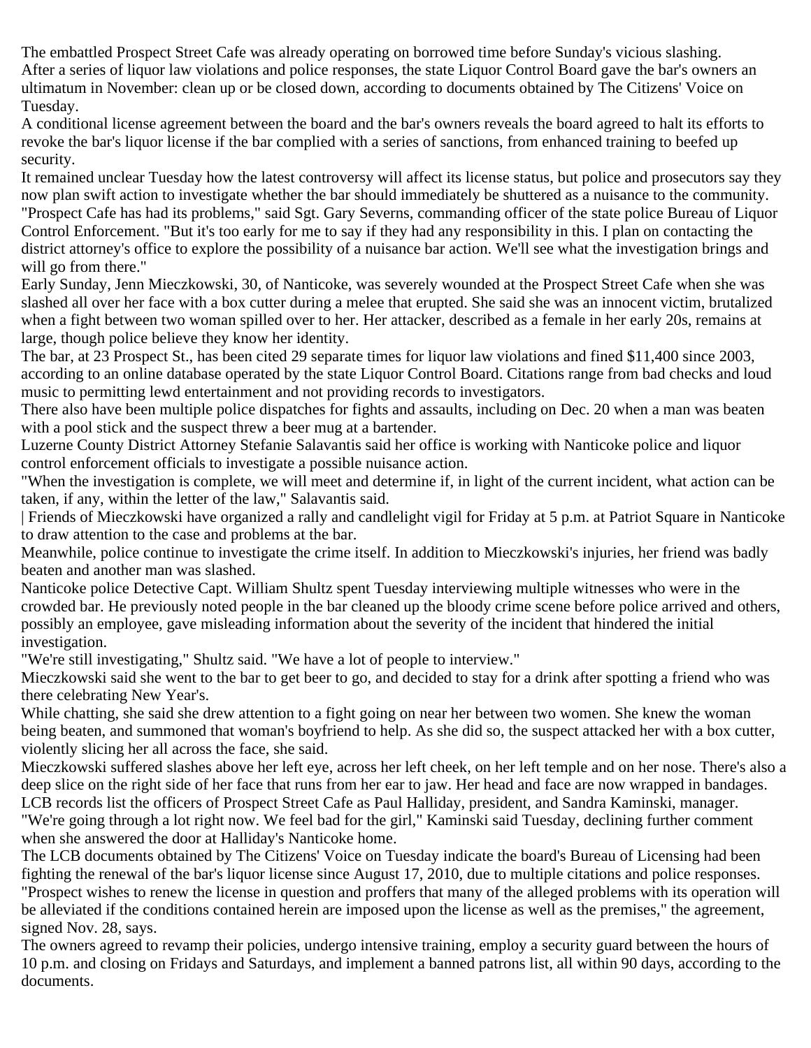The embattled Prospect Street Cafe was already operating on borrowed time before Sunday's vicious slashing.

After a series of liquor law violations and police responses, the state Liquor Control Board gave the bar's owners an ultimatum in November: clean up or be closed down, according to documents obtained by The Citizens' Voice on Tuesday.

A conditional license agreement between the board and the bar's owners reveals the board agreed to halt its efforts to revoke the bar's liquor license if the bar complied with a series of sanctions, from enhanced training to beefed up security.

It remained unclear Tuesday how the latest controversy will affect its license status, but police and prosecutors say they now plan swift action to investigate whether the bar should immediately be shuttered as a nuisance to the community.

"Prospect Cafe has had its problems," said Sgt. Gary Severns, commanding officer of the state police Bureau of Liquor Control Enforcement. "But it's too early for me to say if they had any responsibility in this. I plan on contacting the district attorney's office to explore the possibility of a nuisance bar action. We'll see what the investigation brings and will go from there."

Early Sunday, Jenn Mieczkowski, 30, of Nanticoke, was severely wounded at the Prospect Street Cafe when she was slashed all over her face with a box cutter during a melee that erupted. She said she was an innocent victim, brutalized when a fight between two woman spilled over to her. Her attacker, described as a female in her early 20s, remains at large, though police believe they know her identity.

The bar, at 23 Prospect St., has been cited 29 separate times for liquor law violations and fined $11,400 since 2003, according to an online database operated by the state Liquor Control Board. Citations range from bad checks and loud music to permitting lewd entertainment and not providing records to investigators.

There also have been multiple police dispatches for fights and assaults, including on Dec. 20 when a man was beaten with a pool stick and the suspect threw a beer mug at a bartender.

Luzerne County District Attorney Stefanie Salavantis said her office is working with Nanticoke police and liquor control enforcement officials to investigate a possible nuisance action.

"When the investigation is complete, we will meet and determine if, in light of the current incident, what action can be taken, if any, within the letter of the law," Salavantis said.

| Friends of Mieczkowski have organized a rally and candlelight vigil for Friday at 5 p.m. at Patriot Square in Nanticoke to draw attention to the case and problems at the bar.

Meanwhile, police continue to investigate the crime itself. In addition to Mieczkowski's injuries, her friend was badly beaten and another man was slashed.

Nanticoke police Detective Capt. William Shultz spent Tuesday interviewing multiple witnesses who were in the crowded bar. He previously noted people in the bar cleaned up the bloody crime scene before police arrived and others, possibly an employee, gave misleading information about the severity of the incident that hindered the initial investigation.

"We're still investigating," Shultz said. "We have a lot of people to interview."

Mieczkowski said she went to the bar to get beer to go, and decided to stay for a drink after spotting a friend who was there celebrating New Year's.

While chatting, she said she drew attention to a fight going on near her between two women. She knew the woman being beaten, and summoned that woman's boyfriend to help. As she did so, the suspect attacked her with a box cutter, violently slicing her all across the face, she said.

Mieczkowski suffered slashes above her left eye, across her left cheek, on her left temple and on her nose. There's also a deep slice on the right side of her face that runs from her ear to jaw. Her head and face are now wrapped in bandages.

LCB records list the officers of Prospect Street Cafe as Paul Halliday, president, and Sandra Kaminski, manager.

"We're going through a lot right now. We feel bad for the girl," Kaminski said Tuesday, declining further comment when she answered the door at Halliday's Nanticoke home.

The LCB documents obtained by The Citizens' Voice on Tuesday indicate the board's Bureau of Licensing had been fighting the renewal of the bar's liquor license since August 17, 2010, due to multiple citations and police responses.

"Prospect wishes to renew the license in question and proffers that many of the alleged problems with its operation will be alleviated if the conditions contained herein are imposed upon the license as well as the premises," the agreement, signed Nov. 28, says.

The owners agreed to revamp their policies, undergo intensive training, employ a security guard between the hours of 10 p.m. and closing on Fridays and Saturdays, and implement a banned patrons list, all within 90 days, according to the documents.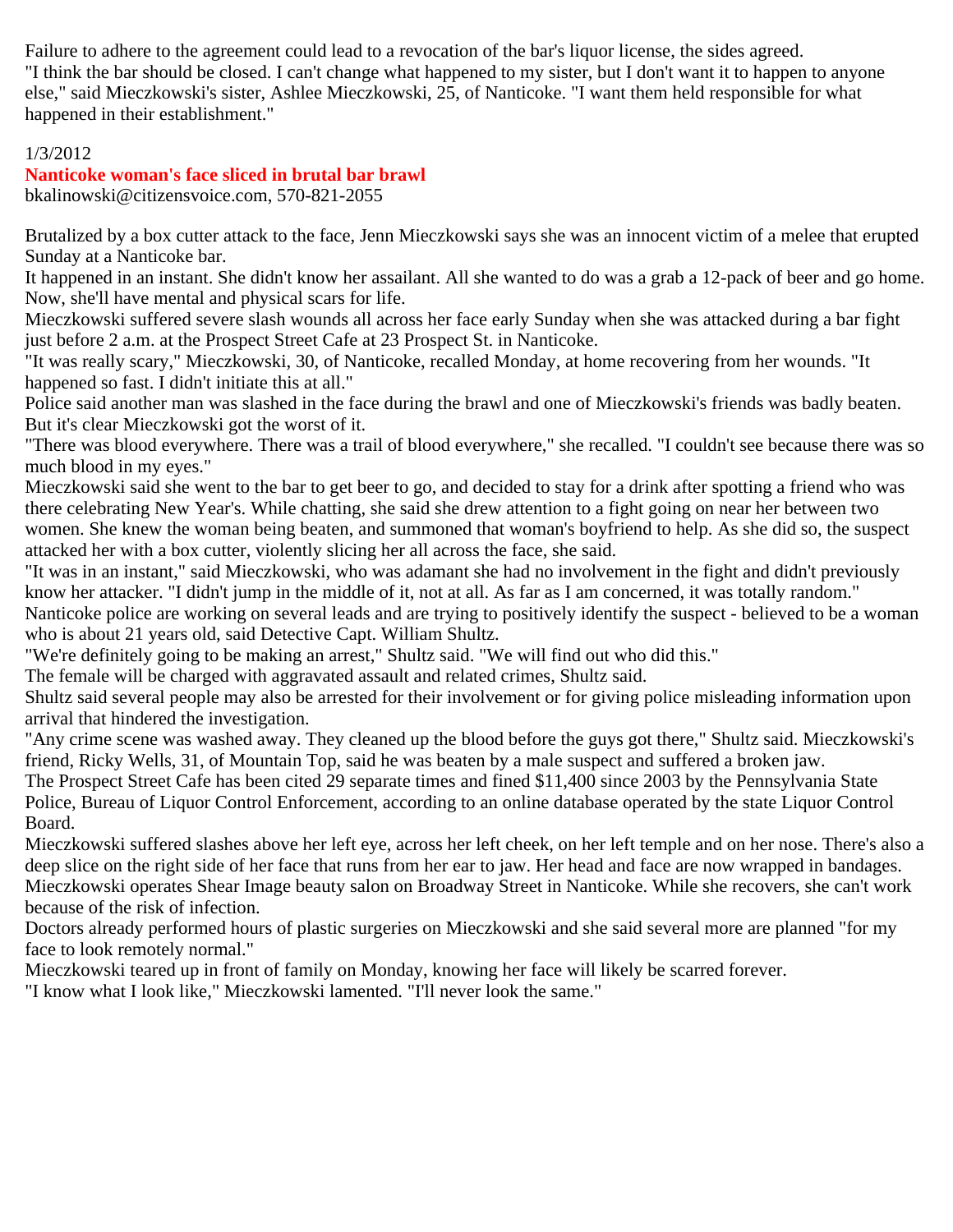Failure to adhere to the agreement could lead to a revocation of the bar's liquor license, the sides agreed.
"I think the bar should be closed. I can't change what happened to my sister, but I don't want it to happen to anyone else," said Mieczkowski's sister, Ashlee Mieczkowski, 25, of Nanticoke. "I want them held responsible for what happened in their establishment."

1/3/2012

**Nanticoke woman's face sliced in brutal bar brawl**

bkalinowski@citizensvoice.com, 570-821-2055

Brutalized by a box cutter attack to the face, Jenn Mieczkowski says she was an innocent victim of a melee that erupted Sunday at a Nanticoke bar.
It happened in an instant. She didn't know her assailant. All she wanted to do was a grab a 12-pack of beer and go home. Now, she'll have mental and physical scars for life.
Mieczkowski suffered severe slash wounds all across her face early Sunday when she was attacked during a bar fight just before 2 a.m. at the Prospect Street Cafe at 23 Prospect St. in Nanticoke.
"It was really scary," Mieczkowski, 30, of Nanticoke, recalled Monday, at home recovering from her wounds. "It happened so fast. I didn't initiate this at all."
Police said another man was slashed in the face during the brawl and one of Mieczkowski's friends was badly beaten. But it's clear Mieczkowski got the worst of it.
"There was blood everywhere. There was a trail of blood everywhere," she recalled. "I couldn't see because there was so much blood in my eyes."
Mieczkowski said she went to the bar to get beer to go, and decided to stay for a drink after spotting a friend who was there celebrating New Year's. While chatting, she said she drew attention to a fight going on near her between two women. She knew the woman being beaten, and summoned that woman's boyfriend to help. As she did so, the suspect attacked her with a box cutter, violently slicing her all across the face, she said.
"It was in an instant," said Mieczkowski, who was adamant she had no involvement in the fight and didn't previously know her attacker. "I didn't jump in the middle of it, not at all. As far as I am concerned, it was totally random."
Nanticoke police are working on several leads and are trying to positively identify the suspect - believed to be a woman who is about 21 years old, said Detective Capt. William Shultz.
"We're definitely going to be making an arrest," Shultz said. "We will find out who did this."
The female will be charged with aggravated assault and related crimes, Shultz said.
Shultz said several people may also be arrested for their involvement or for giving police misleading information upon arrival that hindered the investigation.
"Any crime scene was washed away. They cleaned up the blood before the guys got there," Shultz said. Mieczkowski's friend, Ricky Wells, 31, of Mountain Top, said he was beaten by a male suspect and suffered a broken jaw.
The Prospect Street Cafe has been cited 29 separate times and fined $11,400 since 2003 by the Pennsylvania State Police, Bureau of Liquor Control Enforcement, according to an online database operated by the state Liquor Control Board.
Mieczkowski suffered slashes above her left eye, across her left cheek, on her left temple and on her nose. There's also a deep slice on the right side of her face that runs from her ear to jaw. Her head and face are now wrapped in bandages.
Mieczkowski operates Shear Image beauty salon on Broadway Street in Nanticoke. While she recovers, she can't work because of the risk of infection.
Doctors already performed hours of plastic surgeries on Mieczkowski and she said several more are planned "for my face to look remotely normal."
Mieczkowski teared up in front of family on Monday, knowing her face will likely be scarred forever.
"I know what I look like," Mieczkowski lamented. "I'll never look the same."